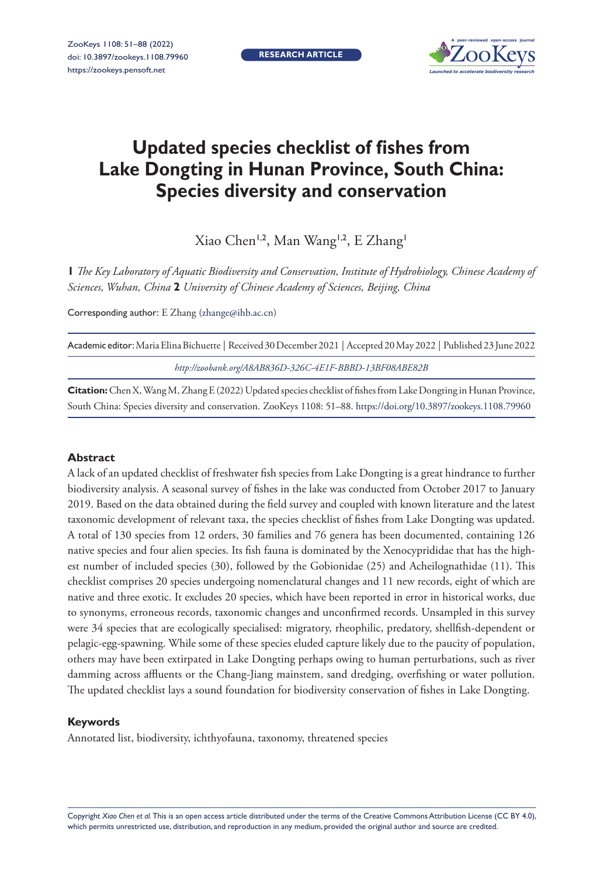# Updated species checklist of fishes from Lake Dongting in Hunan Province, South China: Species diversity and conservation

Xiao Chen[1,2], Man Wang[1,2], E Zhang[1]

**1** *The Key Laboratory of Aquatic Biodiversity and Conservation, Institute of Hydrobiology, Chinese Academy of Sciences, Wuhan, China* **2** *University of Chinese Academy of Sciences, Beijing, China*

Corresponding author: E Zhang (zhange@ihb.ac.cn)

Academic editor: Maria Elina Bichuette | Received 30 December 2021 | Accepted 20 May 2022 | Published 23 June 2022

*http://zoobank.org/A8AB836D-326C-4E1F-BBBD-13BF08ABE82B*

**Citation:** Chen X, Wang M, Zhang E (2022) Updated species checklist of fishes from Lake Dongting in Hunan Province, South China: Species diversity and conservation. ZooKeys 1108: 51–88. https://doi.org/10.3897/zookeys.1108.79960

## Abstract

A lack of an updated checklist of freshwater fish species from Lake Dongting is a great hindrance to further biodiversity analysis. A seasonal survey of fishes in the lake was conducted from October 2017 to January 2019. Based on the data obtained during the field survey and coupled with known literature and the latest taxonomic development of relevant taxa, the species checklist of fishes from Lake Dongting was updated. A total of 130 species from 12 orders, 30 families and 76 genera has been documented, containing 126 native species and four alien species. Its fish fauna is dominated by the Xenocyprididae that has the highest number of included species (30), followed by the Gobionidae (25) and Acheilognathidae (11). This checklist comprises 20 species undergoing nomenclatural changes and 11 new records, eight of which are native and three exotic. It excludes 20 species, which have been reported in error in historical works, due to synonyms, erroneous records, taxonomic changes and unconfirmed records. Unsampled in this survey were 34 species that are ecologically specialised: migratory, rheophilic, predatory, shellfish-dependent or pelagic-egg-spawning. While some of these species eluded capture likely due to the paucity of population, others may have been extirpated in Lake Dongting perhaps owing to human perturbations, such as river damming across affluents or the Chang-Jiang mainstem, sand dredging, overfishing or water pollution. The updated checklist lays a sound foundation for biodiversity conservation of fishes in Lake Dongting.

## Keywords

Annotated list, biodiversity, ichthyofauna, taxonomy, threatened species

Copyright *Xiao Chen et al.* This is an open access article distributed under the terms of the Creative Commons Attribution License (CC BY 4.0), which permits unrestricted use, distribution, and reproduction in any medium, provided the original author and source are credited.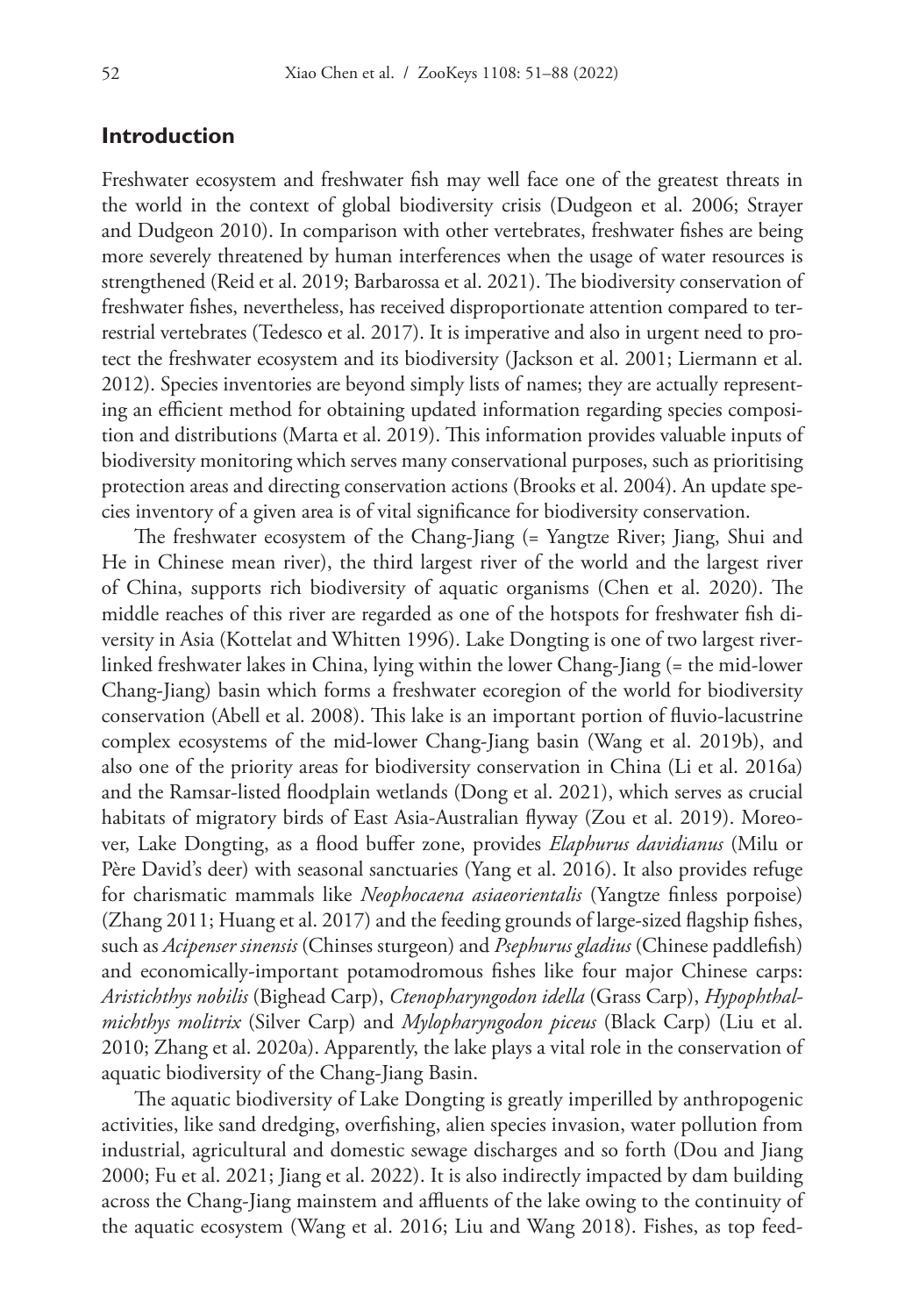## Introduction

Freshwater ecosystem and freshwater fish may well face one of the greatest threats in the world in the context of global biodiversity crisis (Dudgeon et al. 2006; Strayer and Dudgeon 2010). In comparison with other vertebrates, freshwater fishes are being more severely threatened by human interferences when the usage of water resources is strengthened (Reid et al. 2019; Barbarossa et al. 2021). The biodiversity conservation of freshwater fishes, nevertheless, has received disproportionate attention compared to terrestrial vertebrates (Tedesco et al. 2017). It is imperative and also in urgent need to protect the freshwater ecosystem and its biodiversity (Jackson et al. 2001; Liermann et al. 2012). Species inventories are beyond simply lists of names; they are actually representing an efficient method for obtaining updated information regarding species composition and distributions (Marta et al. 2019). This information provides valuable inputs of biodiversity monitoring which serves many conservational purposes, such as prioritising protection areas and directing conservation actions (Brooks et al. 2004). An update species inventory of a given area is of vital significance for biodiversity conservation.

The freshwater ecosystem of the Chang-Jiang (= Yangtze River; Jiang, Shui and He in Chinese mean river), the third largest river of the world and the largest river of China, supports rich biodiversity of aquatic organisms (Chen et al. 2020). The middle reaches of this river are regarded as one of the hotspots for freshwater fish diversity in Asia (Kottelat and Whitten 1996). Lake Dongting is one of two largest river-linked freshwater lakes in China, lying within the lower Chang-Jiang (= the mid-lower Chang-Jiang) basin which forms a freshwater ecoregion of the world for biodiversity conservation (Abell et al. 2008). This lake is an important portion of fluvio-lacustrine complex ecosystems of the mid-lower Chang-Jiang basin (Wang et al. 2019b), and also one of the priority areas for biodiversity conservation in China (Li et al. 2016a) and the Ramsar-listed floodplain wetlands (Dong et al. 2021), which serves as crucial habitats of migratory birds of East Asia-Australian flyway (Zou et al. 2019). Moreover, Lake Dongting, as a flood buffer zone, provides *Elaphurus davidianus* (Milu or Père David's deer) with seasonal sanctuaries (Yang et al. 2016). It also provides refuge for charismatic mammals like *Neophocaena asiaeorientalis* (Yangtze finless porpoise) (Zhang 2011; Huang et al. 2017) and the feeding grounds of large-sized flagship fishes, such as *Acipenser sinensis* (Chinses sturgeon) and *Psephurus gladius* (Chinese paddlefish) and economically-important potamodromous fishes like four major Chinese carps: *Aristichthys nobilis* (Bighead Carp), *Ctenopharyngodon idella* (Grass Carp), *Hypophthalmichthys molitrix* (Silver Carp) and *Mylopharyngodon piceus* (Black Carp) (Liu et al. 2010; Zhang et al. 2020a). Apparently, the lake plays a vital role in the conservation of aquatic biodiversity of the Chang-Jiang Basin.

The aquatic biodiversity of Lake Dongting is greatly imperilled by anthropogenic activities, like sand dredging, overfishing, alien species invasion, water pollution from industrial, agricultural and domestic sewage discharges and so forth (Dou and Jiang 2000; Fu et al. 2021; Jiang et al. 2022). It is also indirectly impacted by dam building across the Chang-Jiang mainstem and affluents of the lake owing to the continuity of the aquatic ecosystem (Wang et al. 2016; Liu and Wang 2018). Fishes, as top feed-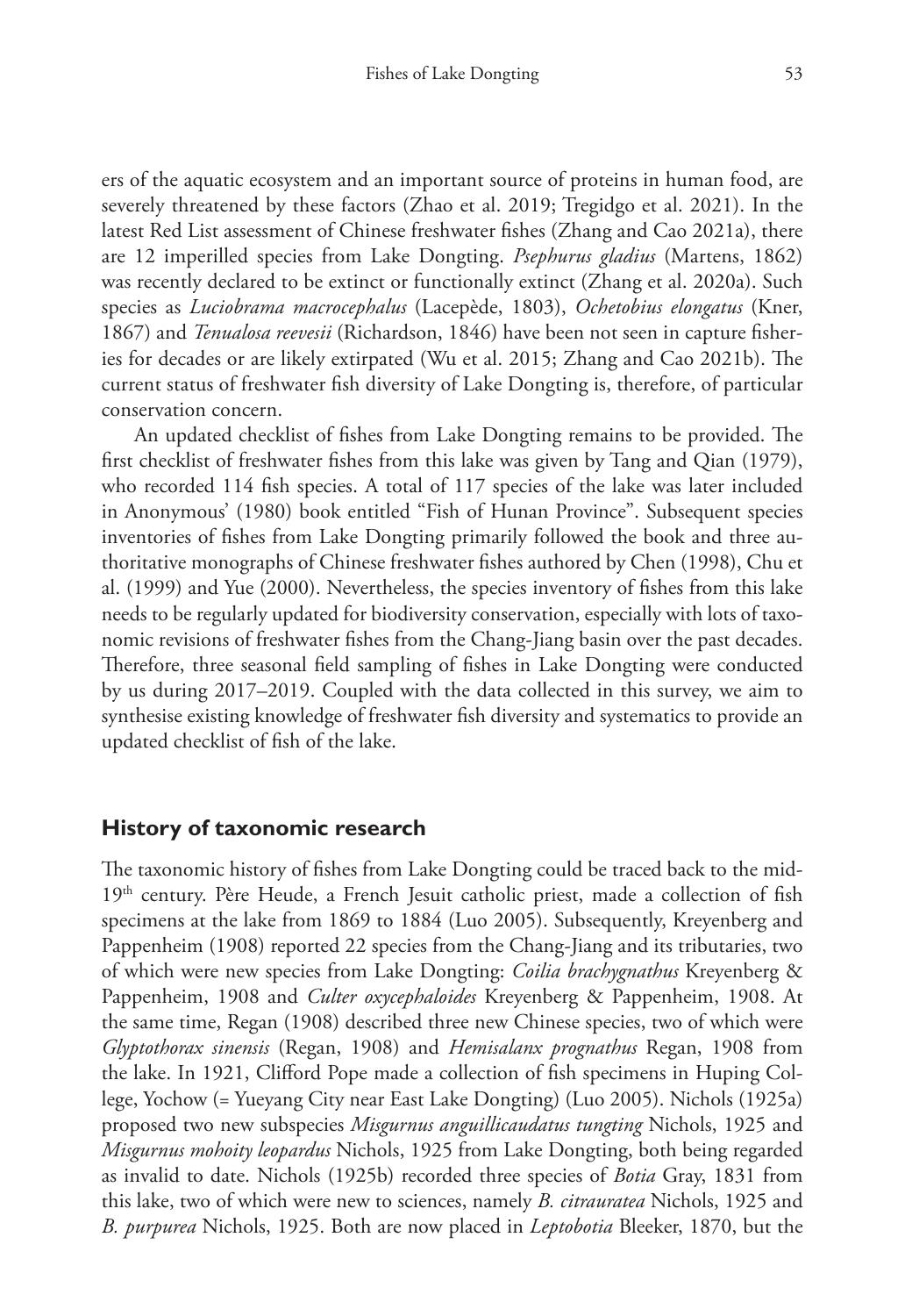ers of the aquatic ecosystem and an important source of proteins in human food, are severely threatened by these factors (Zhao et al. 2019; Tregidgo et al. 2021). In the latest Red List assessment of Chinese freshwater fishes (Zhang and Cao 2021a), there are 12 imperilled species from Lake Dongting. *Psephurus gladius* (Martens, 1862) was recently declared to be extinct or functionally extinct (Zhang et al. 2020a). Such species as *Luciobrama macrocephalus* (Lacepède, 1803), *Ochetobius elongatus* (Kner, 1867) and *Tenualosa reevesii* (Richardson, 1846) have been not seen in capture fisheries for decades or are likely extirpated (Wu et al. 2015; Zhang and Cao 2021b). The current status of freshwater fish diversity of Lake Dongting is, therefore, of particular conservation concern.

An updated checklist of fishes from Lake Dongting remains to be provided. The first checklist of freshwater fishes from this lake was given by Tang and Qian (1979), who recorded 114 fish species. A total of 117 species of the lake was later included in Anonymous' (1980) book entitled "Fish of Hunan Province". Subsequent species inventories of fishes from Lake Dongting primarily followed the book and three authoritative monographs of Chinese freshwater fishes authored by Chen (1998), Chu et al. (1999) and Yue (2000). Nevertheless, the species inventory of fishes from this lake needs to be regularly updated for biodiversity conservation, especially with lots of taxonomic revisions of freshwater fishes from the Chang-Jiang basin over the past decades. Therefore, three seasonal field sampling of fishes in Lake Dongting were conducted by us during 2017–2019. Coupled with the data collected in this survey, we aim to synthesise existing knowledge of freshwater fish diversity and systematics to provide an updated checklist of fish of the lake.

## History of taxonomic research

The taxonomic history of fishes from Lake Dongting could be traced back to the mid-19th century. Père Heude, a French Jesuit catholic priest, made a collection of fish specimens at the lake from 1869 to 1884 (Luo 2005). Subsequently, Kreyenberg and Pappenheim (1908) reported 22 species from the Chang-Jiang and its tributaries, two of which were new species from Lake Dongting: *Coilia brachygnathus* Kreyenberg & Pappenheim, 1908 and *Culter oxycephaloides* Kreyenberg & Pappenheim, 1908. At the same time, Regan (1908) described three new Chinese species, two of which were *Glyptothorax sinensis* (Regan, 1908) and *Hemisalanx prognathus* Regan, 1908 from the lake. In 1921, Clifford Pope made a collection of fish specimens in Huping College, Yochow (= Yueyang City near East Lake Dongting) (Luo 2005). Nichols (1925a) proposed two new subspecies *Misgurnus anguillicaudatus tungting* Nichols, 1925 and *Misgurnus mohoity leopardus* Nichols, 1925 from Lake Dongting, both being regarded as invalid to date. Nichols (1925b) recorded three species of *Botia* Gray, 1831 from this lake, two of which were new to sciences, namely *B. citrauratea* Nichols, 1925 and *B. purpurea* Nichols, 1925. Both are now placed in *Leptobotia* Bleeker, 1870, but the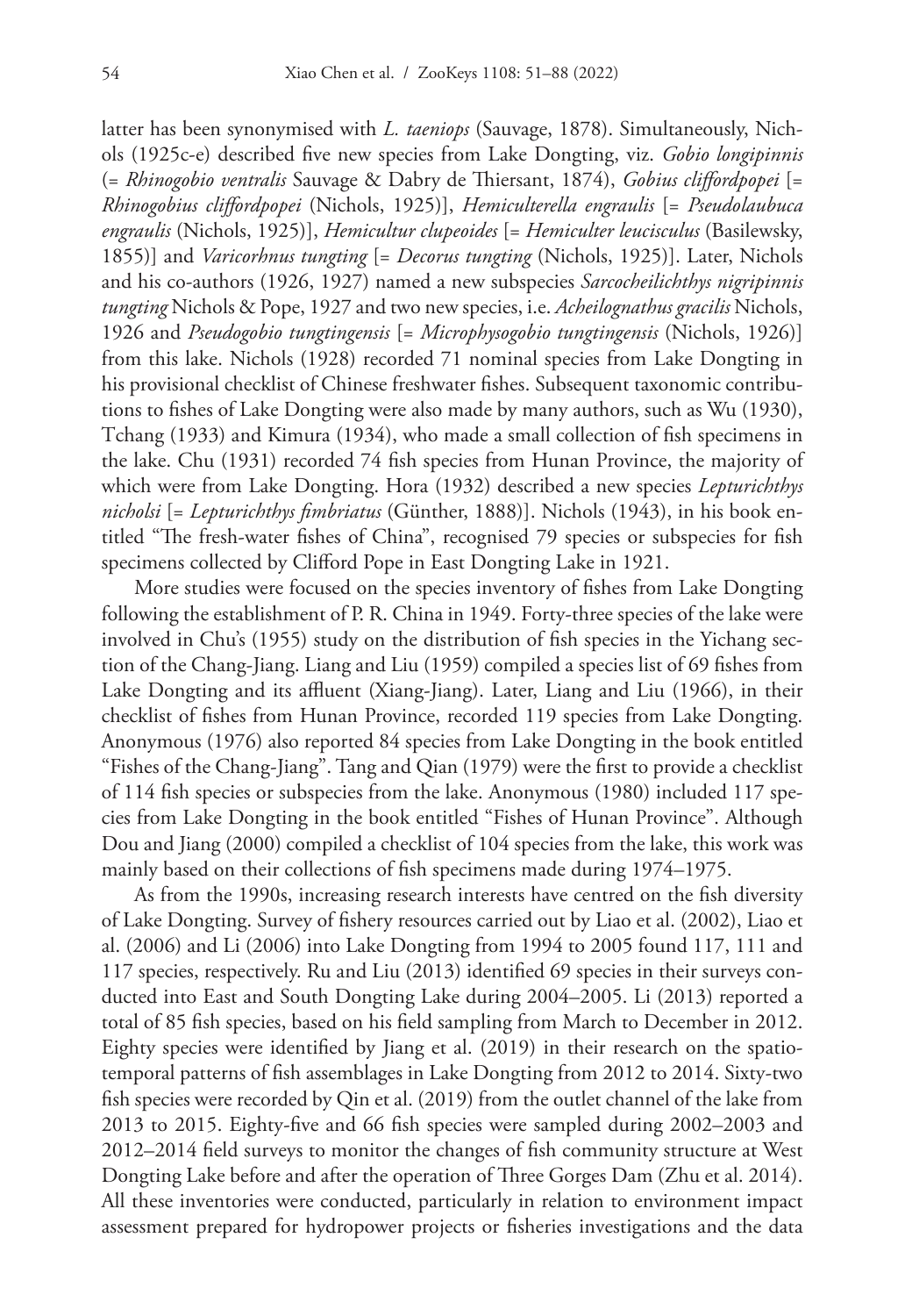latter has been synonymised with *L. taeniops* (Sauvage, 1878). Simultaneously, Nichols (1925c-e) described five new species from Lake Dongting, viz. *Gobio longipinnis* (= *Rhinogobio ventralis* Sauvage & Dabry de Thiersant, 1874), *Gobius cliffordpopei* [= *Rhinogobius cliffordpopei* (Nichols, 1925)], *Hemiculterella engraulis* [= *Pseudolaubuca engraulis* (Nichols, 1925)], *Hemicultur clupeoides* [= *Hemiculter leucisculus* (Basilewsky, 1855)] and *Varicorhnus tungting* [= *Decorus tungting* (Nichols, 1925)]. Later, Nichols and his co-authors (1926, 1927) named a new subspecies *Sarcocheilichthys nigripinnis tungting* Nichols & Pope, 1927 and two new species, i.e. *Acheilognathus gracilis* Nichols, 1926 and *Pseudogobio tungtingensis* [= *Microphysogobio tungtingensis* (Nichols, 1926)] from this lake. Nichols (1928) recorded 71 nominal species from Lake Dongting in his provisional checklist of Chinese freshwater fishes. Subsequent taxonomic contributions to fishes of Lake Dongting were also made by many authors, such as Wu (1930), Tchang (1933) and Kimura (1934), who made a small collection of fish specimens in the lake. Chu (1931) recorded 74 fish species from Hunan Province, the majority of which were from Lake Dongting. Hora (1932) described a new species *Lepturichthys nicholsi* [= *Lepturichthys fimbriatus* (Günther, 1888)]. Nichols (1943), in his book entitled "The fresh-water fishes of China", recognised 79 species or subspecies for fish specimens collected by Clifford Pope in East Dongting Lake in 1921.

More studies were focused on the species inventory of fishes from Lake Dongting following the establishment of P. R. China in 1949. Forty-three species of the lake were involved in Chu's (1955) study on the distribution of fish species in the Yichang section of the Chang-Jiang. Liang and Liu (1959) compiled a species list of 69 fishes from Lake Dongting and its affluent (Xiang-Jiang). Later, Liang and Liu (1966), in their checklist of fishes from Hunan Province, recorded 119 species from Lake Dongting. Anonymous (1976) also reported 84 species from Lake Dongting in the book entitled "Fishes of the Chang-Jiang". Tang and Qian (1979) were the first to provide a checklist of 114 fish species or subspecies from the lake. Anonymous (1980) included 117 species from Lake Dongting in the book entitled "Fishes of Hunan Province". Although Dou and Jiang (2000) compiled a checklist of 104 species from the lake, this work was mainly based on their collections of fish specimens made during 1974–1975.

As from the 1990s, increasing research interests have centred on the fish diversity of Lake Dongting. Survey of fishery resources carried out by Liao et al. (2002), Liao et al. (2006) and Li (2006) into Lake Dongting from 1994 to 2005 found 117, 111 and 117 species, respectively. Ru and Liu (2013) identified 69 species in their surveys conducted into East and South Dongting Lake during 2004–2005. Li (2013) reported a total of 85 fish species, based on his field sampling from March to December in 2012. Eighty species were identified by Jiang et al. (2019) in their research on the spatio-temporal patterns of fish assemblages in Lake Dongting from 2012 to 2014. Sixty-two fish species were recorded by Qin et al. (2019) from the outlet channel of the lake from 2013 to 2015. Eighty-five and 66 fish species were sampled during 2002–2003 and 2012–2014 field surveys to monitor the changes of fish community structure at West Dongting Lake before and after the operation of Three Gorges Dam (Zhu et al. 2014). All these inventories were conducted, particularly in relation to environment impact assessment prepared for hydropower projects or fisheries investigations and the data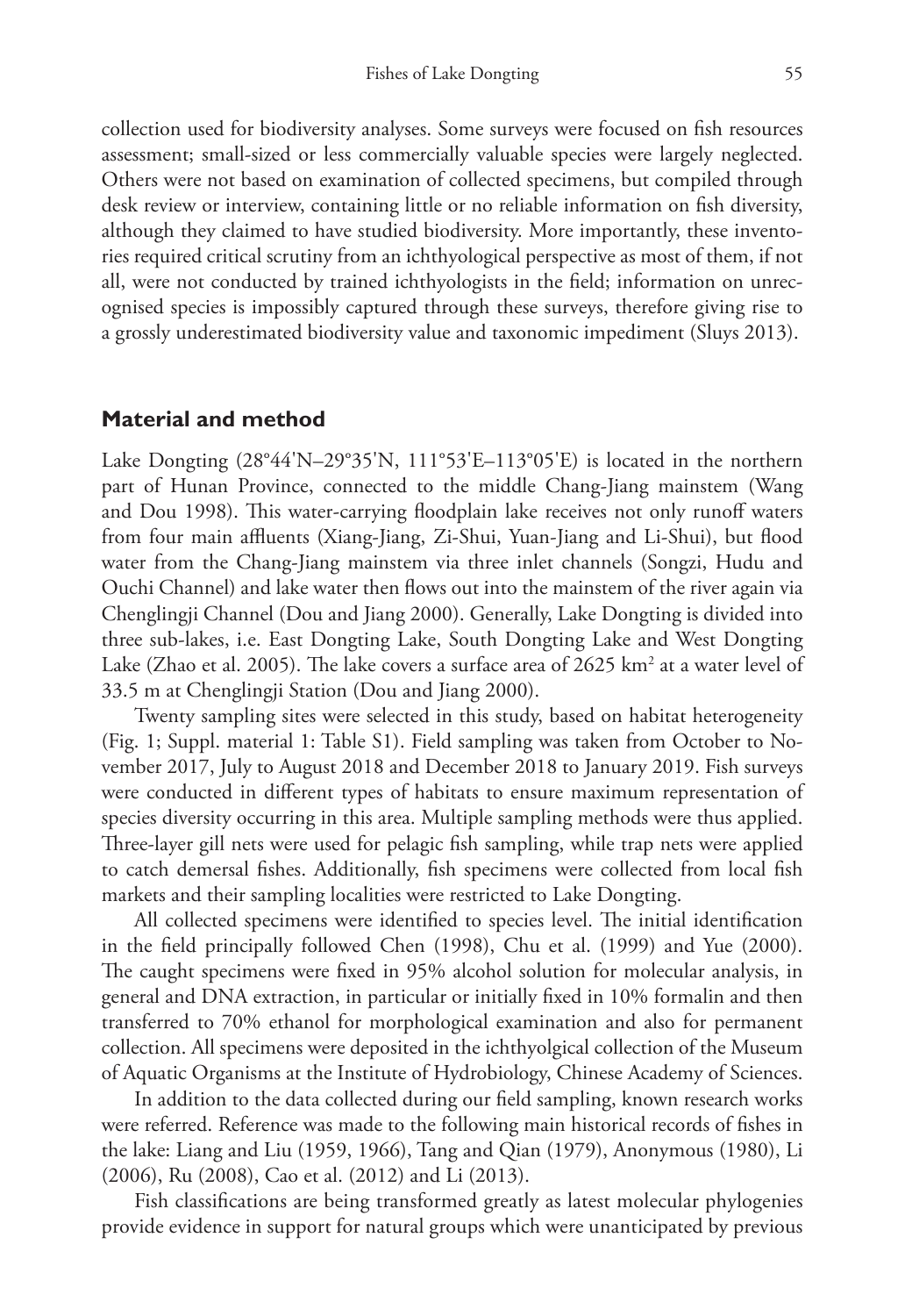collection used for biodiversity analyses. Some surveys were focused on fish resources assessment; small-sized or less commercially valuable species were largely neglected. Others were not based on examination of collected specimens, but compiled through desk review or interview, containing little or no reliable information on fish diversity, although they claimed to have studied biodiversity. More importantly, these inventories required critical scrutiny from an ichthyological perspective as most of them, if not all, were not conducted by trained ichthyologists in the field; information on unrecognised species is impossibly captured through these surveys, therefore giving rise to a grossly underestimated biodiversity value and taxonomic impediment (Sluys 2013).

## Material and method

Lake Dongting (28°44'N–29°35'N, 111°53'E–113°05'E) is located in the northern part of Hunan Province, connected to the middle Chang-Jiang mainstem (Wang and Dou 1998). This water-carrying floodplain lake receives not only runoff waters from four main affluents (Xiang-Jiang, Zi-Shui, Yuan-Jiang and Li-Shui), but flood water from the Chang-Jiang mainstem via three inlet channels (Songzi, Hudu and Ouchi Channel) and lake water then flows out into the mainstem of the river again via Chenglingji Channel (Dou and Jiang 2000). Generally, Lake Dongting is divided into three sub-lakes, i.e. East Dongting Lake, South Dongting Lake and West Dongting Lake (Zhao et al. 2005). The lake covers a surface area of 2625 km$^2$ at a water level of 33.5 m at Chenglingji Station (Dou and Jiang 2000).

Twenty sampling sites were selected in this study, based on habitat heterogeneity (Fig. 1; Suppl. material 1: Table S1). Field sampling was taken from October to November 2017, July to August 2018 and December 2018 to January 2019. Fish surveys were conducted in different types of habitats to ensure maximum representation of species diversity occurring in this area. Multiple sampling methods were thus applied. Three-layer gill nets were used for pelagic fish sampling, while trap nets were applied to catch demersal fishes. Additionally, fish specimens were collected from local fish markets and their sampling localities were restricted to Lake Dongting.

All collected specimens were identified to species level. The initial identification in the field principally followed Chen (1998), Chu et al. (1999) and Yue (2000). The caught specimens were fixed in 95% alcohol solution for molecular analysis, in general and DNA extraction, in particular or initially fixed in 10% formalin and then transferred to 70% ethanol for morphological examination and also for permanent collection. All specimens were deposited in the ichthyolgical collection of the Museum of Aquatic Organisms at the Institute of Hydrobiology, Chinese Academy of Sciences.

In addition to the data collected during our field sampling, known research works were referred. Reference was made to the following main historical records of fishes in the lake: Liang and Liu (1959, 1966), Tang and Qian (1979), Anonymous (1980), Li (2006), Ru (2008), Cao et al. (2012) and Li (2013).

Fish classifications are being transformed greatly as latest molecular phylogenies provide evidence in support for natural groups which were unanticipated by previous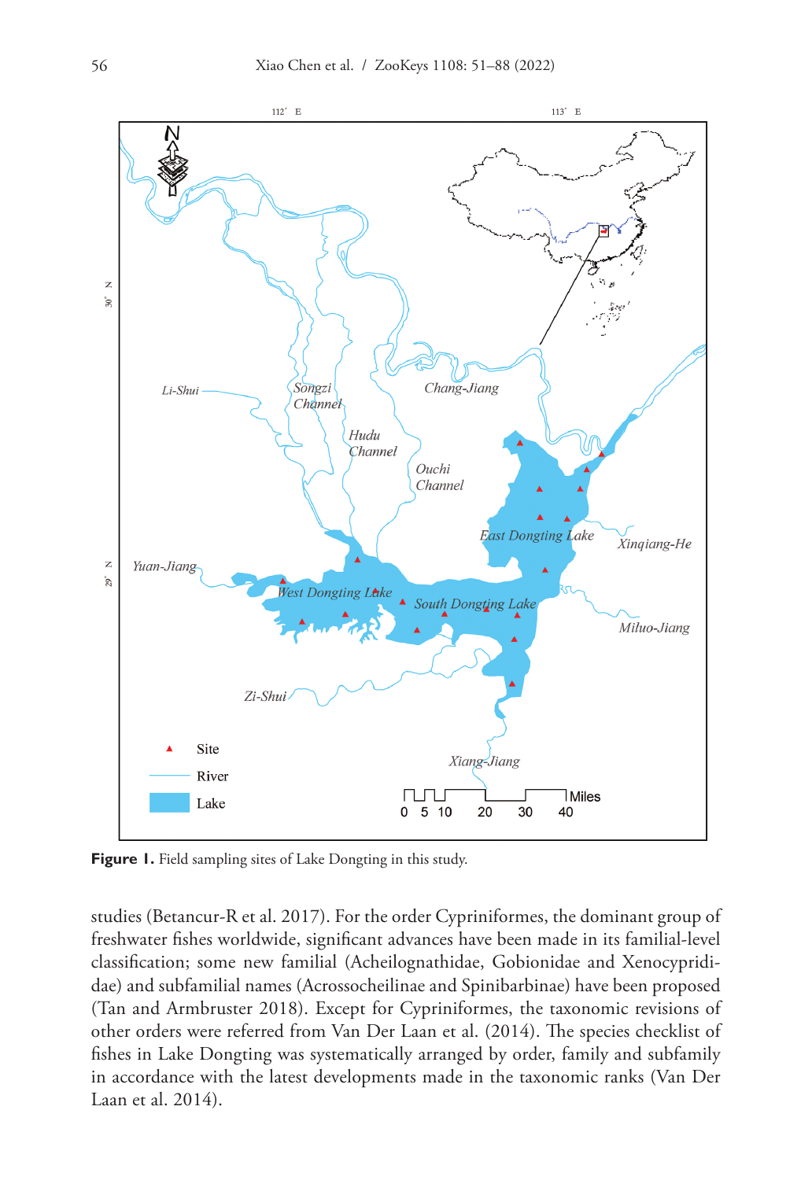**Figure 1.** Field sampling sites of Lake Dongting in this study.

studies (Betancur-R et al. 2017). For the order Cypriniformes, the dominant group of freshwater fishes worldwide, significant advances have been made in its familial-level classification; some new familial (Acheilognathidae, Gobionidae and Xenocyprididae) and subfamilial names (Acrossocheilinae and Spinibarbinae) have been proposed (Tan and Armbruster 2018). Except for Cypriniformes, the taxonomic revisions of other orders were referred from Van Der Laan et al. (2014). The species checklist of fishes in Lake Dongting was systematically arranged by order, family and subfamily in accordance with the latest developments made in the taxonomic ranks (Van Der Laan et al. 2014).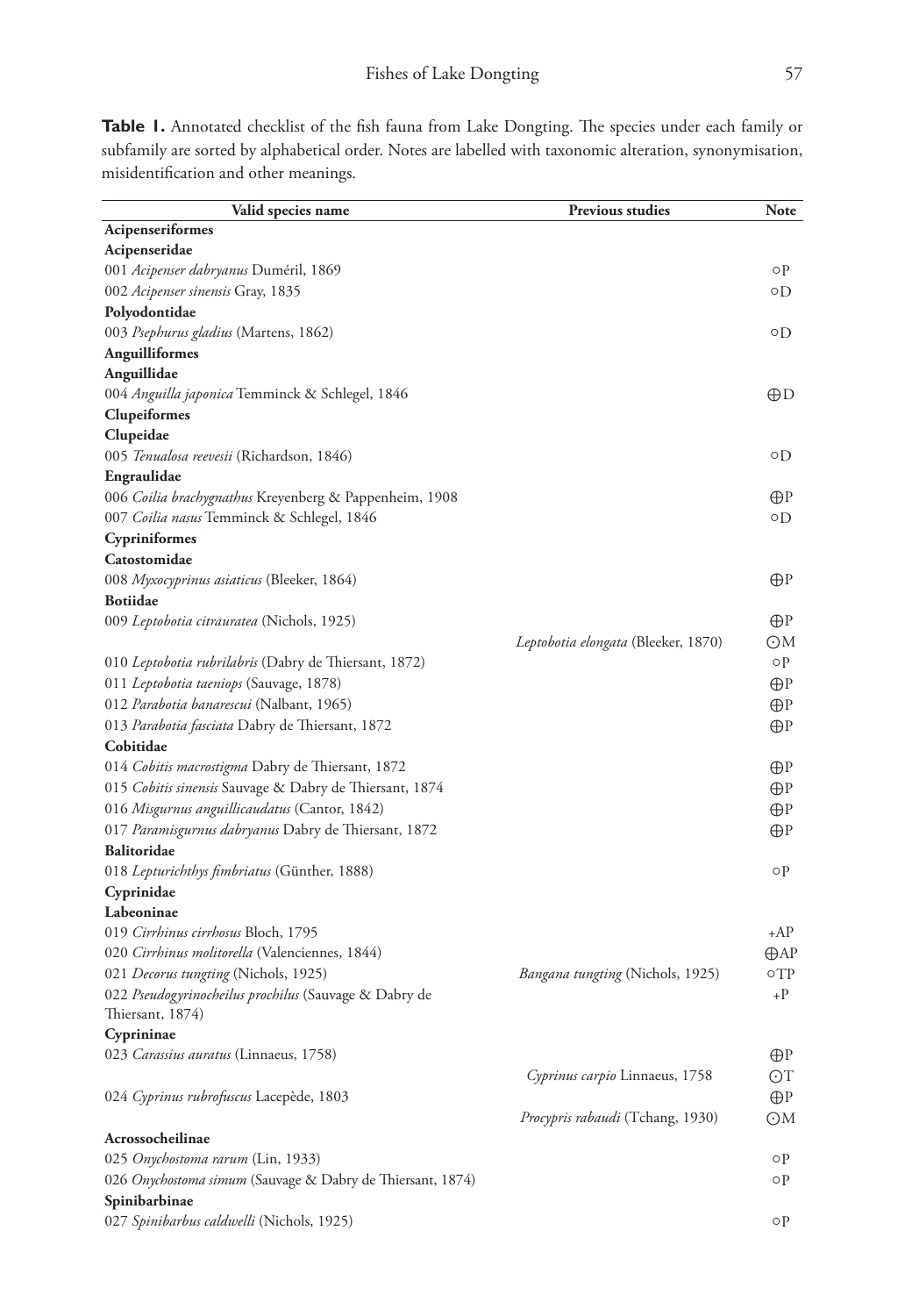**Table 1.** Annotated checklist of the fish fauna from Lake Dongting. The species under each family or subfamily are sorted by alphabetical order. Notes are labelled with taxonomic alteration, synonymisation, misidentification and other meanings.

| Valid species name | Previous studies | Note |
|---|---|---|
| **Acipenseriformes** | | |
| **Acipenseridae** | | |
| 001 *Acipenser dabryanus* Duméril, 1869 | | ○P |
| 002 *Acipenser sinensis* Gray, 1835 | | ○D |
| **Polyodontidae** | | |
| 003 *Psephurus gladius* (Martens, 1862) | | ○D |
| **Anguilliformes** | | |
| **Anguillidae** | | |
| 004 *Anguilla japonica* Temminck & Schlegel, 1846 | | ⊕D |
| **Clupeiformes** | | |
| **Clupeidae** | | |
| 005 *Tenualosa reevesii* (Richardson, 1846) | | ○D |
| **Engraulidae** | | |
| 006 *Coilia brachygnathus* Kreyenberg & Pappenheim, 1908 | | ⊕P |
| 007 *Coilia nasus* Temminck & Schlegel, 1846 | | ○D |
| **Cypriniformes** | | |
| **Catostomidae** | | |
| 008 *Myxocyprinus asiaticus* (Bleeker, 1864) | | ⊕P |
| **Botiidae** | | |
| 009 *Leptobotia citrauratea* (Nichols, 1925) | | ⊕P |
| | *Leptobotia elongata* (Bleeker, 1870) | ⊙M |
| 010 *Leptobotia rubrilabris* (Dabry de Thiersant, 1872) | | ○P |
| 011 *Leptobotia taeniops* (Sauvage, 1878) | | ⊕P |
| 012 *Parabotia banarescui* (Nalbant, 1965) | | ⊕P |
| 013 *Parabotia fasciata* Dabry de Thiersant, 1872 | | ⊕P |
| **Cobitidae** | | |
| 014 *Cobitis macrostigma* Dabry de Thiersant, 1872 | | ⊕P |
| 015 *Cobitis sinensis* Sauvage & Dabry de Thiersant, 1874 | | ⊕P |
| 016 *Misgurnus anguillicaudatus* (Cantor, 1842) | | ⊕P |
| 017 *Paramisgurnus dabryanus* Dabry de Thiersant, 1872 | | ⊕P |
| **Balitoridae** | | |
| 018 *Lepturichthys fimbriatus* (Günther, 1888) | | ○P |
| **Cyprinidae** | | |
| **Labeoninae** | | |
| 019 *Cirrhinus cirrhosus* Bloch, 1795 | | +AP |
| 020 *Cirrhinus molitorella* (Valenciennes, 1844) | | ⊕AP |
| 021 *Decorus tungting* (Nichols, 1925) | *Bangana tungting* (Nichols, 1925) | ○TP |
| 022 *Pseudogyrinocheilus prochilus* (Sauvage & Dabry de Thiersant, 1874) | | +P |
| **Cyprininae** | | |
| 023 *Carassius auratus* (Linnaeus, 1758) | | ⊕P |
| | *Cyprinus carpio* Linnaeus, 1758 | ⊙T |
| 024 *Cyprinus rubrofuscus* Lacepède, 1803 | | ⊕P |
| | *Procypris rabaudi* (Tchang, 1930) | ⊙M |
| **Acrossocheilinae** | | |
| 025 *Onychostoma rarum* (Lin, 1933) | | ○P |
| 026 *Onychostoma simum* (Sauvage & Dabry de Thiersant, 1874) | | ○P |
| **Spinibarbinae** | | |
| 027 *Spinibarbus caldwelli* (Nichols, 1925) | | ○P |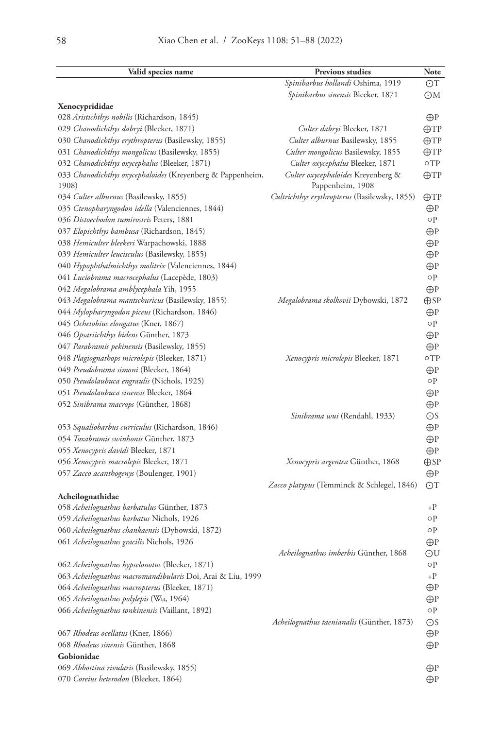| Valid species name | Previous studies | Note |
| --- | --- | --- |
| | *Spinibarbus hollandi* Oshima, 1919 | ⊙T |
| | *Spinibarbus sinensis* Bleeker, 1871 | ⊙M |
| **Xenocyprididae** | | |
| 028 *Aristichthys nobilis* (Richardson, 1845) | | ⊕P |
| 029 *Chanodichthys dabryi* (Bleeker, 1871) | *Culter dabryi* Bleeker, 1871 | ⊕TP |
| 030 *Chanodichthys erythropterus* (Basilewsky, 1855) | *Culter alburnus* Basilewsky, 1855 | ⊕TP |
| 031 *Chanodichthys mongolicus* (Basilewsky, 1855) | *Culter mongolicus* Basilewsky, 1855 | ⊕TP |
| 032 *Chanodichthys oxycephalus* (Bleeker, 1871) | *Culter oxycephalus* Bleeker, 1871 | ○TP |
| 033 *Chanodichthys oxycephaloides* (Kreyenberg & Pappenheim, 1908) | *Culter oxycephaloides* Kreyenberg & Pappenheim, 1908 | ⊕TP |
| 034 *Culter alburnus* (Basilewsky, 1855) | *Cultrichthys erythropterus* (Basilewsky, 1855) | ⊕TP |
| 035 *Ctenopharyngodon idella* (Valenciennes, 1844) | | ⊕P |
| 036 *Distoechodon tumirostris* Peters, 1881 | | ○P |
| 037 *Elopichthys bambusa* (Richardson, 1845) | | ⊕P |
| 038 *Hemiculter bleekeri* Warpachowski, 1888 | | ⊕P |
| 039 *Hemiculter leucisculus* (Basilewsky, 1855) | | ⊕P |
| 040 *Hypophthalmichthys molitrix* (Valenciennes, 1844) | | ⊕P |
| 041 *Luciobrama macrocephalus* (Lacepède, 1803) | | ○P |
| 042 *Megalobrama amblycephala* Yih, 1955 | | ⊕P |
| 043 *Megalobrama mantschuricus* (Basilewsky, 1855) | *Megalobrama skolkovii* Dybowski, 1872 | ⊕SP |
| 044 *Mylopharyngodon piceus* (Richardson, 1846) | | ⊕P |
| 045 *Ochetobius elongatus* (Kner, 1867) | | ○P |
| 046 *Opsariichthys bidens* Günther, 1873 | | ⊕P |
| 047 *Parabramis pekinensis* (Basilewsky, 1855) | | ⊕P |
| 048 *Plagiognathops microlepis* (Bleeker, 1871) | *Xenocypris microlepis* Bleeker, 1871 | ○TP |
| 049 *Pseudobrama simoni* (Bleeker, 1864) | | ⊕P |
| 050 *Pseudolaubuca engraulis* (Nichols, 1925) | | ○P |
| 051 *Pseudolaubuca sinensis* Bleeker, 1864 | | ⊕P |
| 052 *Sinibrama macrops* (Günther, 1868) | | ⊕P |
| | *Sinibrama wui* (Rendahl, 1933) | ⊙S |
| 053 *Squaliobarbus curriculus* (Richardson, 1846) | | ⊕P |
| 054 *Toxabramis swinhonis* Günther, 1873 | | ⊕P |
| 055 *Xenocypris davidi* Bleeker, 1871 | | ⊕P |
| 056 *Xenocypris macrolepis* Bleeker, 1871 | *Xenocypris argentea* Günther, 1868 | ⊕SP |
| 057 *Zacco acanthogenys* (Boulenger, 1901) | | ⊕P |
| | *Zacco platypus* (Temminck & Schlegel, 1846) | ⊙T |
| **Acheilognathidae** | | |
| 058 *Acheilognathus barbatulus* Günther, 1873 | | +P |
| 059 *Acheilognathus barbatus* Nichols, 1926 | | ○P |
| 060 *Acheilognathus chankaensis* (Dybowski, 1872) | | ○P |
| 061 *Acheilognathus gracilis* Nichols, 1926 | | ⊕P |
| | *Acheilognathus imberbis* Günther, 1868 | ⊙U |
| 062 *Acheilognathus hypselonotus* (Bleeker, 1871) | | ○P |
| 063 *Acheilognathus macromandibularis* Doi, Arai & Liu, 1999 | | +P |
| 064 *Acheilognathus macropterus* (Bleeker, 1871) | | ⊕P |
| 065 *Acheilognathus polylepis* (Wu, 1964) | | ⊕P |
| 066 *Acheilognathus tonkinensis* (Vaillant, 1892) | | ○P |
| | *Acheilognathus taenianalis* (Günther, 1873) | ⊙S |
| 067 *Rhodeus ocellatus* (Kner, 1866) | | ⊕P |
| 068 *Rhodeus sinensis* Günther, 1868 | | ⊕P |
| **Gobionidae** | | |
| 069 *Abbottina rivularis* (Basilewsky, 1855) | | ⊕P |
| 070 *Coreius heterodon* (Bleeker, 1864) | | ⊕P |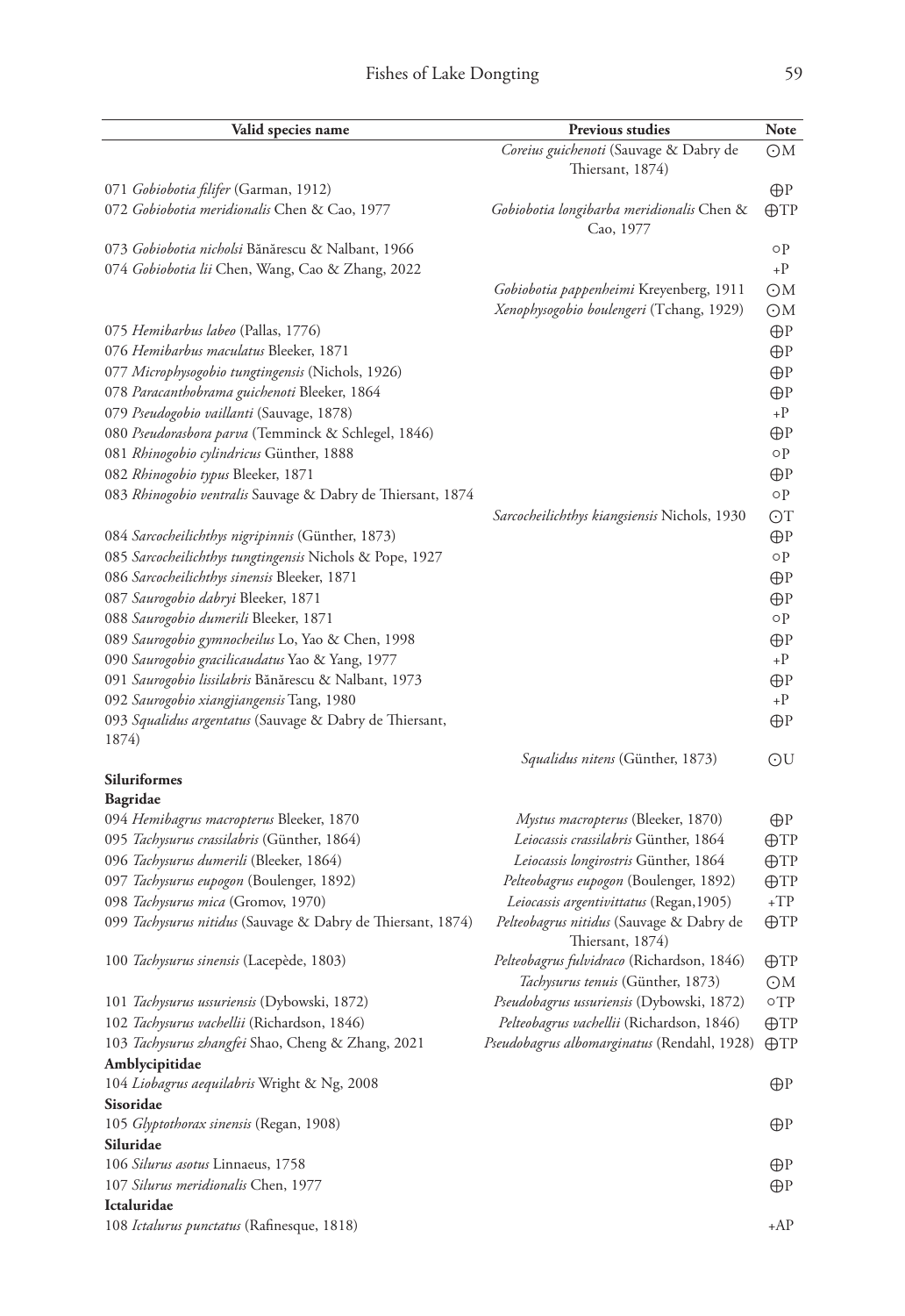| Valid species name | Previous studies | Note |
|---|---|---|
| | *Coreius guichenoti* (Sauvage & Dabry de Thiersant, 1874) | ⊙M |
| 071 *Gobiobotia filifer* (Garman, 1912) | | ⊕P |
| 072 *Gobiobotia meridionalis* Chen & Cao, 1977 | *Gobiobotia longibarba meridionalis* Chen & Cao, 1977 | ⊕TP |
| 073 *Gobiobotia nicholsi* Bănărescu & Nalbant, 1966 | | ○P |
| 074 *Gobiobotia lii* Chen, Wang, Cao & Zhang, 2022 | | +P |
| | *Gobiobotia pappenheimi* Kreyenberg, 1911 | ⊙M |
| | *Xenophysogobio boulengeri* (Tchang, 1929) | ⊙M |
| 075 *Hemibarbus labeo* (Pallas, 1776) | | ⊕P |
| 076 *Hemibarbus maculatus* Bleeker, 1871 | | ⊕P |
| 077 *Microphysogobio tungtingensis* (Nichols, 1926) | | ⊕P |
| 078 *Paracanthobrama guichenoti* Bleeker, 1864 | | ⊕P |
| 079 *Pseudogobio vaillanti* (Sauvage, 1878) | | +P |
| 080 *Pseudorasbora parva* (Temminck & Schlegel, 1846) | | ⊕P |
| 081 *Rhinogobio cylindricus* Günther, 1888 | | ○P |
| 082 *Rhinogobio typus* Bleeker, 1871 | | ⊕P |
| 083 *Rhinogobio ventralis* Sauvage & Dabry de Thiersant, 1874 | | ○P |
| | *Sarcocheilichthys kiangsiensis* Nichols, 1930 | ⊙T |
| 084 *Sarcocheilichthys nigripinnis* (Günther, 1873) | | ⊕P |
| 085 *Sarcocheilichthys tungtingensis* Nichols & Pope, 1927 | | ○P |
| 086 *Sarcocheilichthys sinensis* Bleeker, 1871 | | ⊕P |
| 087 *Saurogobio dabryi* Bleeker, 1871 | | ⊕P |
| 088 *Saurogobio dumerili* Bleeker, 1871 | | ○P |
| 089 *Saurogobio gymnocheilus* Lo, Yao & Chen, 1998 | | ⊕P |
| 090 *Saurogobio gracilicaudatus* Yao & Yang, 1977 | | +P |
| 091 *Saurogobio lissilabris* Bănărescu & Nalbant, 1973 | | ⊕P |
| 092 *Saurogobio xiangjiangensis* Tang, 1980 | | +P |
| 093 *Squalidus argentatus* (Sauvage & Dabry de Thiersant, 1874) | | ⊕P |
| | *Squalidus nitens* (Günther, 1873) | ⊙U |
| **Siluriformes** | | |
| **Bagridae** | | |
| 094 *Hemibagrus macropterus* Bleeker, 1870 | *Mystus macropterus* (Bleeker, 1870) | ⊕P |
| 095 *Tachysurus crassilabris* (Günther, 1864) | *Leiocassis crassilabris* Günther, 1864 | ⊕TP |
| 096 *Tachysurus dumerili* (Bleeker, 1864) | *Leiocassis longirostris* Günther, 1864 | ⊕TP |
| 097 *Tachysurus eupogon* (Boulenger, 1892) | *Pelteobagrus eupogon* (Boulenger, 1892) | ⊕TP |
| 098 *Tachysurus mica* (Gromov, 1970) | *Leiocassis argentivittatus* (Regan,1905) | +TP |
| 099 *Tachysurus nitidus* (Sauvage & Dabry de Thiersant, 1874) | *Pelteobagrus nitidus* (Sauvage & Dabry de Thiersant, 1874) | ⊕TP |
| 100 *Tachysurus sinensis* (Lacepède, 1803) | *Pelteobagrus fulvidraco* (Richardson, 1846) | ⊕TP |
| | *Tachysurus tenuis* (Günther, 1873) | ⊙M |
| 101 *Tachysurus ussuriensis* (Dybowski, 1872) | *Pseudobagrus ussuriensis* (Dybowski, 1872) | ○TP |
| 102 *Tachysurus vachellii* (Richardson, 1846) | *Pelteobagrus vachellii* (Richardson, 1846) | ⊕TP |
| 103 *Tachysurus zhangfei* Shao, Cheng & Zhang, 2021 | *Pseudobagrus albomarginatus* (Rendahl, 1928) | ⊕TP |
| **Amblycipitidae** | | |
| 104 *Liobagrus aequilabris* Wright & Ng, 2008 | | ⊕P |
| **Sisoridae** | | |
| 105 *Glyptothorax sinensis* (Regan, 1908) | | ⊕P |
| **Siluridae** | | |
| 106 *Silurus asotus* Linnaeus, 1758 | | ⊕P |
| 107 *Silurus meridionalis* Chen, 1977 | | ⊕P |
| **Ictaluridae** | | |
| 108 *Ictalurus punctatus* (Rafinesque, 1818) | | +AP |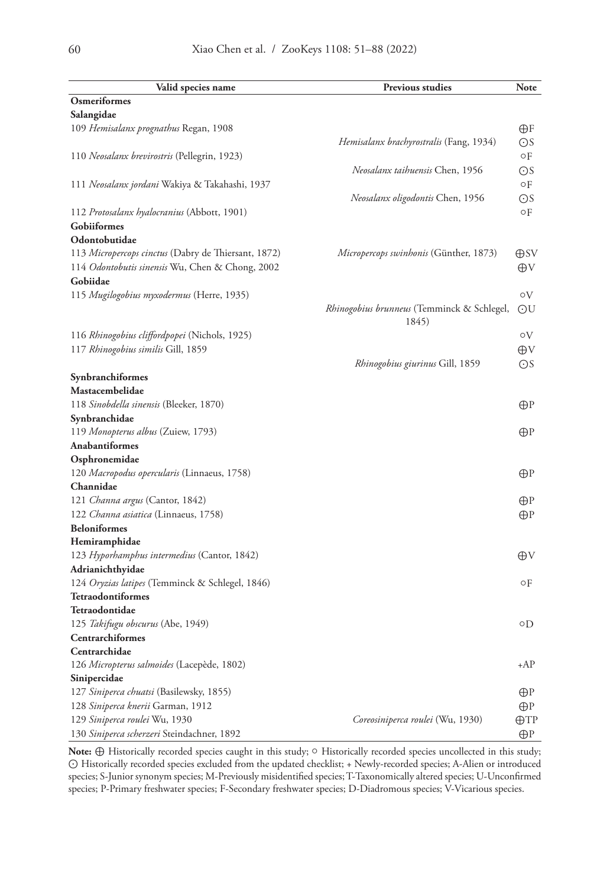| Valid species name | Previous studies | Note |
|---|---|---|
| **Osmeriformes** | | |
| **Salangidae** | | |
| 109 *Hemisalanx prognathus* Regan, 1908 | | ⊕F |
| | *Hemisalanx brachyrostralis* (Fang, 1934) | ⊙S |
| 110 *Neosalanx brevirostris* (Pellegrin, 1923) | | ○F |
| | *Neosalanx taihuensis* Chen, 1956 | ⊙S |
| 111 *Neosalanx jordani* Wakiya & Takahashi, 1937 | | ○F |
| | *Neosalanx oligodontis* Chen, 1956 | ⊙S |
| 112 *Protosalanx hyalocranius* (Abbott, 1901) | | ○F |
| **Gobiiformes** | | |
| **Odontobutidae** | | |
| 113 *Micropercops cinctus* (Dabry de Thiersant, 1872) | *Micropercops swinhonis* (Günther, 1873) | ⊕SV |
| 114 *Odontobutis sinensis* Wu, Chen & Chong, 2002 | | ⊕V |
| **Gobiidae** | | |
| 115 *Mugilogobius myxodermus* (Herre, 1935) | | ○V |
| | *Rhinogobius brunneus* (Temminck & Schlegel, 1845) | ⊙U |
| 116 *Rhinogobius cliffordpopei* (Nichols, 1925) | | ○V |
| 117 *Rhinogobius similis* Gill, 1859 | | ⊕V |
| | *Rhinogobius giurinus* Gill, 1859 | ⊙S |
| **Synbranchiformes** | | |
| **Mastacembelidae** | | |
| 118 *Sinobdella sinensis* (Bleeker, 1870) | | ⊕P |
| **Synbranchidae** | | |
| 119 *Monopterus albus* (Zuiew, 1793) | | ⊕P |
| **Anabantiformes** | | |
| **Osphronemidae** | | |
| 120 *Macropodus opercularis* (Linnaeus, 1758) | | ⊕P |
| **Channidae** | | |
| 121 *Channa argus* (Cantor, 1842) | | ⊕P |
| 122 *Channa asiatica* (Linnaeus, 1758) | | ⊕P |
| **Beloniformes** | | |
| **Hemiramphidae** | | |
| 123 *Hyporhamphus intermedius* (Cantor, 1842) | | ⊕V |
| **Adrianichthyidae** | | |
| 124 *Oryzias latipes* (Temminck & Schlegel, 1846) | | ○F |
| **Tetraodontiformes** | | |
| **Tetraodontidae** | | |
| 125 *Takifugu obscurus* (Abe, 1949) | | ○D |
| **Centrarchiformes** | | |
| **Centrarchidae** | | |
| 126 *Micropterus salmoides* (Lacepède, 1802) | | +AP |
| **Sinipercidae** | | |
| 127 *Siniperca chuatsi* (Basilewsky, 1855) | | ⊕P |
| 128 *Siniperca knerii* Garman, 1912 | | ⊕P |
| 129 *Siniperca roulei* Wu, 1930 | *Coreosiniperca roulei* (Wu, 1930) | ⊕TP |
| 130 *Siniperca scherzeri* Steindachner, 1892 | | ⊕P |

**Note:** ⊕ Historically recorded species caught in this study; ○ Historically recorded species uncollected in this study; ⊙ Historically recorded species excluded from the updated checklist; + Newly-recorded species; A-Alien or introduced species; S-Junior synonym species; M-Previously misidentified species; T-Taxonomically altered species; U-Unconfirmed species; P-Primary freshwater species; F-Secondary freshwater species; D-Diadromous species; V-Vicarious species.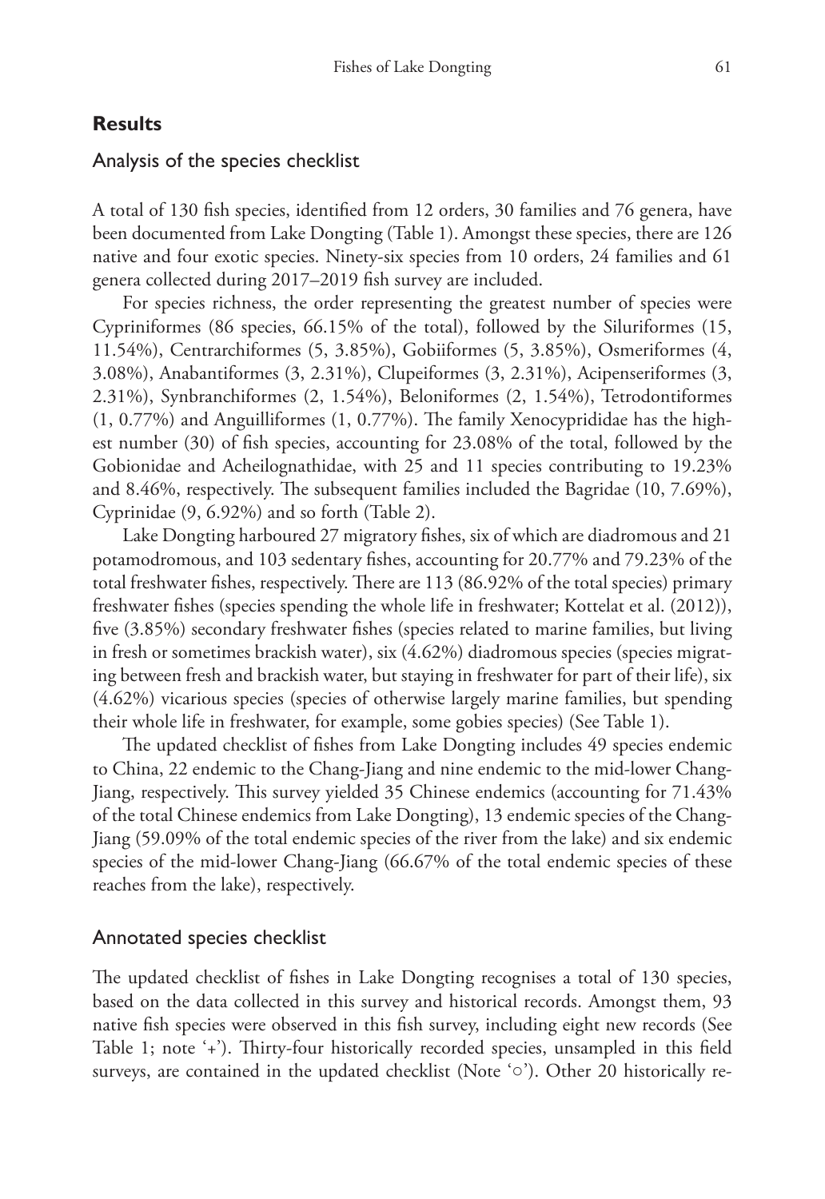## Results

### Analysis of the species checklist

A total of 130 fish species, identified from 12 orders, 30 families and 76 genera, have been documented from Lake Dongting (Table 1). Amongst these species, there are 126 native and four exotic species. Ninety-six species from 10 orders, 24 families and 61 genera collected during 2017–2019 fish survey are included.

For species richness, the order representing the greatest number of species were Cypriniformes (86 species, 66.15% of the total), followed by the Siluriformes (15, 11.54%), Centrarchiformes (5, 3.85%), Gobiiformes (5, 3.85%), Osmeriformes (4, 3.08%), Anabantiformes (3, 2.31%), Clupeiformes (3, 2.31%), Acipenseriformes (3, 2.31%), Synbranchiformes (2, 1.54%), Beloniformes (2, 1.54%), Tetrodontiformes (1, 0.77%) and Anguilliformes (1, 0.77%). The family Xenocyprididae has the highest number (30) of fish species, accounting for 23.08% of the total, followed by the Gobionidae and Acheilognathidae, with 25 and 11 species contributing to 19.23% and 8.46%, respectively. The subsequent families included the Bagridae (10, 7.69%), Cyprinidae (9, 6.92%) and so forth (Table 2).

Lake Dongting harboured 27 migratory fishes, six of which are diadromous and 21 potamodromous, and 103 sedentary fishes, accounting for 20.77% and 79.23% of the total freshwater fishes, respectively. There are 113 (86.92% of the total species) primary freshwater fishes (species spending the whole life in freshwater; Kottelat et al. (2012)), five (3.85%) secondary freshwater fishes (species related to marine families, but living in fresh or sometimes brackish water), six (4.62%) diadromous species (species migrating between fresh and brackish water, but staying in freshwater for part of their life), six (4.62%) vicarious species (species of otherwise largely marine families, but spending their whole life in freshwater, for example, some gobies species) (See Table 1).

The updated checklist of fishes from Lake Dongting includes 49 species endemic to China, 22 endemic to the Chang-Jiang and nine endemic to the mid-lower Chang-Jiang, respectively. This survey yielded 35 Chinese endemics (accounting for 71.43% of the total Chinese endemics from Lake Dongting), 13 endemic species of the Chang-Jiang (59.09% of the total endemic species of the river from the lake) and six endemic species of the mid-lower Chang-Jiang (66.67% of the total endemic species of these reaches from the lake), respectively.

### Annotated species checklist

The updated checklist of fishes in Lake Dongting recognises a total of 130 species, based on the data collected in this survey and historical records. Amongst them, 93 native fish species were observed in this fish survey, including eight new records (See Table 1; note '+'). Thirty-four historically recorded species, unsampled in this field surveys, are contained in the updated checklist (Note '○'). Other 20 historically re-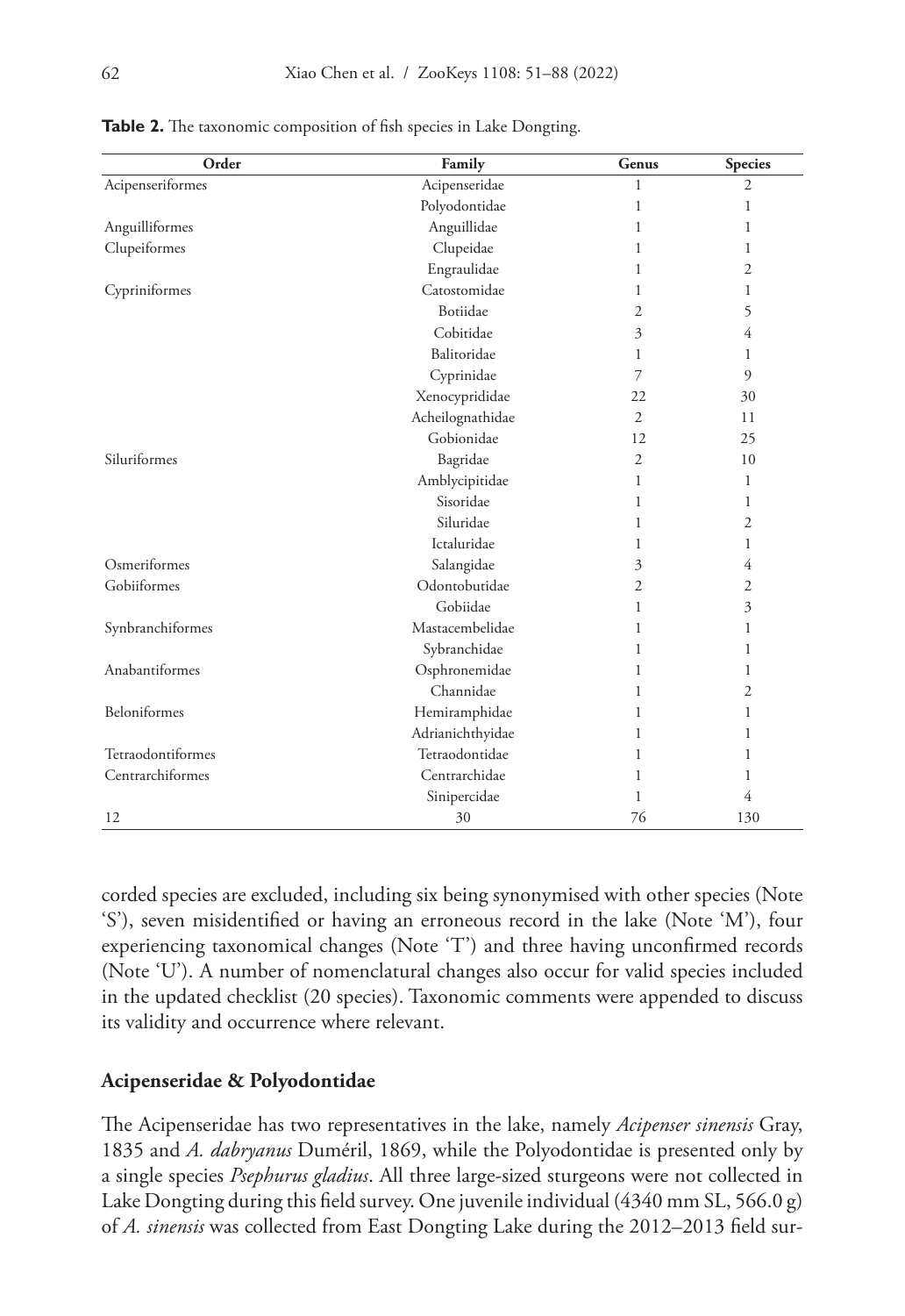**Table 2.** The taxonomic composition of fish species in Lake Dongting.

| Order | Family | Genus | Species |
|---|---|---|---|
| Acipenseriformes | Acipenseridae | 1 | 2 |
| | Polyodontidae | 1 | 1 |
| Anguilliformes | Anguillidae | 1 | 1 |
| Clupeiformes | Clupeidae | 1 | 1 |
| | Engraulidae | 1 | 2 |
| Cypriniformes | Catostomidae | 1 | 1 |
| | Botiidae | 2 | 5 |
| | Cobitidae | 3 | 4 |
| | Balitoridae | 1 | 1 |
| | Cyprinidae | 7 | 9 |
| | Xenocyprididae | 22 | 30 |
| | Acheilognathidae | 2 | 11 |
| | Gobionidae | 12 | 25 |
| Siluriformes | Bagridae | 2 | 10 |
| | Amblycipitidae | 1 | 1 |
| | Sisoridae | 1 | 1 |
| | Siluridae | 1 | 2 |
| | Ictaluridae | 1 | 1 |
| Osmeriformes | Salangidae | 3 | 4 |
| Gobiiformes | Odontobutidae | 2 | 2 |
| | Gobiidae | 1 | 3 |
| Synbranchiformes | Mastacembelidae | 1 | 1 |
| | Sybranchidae | 1 | 1 |
| Anabantiformes | Osphronemidae | 1 | 1 |
| | Channidae | 1 | 2 |
| Beloniformes | Hemiramphidae | 1 | 1 |
| | Adrianichthyidae | 1 | 1 |
| Tetraodontiformes | Tetraodontidae | 1 | 1 |
| Centrarchiformes | Centrarchidae | 1 | 1 |
| | Sinipercidae | 1 | 4 |
| 12 | 30 | 76 | 130 |

corded species are excluded, including six being synonymised with other species (Note 'S'), seven misidentified or having an erroneous record in the lake (Note 'M'), four experiencing taxonomical changes (Note 'T') and three having unconfirmed records (Note 'U'). A number of nomenclatural changes also occur for valid species included in the updated checklist (20 species). Taxonomic comments were appended to discuss its validity and occurrence where relevant.

### Acipenseridae & Polyodontidae

The Acipenseridae has two representatives in the lake, namely *Acipenser sinensis* Gray, 1835 and *A. dabryanus* Duméril, 1869, while the Polyodontidae is presented only by a single species *Psephurus gladius*. All three large-sized sturgeons were not collected in Lake Dongting during this field survey. One juvenile individual (4340 mm SL, 566.0 g) of *A. sinensis* was collected from East Dongting Lake during the 2012–2013 field sur-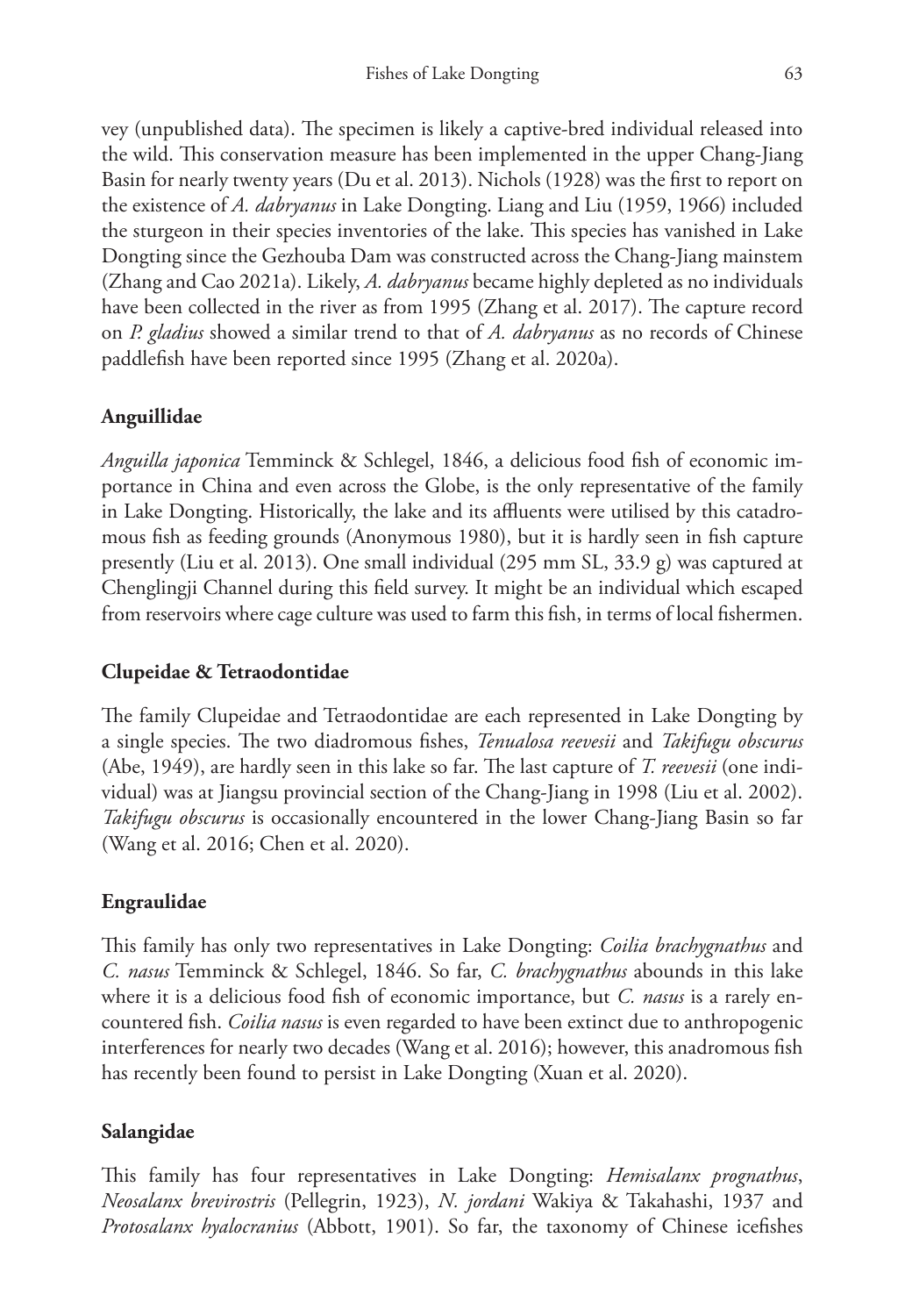vey (unpublished data). The specimen is likely a captive-bred individual released into the wild. This conservation measure has been implemented in the upper Chang-Jiang Basin for nearly twenty years (Du et al. 2013). Nichols (1928) was the first to report on the existence of *A. dabryanus* in Lake Dongting. Liang and Liu (1959, 1966) included the sturgeon in their species inventories of the lake. This species has vanished in Lake Dongting since the Gezhouba Dam was constructed across the Chang-Jiang mainstem (Zhang and Cao 2021a). Likely, *A. dabryanus* became highly depleted as no individuals have been collected in the river as from 1995 (Zhang et al. 2017). The capture record on *P. gladius* showed a similar trend to that of *A. dabryanus* as no records of Chinese paddlefish have been reported since 1995 (Zhang et al. 2020a).

### Anguillidae

*Anguilla japonica* Temminck & Schlegel, 1846, a delicious food fish of economic importance in China and even across the Globe, is the only representative of the family in Lake Dongting. Historically, the lake and its affluents were utilised by this catadromous fish as feeding grounds (Anonymous 1980), but it is hardly seen in fish capture presently (Liu et al. 2013). One small individual (295 mm SL, 33.9 g) was captured at Chenglingji Channel during this field survey. It might be an individual which escaped from reservoirs where cage culture was used to farm this fish, in terms of local fishermen.

### Clupeidae & Tetraodontidae

The family Clupeidae and Tetraodontidae are each represented in Lake Dongting by a single species. The two diadromous fishes, *Tenualosa reevesii* and *Takifugu obscurus* (Abe, 1949), are hardly seen in this lake so far. The last capture of *T. reevesii* (one individual) was at Jiangsu provincial section of the Chang-Jiang in 1998 (Liu et al. 2002). *Takifugu obscurus* is occasionally encountered in the lower Chang-Jiang Basin so far (Wang et al. 2016; Chen et al. 2020).

### Engraulidae

This family has only two representatives in Lake Dongting: *Coilia brachygnathus* and *C. nasus* Temminck & Schlegel, 1846. So far, *C. brachygnathus* abounds in this lake where it is a delicious food fish of economic importance, but *C. nasus* is a rarely encountered fish. *Coilia nasus* is even regarded to have been extinct due to anthropogenic interferences for nearly two decades (Wang et al. 2016); however, this anadromous fish has recently been found to persist in Lake Dongting (Xuan et al. 2020).

### Salangidae

This family has four representatives in Lake Dongting: *Hemisalanx prognathus*, *Neosalanx brevirostris* (Pellegrin, 1923), *N. jordani* Wakiya & Takahashi, 1937 and *Protosalanx hyalocranius* (Abbott, 1901). So far, the taxonomy of Chinese icefishes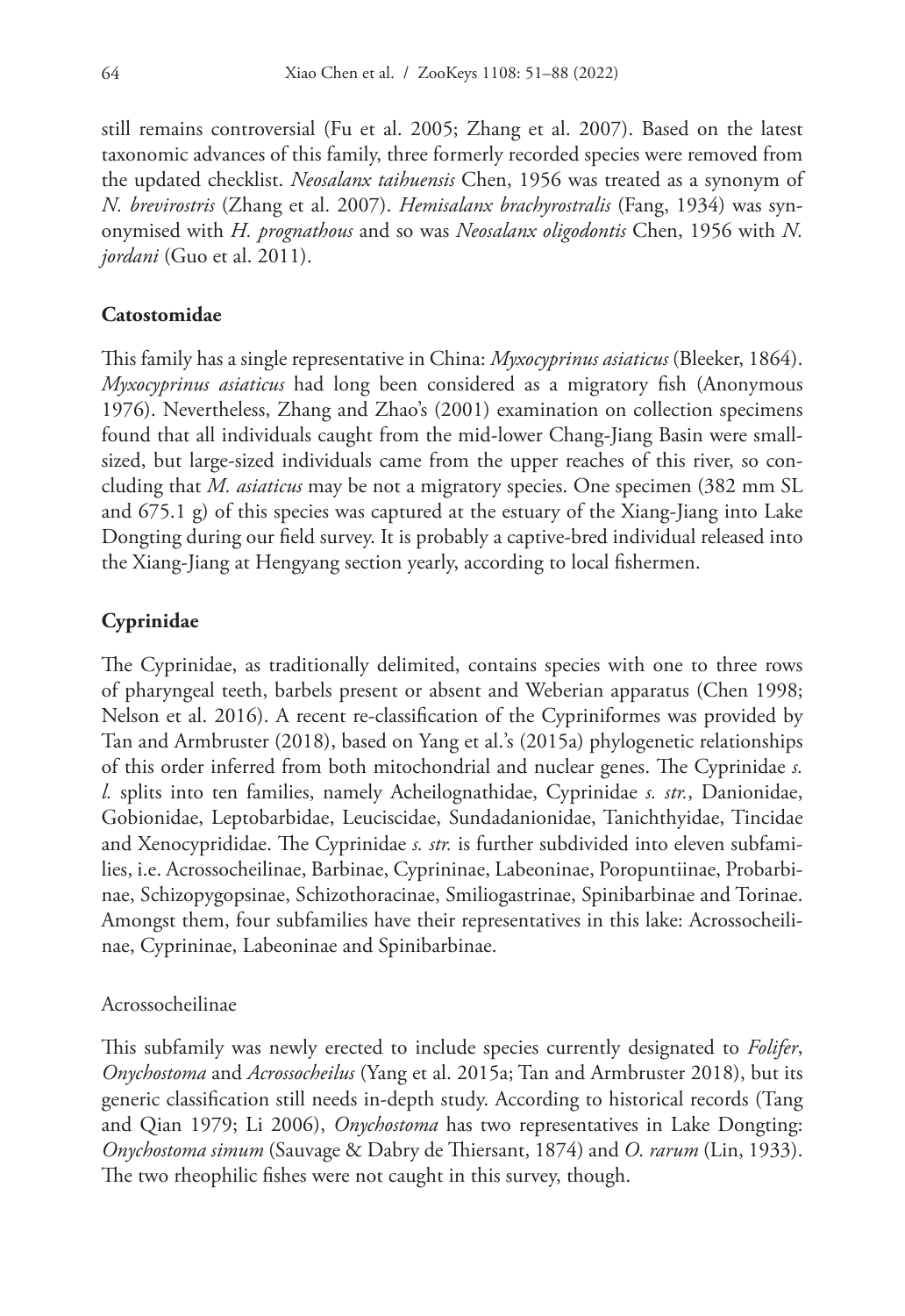still remains controversial (Fu et al. 2005; Zhang et al. 2007). Based on the latest taxonomic advances of this family, three formerly recorded species were removed from the updated checklist. *Neosalanx taihuensis* Chen, 1956 was treated as a synonym of *N. brevirostris* (Zhang et al. 2007). *Hemisalanx brachyrostralis* (Fang, 1934) was synonymised with *H. prognathous* and so was *Neosalanx oligodontis* Chen, 1956 with *N. jordani* (Guo et al. 2011).

### Catostomidae

This family has a single representative in China: *Myxocyprinus asiaticus* (Bleeker, 1864). *Myxocyprinus asiaticus* had long been considered as a migratory fish (Anonymous 1976). Nevertheless, Zhang and Zhao's (2001) examination on collection specimens found that all individuals caught from the mid-lower Chang-Jiang Basin were small-sized, but large-sized individuals came from the upper reaches of this river, so concluding that *M. asiaticus* may be not a migratory species. One specimen (382 mm SL and 675.1 g) of this species was captured at the estuary of the Xiang-Jiang into Lake Dongting during our field survey. It is probably a captive-bred individual released into the Xiang-Jiang at Hengyang section yearly, according to local fishermen.

### Cyprinidae

The Cyprinidae, as traditionally delimited, contains species with one to three rows of pharyngeal teeth, barbels present or absent and Weberian apparatus (Chen 1998; Nelson et al. 2016). A recent re-classification of the Cypriniformes was provided by Tan and Armbruster (2018), based on Yang et al.'s (2015a) phylogenetic relationships of this order inferred from both mitochondrial and nuclear genes. The Cyprinidae *s. l.* splits into ten families, namely Acheilognathidae, Cyprinidae *s. str.*, Danionidae, Gobionidae, Leptobarbidae, Leuciscidae, Sundadanionidae, Tanichthyidae, Tincidae and Xenocyprididae. The Cyprinidae *s. str.* is further subdivided into eleven subfamilies, i.e. Acrossocheilinae, Barbinae, Cyprininae, Labeoninae, Poropuntiinae, Probarbinae, Schizopygopsinae, Schizothoracinae, Smiliogastrinae, Spinibarbinae and Torinae. Amongst them, four subfamilies have their representatives in this lake: Acrossocheilinae, Cyprininae, Labeoninae and Spinibarbinae.

#### Acrossocheilinae

This subfamily was newly erected to include species currently designated to *Folifer*, *Onychostoma* and *Acrossocheilus* (Yang et al. 2015a; Tan and Armbruster 2018), but its generic classification still needs in-depth study. According to historical records (Tang and Qian 1979; Li 2006), *Onychostoma* has two representatives in Lake Dongting: *Onychostoma simum* (Sauvage & Dabry de Thiersant, 1874) and *O. rarum* (Lin, 1933). The two rheophilic fishes were not caught in this survey, though.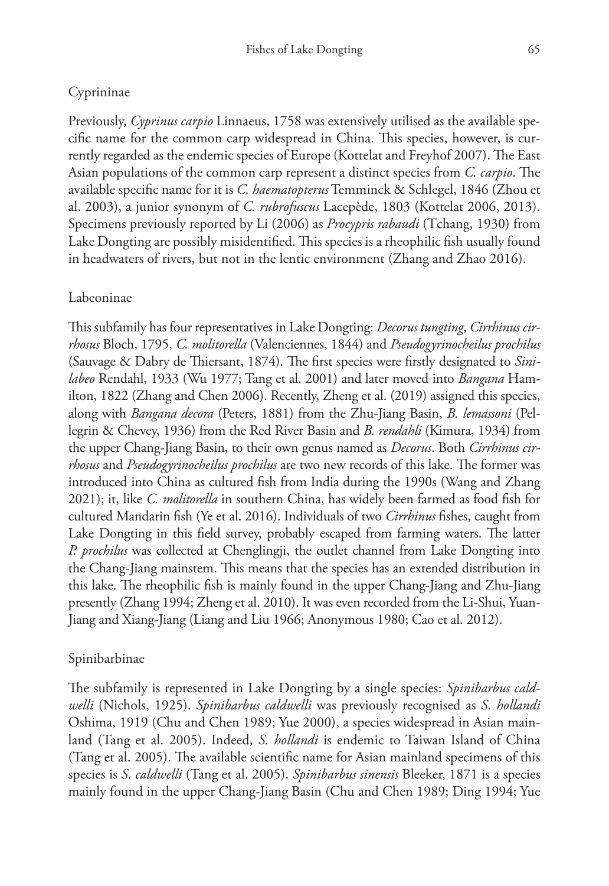### Cyprininae

Previously, *Cyprinus carpio* Linnaeus, 1758 was extensively utilised as the available specific name for the common carp widespread in China. This species, however, is currently regarded as the endemic species of Europe (Kottelat and Freyhof 2007). The East Asian populations of the common carp represent a distinct species from *C. carpio*. The available specific name for it is *C. haematopterus* Temminck & Schlegel, 1846 (Zhou et al. 2003), a junior synonym of *C. rubrofuscus* Lacepède, 1803 (Kottelat 2006, 2013). Specimens previously reported by Li (2006) as *Procypris rabaudi* (Tchang, 1930) from Lake Dongting are possibly misidentified. This species is a rheophilic fish usually found in headwaters of rivers, but not in the lentic environment (Zhang and Zhao 2016).

### Labeoninae

This subfamily has four representatives in Lake Dongting: *Decorus tungting*, *Cirrhinus cirrhosus* Bloch, 1795, *C. molitorella* (Valenciennes, 1844) and *Pseudogyrinocheilus prochilus* (Sauvage & Dabry de Thiersant, 1874). The first species were firstly designated to *Sinilabeo* Rendahl, 1933 (Wu 1977; Tang et al. 2001) and later moved into *Bangana* Hamilton, 1822 (Zhang and Chen 2006). Recently, Zheng et al. (2019) assigned this species, along with *Bangana decora* (Peters, 1881) from the Zhu-Jiang Basin, *B. lemassoni* (Pellegrin & Chevey, 1936) from the Red River Basin and *B. rendahli* (Kimura, 1934) from the upper Chang-Jiang Basin, to their own genus named as *Decorus*. Both *Cirrhinus cirrhosus* and *Pseudogyrinocheilus prochilus* are two new records of this lake. The former was introduced into China as cultured fish from India during the 1990s (Wang and Zhang 2021); it, like *C. molitorella* in southern China, has widely been farmed as food fish for cultured Mandarin fish (Ye et al. 2016). Individuals of two *Cirrhinus* fishes, caught from Lake Dongting in this field survey, probably escaped from farming waters. The latter *P. prochilus* was collected at Chenglingji, the outlet channel from Lake Dongting into the Chang-Jiang mainstem. This means that the species has an extended distribution in this lake. The rheophilic fish is mainly found in the upper Chang-Jiang and Zhu-Jiang presently (Zhang 1994; Zheng et al. 2010). It was even recorded from the Li-Shui, Yuan-Jiang and Xiang-Jiang (Liang and Liu 1966; Anonymous 1980; Cao et al. 2012).

### Spinibarbinae

The subfamily is represented in Lake Dongting by a single species: *Spinibarbus caldwelli* (Nichols, 1925). *Spinibarbus caldwelli* was previously recognised as *S. hollandi* Oshima, 1919 (Chu and Chen 1989; Yue 2000), a species widespread in Asian mainland (Tang et al. 2005). Indeed, *S. hollandi* is endemic to Taiwan Island of China (Tang et al. 2005). The available scientific name for Asian mainland specimens of this species is *S. caldwelli* (Tang et al. 2005). *Spinibarbus sinensis* Bleeker, 1871 is a species mainly found in the upper Chang-Jiang Basin (Chu and Chen 1989; Ding 1994; Yue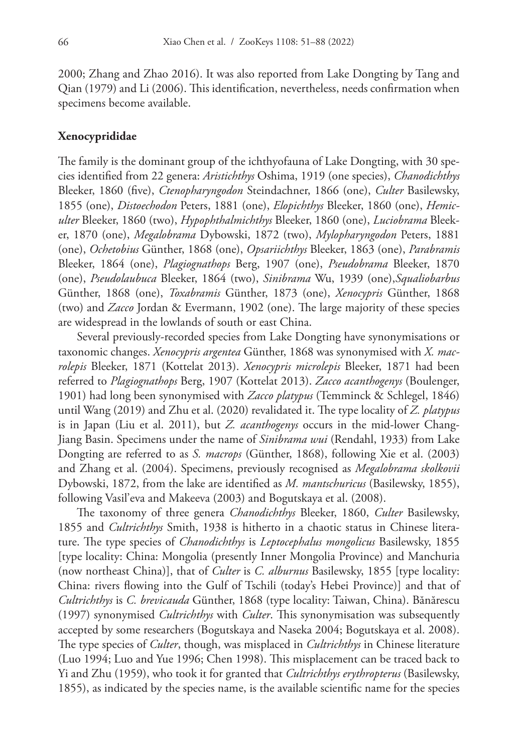2000; Zhang and Zhao 2016). It was also reported from Lake Dongting by Tang and Qian (1979) and Li (2006). This identification, nevertheless, needs confirmation when specimens become available.

### Xenocyprididae

The family is the dominant group of the ichthyofauna of Lake Dongting, with 30 species identified from 22 genera: *Aristichthys* Oshima, 1919 (one species), *Chanodichthys* Bleeker, 1860 (five), *Ctenopharyngodon* Steindachner, 1866 (one), *Culter* Basilewsky, 1855 (one), *Distoechodon* Peters, 1881 (one), *Elopichthys* Bleeker, 1860 (one), *Hemiculter* Bleeker, 1860 (two), *Hypophthalmichthys* Bleeker, 1860 (one), *Luciobrama* Bleeker, 1870 (one), *Megalobrama* Dybowski, 1872 (two), *Mylopharyngodon* Peters, 1881 (one), *Ochetobius* Günther, 1868 (one), *Opsariichthys* Bleeker, 1863 (one), *Parabramis* Bleeker, 1864 (one), *Plagiognathops* Berg, 1907 (one), *Pseudobrama* Bleeker, 1870 (one), *Pseudolaubuca* Bleeker, 1864 (two), *Sinibrama* Wu, 1939 (one),*Squaliobarbus* Günther, 1868 (one), *Toxabramis* Günther, 1873 (one), *Xenocypris* Günther, 1868 (two) and *Zacco* Jordan & Evermann, 1902 (one). The large majority of these species are widespread in the lowlands of south or east China.

Several previously-recorded species from Lake Dongting have synonymisations or taxonomic changes. *Xenocypris argentea* Günther, 1868 was synonymised with *X. macrolepis* Bleeker, 1871 (Kottelat 2013). *Xenocypris microlepis* Bleeker, 1871 had been referred to *Plagiognathops* Berg, 1907 (Kottelat 2013). *Zacco acanthogenys* (Boulenger, 1901) had long been synonymised with *Zacco platypus* (Temminck & Schlegel, 1846) until Wang (2019) and Zhu et al. (2020) revalidated it. The type locality of *Z. platypus* is in Japan (Liu et al. 2011), but *Z. acanthogenys* occurs in the mid-lower Chang-Jiang Basin. Specimens under the name of *Sinibrama wui* (Rendahl, 1933) from Lake Dongting are referred to as *S. macrops* (Günther, 1868), following Xie et al. (2003) and Zhang et al. (2004). Specimens, previously recognised as *Megalobrama skolkovii* Dybowski, 1872, from the lake are identified as *M. mantschuricus* (Basilewsky, 1855), following Vasil'eva and Makeeva (2003) and Bogutskaya et al. (2008).

The taxonomy of three genera *Chanodichthys* Bleeker, 1860, *Culter* Basilewsky, 1855 and *Cultrichthys* Smith, 1938 is hitherto in a chaotic status in Chinese literature. The type species of *Chanodichthys* is *Leptocephalus mongolicus* Basilewsky, 1855 [type locality: China: Mongolia (presently Inner Mongolia Province) and Manchuria (now northeast China)], that of *Culter* is *C. alburnus* Basilewsky, 1855 [type locality: China: rivers flowing into the Gulf of Tschili (today's Hebei Province)] and that of *Cultrichthys* is *C. brevicauda* Günther, 1868 (type locality: Taiwan, China). Bănărescu (1997) synonymised *Cultrichthys* with *Culter*. This synonymisation was subsequently accepted by some researchers (Bogutskaya and Naseka 2004; Bogutskaya et al. 2008). The type species of *Culter*, though, was misplaced in *Cultrichthys* in Chinese literature (Luo 1994; Luo and Yue 1996; Chen 1998). This misplacement can be traced back to Yi and Zhu (1959), who took it for granted that *Cultrichthys erythropterus* (Basilewsky, 1855), as indicated by the species name, is the available scientific name for the species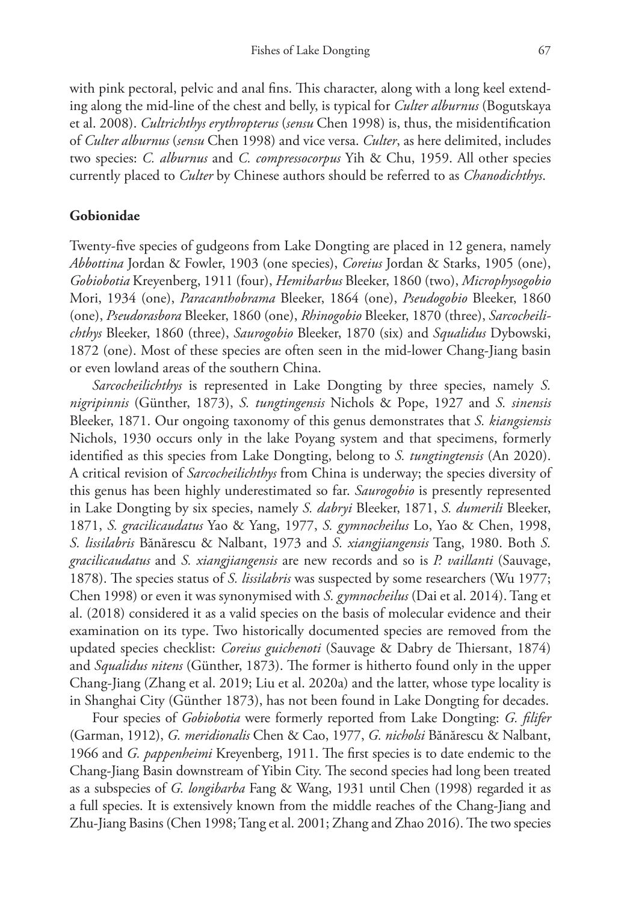with pink pectoral, pelvic and anal fins. This character, along with a long keel extending along the mid-line of the chest and belly, is typical for *Culter alburnus* (Bogutskaya et al. 2008). *Cultrichthys erythropterus* (*sensu* Chen 1998) is, thus, the misidentification of *Culter alburnus* (*sensu* Chen 1998) and vice versa. *Culter*, as here delimited, includes two species: *C. alburnus* and *C. compressocorpus* Yih & Chu, 1959. All other species currently placed to *Culter* by Chinese authors should be referred to as *Chanodichthys*.

### Gobionidae

Twenty-five species of gudgeons from Lake Dongting are placed in 12 genera, namely *Abbottina* Jordan & Fowler, 1903 (one species), *Coreius* Jordan & Starks, 1905 (one), *Gobiobotia* Kreyenberg, 1911 (four), *Hemibarbus* Bleeker, 1860 (two), *Microphysogobio* Mori, 1934 (one), *Paracanthobrama* Bleeker, 1864 (one), *Pseudogobio* Bleeker, 1860 (one), *Pseudorasbora* Bleeker, 1860 (one), *Rhinogobio* Bleeker, 1870 (three), *Sarcocheilichthys* Bleeker, 1860 (three), *Saurogobio* Bleeker, 1870 (six) and *Squalidus* Dybowski, 1872 (one). Most of these species are often seen in the mid-lower Chang-Jiang basin or even lowland areas of the southern China.

*Sarcocheilichthys* is represented in Lake Dongting by three species, namely *S. nigripinnis* (Günther, 1873), *S. tungtingensis* Nichols & Pope, 1927 and *S. sinensis* Bleeker, 1871. Our ongoing taxonomy of this genus demonstrates that *S. kiangsiensis* Nichols, 1930 occurs only in the lake Poyang system and that specimens, formerly identified as this species from Lake Dongting, belong to *S. tungtingtensis* (An 2020). A critical revision of *Sarcocheilichthys* from China is underway; the species diversity of this genus has been highly underestimated so far. *Saurogobio* is presently represented in Lake Dongting by six species, namely *S. dabryi* Bleeker, 1871, *S. dumerili* Bleeker, 1871, *S. gracilicaudatus* Yao & Yang, 1977, *S. gymnocheilus* Lo, Yao & Chen, 1998, *S. lissilabris* Bănărescu & Nalbant, 1973 and *S. xiangjiangensis* Tang, 1980. Both *S. gracilicaudatus* and *S. xiangjiangensis* are new records and so is *P. vaillanti* (Sauvage, 1878). The species status of *S. lissilabris* was suspected by some researchers (Wu 1977; Chen 1998) or even it was synonymised with *S. gymnocheilus* (Dai et al. 2014). Tang et al. (2018) considered it as a valid species on the basis of molecular evidence and their examination on its type. Two historically documented species are removed from the updated species checklist: *Coreius guichenoti* (Sauvage & Dabry de Thiersant, 1874) and *Squalidus nitens* (Günther, 1873). The former is hitherto found only in the upper Chang-Jiang (Zhang et al. 2019; Liu et al. 2020a) and the latter, whose type locality is in Shanghai City (Günther 1873), has not been found in Lake Dongting for decades.

Four species of *Gobiobotia* were formerly reported from Lake Dongting: *G. filifer* (Garman, 1912), *G. meridionalis* Chen & Cao, 1977, *G. nicholsi* Bănărescu & Nalbant, 1966 and *G. pappenheimi* Kreyenberg, 1911. The first species is to date endemic to the Chang-Jiang Basin downstream of Yibin City. The second species had long been treated as a subspecies of *G. longibarba* Fang & Wang, 1931 until Chen (1998) regarded it as a full species. It is extensively known from the middle reaches of the Chang-Jiang and Zhu-Jiang Basins (Chen 1998; Tang et al. 2001; Zhang and Zhao 2016). The two species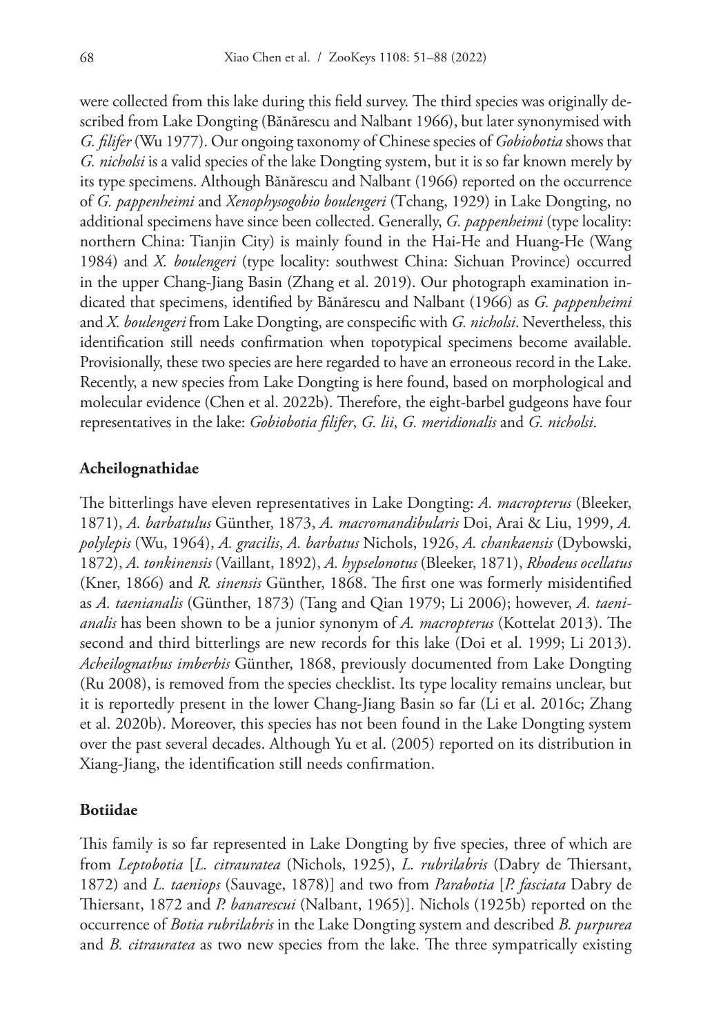were collected from this lake during this field survey. The third species was originally described from Lake Dongting (Bănărescu and Nalbant 1966), but later synonymised with *G. filifer* (Wu 1977). Our ongoing taxonomy of Chinese species of *Gobiobotia* shows that *G. nicholsi* is a valid species of the lake Dongting system, but it is so far known merely by its type specimens. Although Bănărescu and Nalbant (1966) reported on the occurrence of *G. pappenheimi* and *Xenophysogobio boulengeri* (Tchang, 1929) in Lake Dongting, no additional specimens have since been collected. Generally, *G. pappenheimi* (type locality: northern China: Tianjin City) is mainly found in the Hai-He and Huang-He (Wang 1984) and *X. boulengeri* (type locality: southwest China: Sichuan Province) occurred in the upper Chang-Jiang Basin (Zhang et al. 2019). Our photograph examination indicated that specimens, identified by Bănărescu and Nalbant (1966) as *G. pappenheimi* and *X. boulengeri* from Lake Dongting, are conspecific with *G. nicholsi*. Nevertheless, this identification still needs confirmation when topotypical specimens become available. Provisionally, these two species are here regarded to have an erroneous record in the Lake. Recently, a new species from Lake Dongting is here found, based on morphological and molecular evidence (Chen et al. 2022b). Therefore, the eight-barbel gudgeons have four representatives in the lake: *Gobiobotia filifer*, *G. lii*, *G. meridionalis* and *G. nicholsi*.

### Acheilognathidae

The bitterlings have eleven representatives in Lake Dongting: *A. macropterus* (Bleeker, 1871), *A. barbatulus* Günther, 1873, *A. macromandibularis* Doi, Arai & Liu, 1999, *A. polylepis* (Wu, 1964), *A. gracilis*, *A. barbatus* Nichols, 1926, *A. chankaensis* (Dybowski, 1872), *A. tonkinensis* (Vaillant, 1892), *A. hypselonotus* (Bleeker, 1871), *Rhodeus ocellatus* (Kner, 1866) and *R. sinensis* Günther, 1868. The first one was formerly misidentified as *A. taenianalis* (Günther, 1873) (Tang and Qian 1979; Li 2006); however, *A. taenianalis* has been shown to be a junior synonym of *A. macropterus* (Kottelat 2013). The second and third bitterlings are new records for this lake (Doi et al. 1999; Li 2013). *Acheilognathus imberbis* Günther, 1868, previously documented from Lake Dongting (Ru 2008), is removed from the species checklist. Its type locality remains unclear, but it is reportedly present in the lower Chang-Jiang Basin so far (Li et al. 2016c; Zhang et al. 2020b). Moreover, this species has not been found in the Lake Dongting system over the past several decades. Although Yu et al. (2005) reported on its distribution in Xiang-Jiang, the identification still needs confirmation.

### Botiidae

This family is so far represented in Lake Dongting by five species, three of which are from *Leptobotia* [*L. citrauratea* (Nichols, 1925), *L. rubrilabris* (Dabry de Thiersant, 1872) and *L. taeniops* (Sauvage, 1878)] and two from *Parabotia* [*P. fasciata* Dabry de Thiersant, 1872 and *P. banarescui* (Nalbant, 1965)]. Nichols (1925b) reported on the occurrence of *Botia rubrilabris* in the Lake Dongting system and described *B. purpurea* and *B. citrauratea* as two new species from the lake. The three sympatrically existing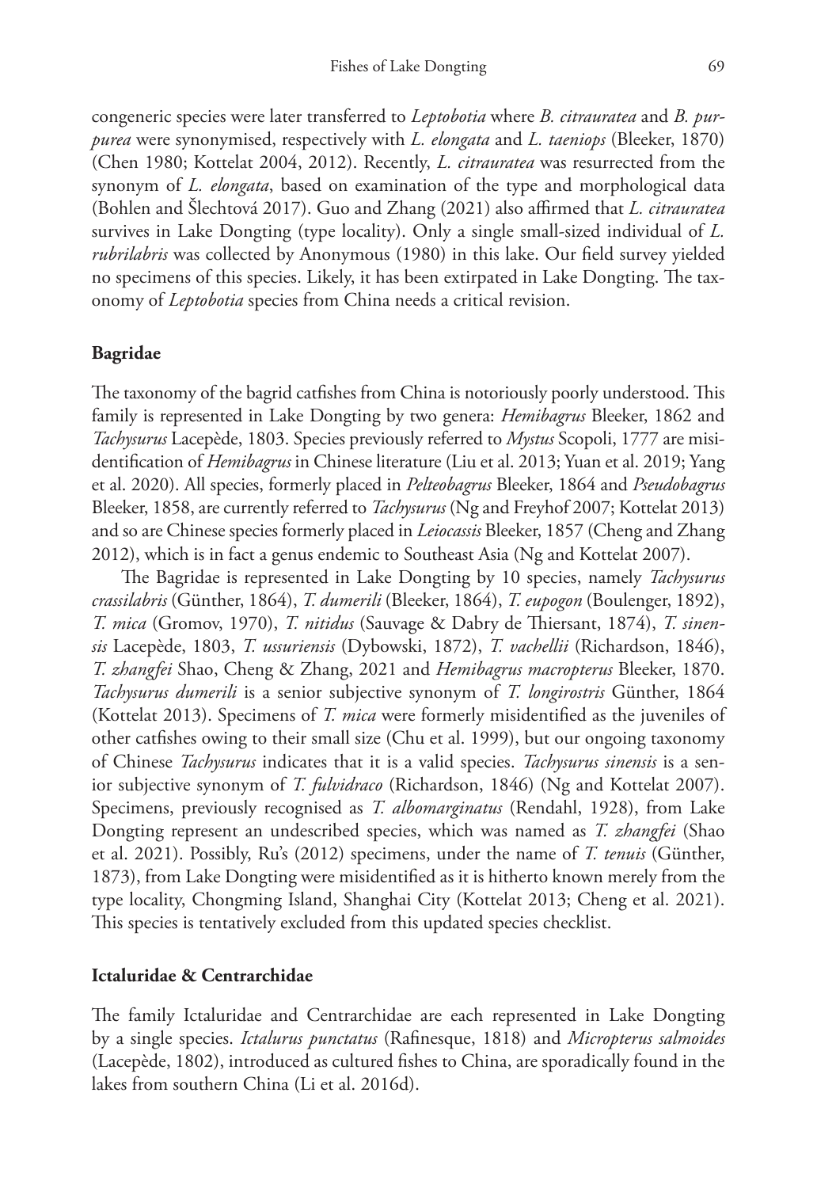congeneric species were later transferred to *Leptobotia* where *B. citrauratea* and *B. purpurea* were synonymised, respectively with *L. elongata* and *L. taeniops* (Bleeker, 1870) (Chen 1980; Kottelat 2004, 2012). Recently, *L. citrauratea* was resurrected from the synonym of *L. elongata*, based on examination of the type and morphological data (Bohlen and Šlechtová 2017). Guo and Zhang (2021) also affirmed that *L. citrauratea* survives in Lake Dongting (type locality). Only a single small-sized individual of *L. rubrilabris* was collected by Anonymous (1980) in this lake. Our field survey yielded no specimens of this species. Likely, it has been extirpated in Lake Dongting. The taxonomy of *Leptobotia* species from China needs a critical revision.

### Bagridae

The taxonomy of the bagrid catfishes from China is notoriously poorly understood. This family is represented in Lake Dongting by two genera: *Hemibagrus* Bleeker, 1862 and *Tachysurus* Lacepède, 1803. Species previously referred to *Mystus* Scopoli, 1777 are misidentification of *Hemibagrus* in Chinese literature (Liu et al. 2013; Yuan et al. 2019; Yang et al. 2020). All species, formerly placed in *Pelteobagrus* Bleeker, 1864 and *Pseudobagrus* Bleeker, 1858, are currently referred to *Tachysurus* (Ng and Freyhof 2007; Kottelat 2013) and so are Chinese species formerly placed in *Leiocassis* Bleeker, 1857 (Cheng and Zhang 2012), which is in fact a genus endemic to Southeast Asia (Ng and Kottelat 2007).

The Bagridae is represented in Lake Dongting by 10 species, namely *Tachysurus crassilabris* (Günther, 1864), *T. dumerili* (Bleeker, 1864), *T. eupogon* (Boulenger, 1892), *T. mica* (Gromov, 1970), *T. nitidus* (Sauvage & Dabry de Thiersant, 1874), *T. sinensis* Lacepède, 1803, *T. ussuriensis* (Dybowski, 1872), *T. vachellii* (Richardson, 1846), *T. zhangfei* Shao, Cheng & Zhang, 2021 and *Hemibagrus macropterus* Bleeker, 1870. *Tachysurus dumerili* is a senior subjective synonym of *T. longirostris* Günther, 1864 (Kottelat 2013). Specimens of *T. mica* were formerly misidentified as the juveniles of other catfishes owing to their small size (Chu et al. 1999), but our ongoing taxonomy of Chinese *Tachysurus* indicates that it is a valid species. *Tachysurus sinensis* is a senior subjective synonym of *T. fulvidraco* (Richardson, 1846) (Ng and Kottelat 2007). Specimens, previously recognised as *T. albomarginatus* (Rendahl, 1928), from Lake Dongting represent an undescribed species, which was named as *T. zhangfei* (Shao et al. 2021). Possibly, Ru's (2012) specimens, under the name of *T. tenuis* (Günther, 1873), from Lake Dongting were misidentified as it is hitherto known merely from the type locality, Chongming Island, Shanghai City (Kottelat 2013; Cheng et al. 2021). This species is tentatively excluded from this updated species checklist.

### Ictaluridae & Centrarchidae

The family Ictaluridae and Centrarchidae are each represented in Lake Dongting by a single species. *Ictalurus punctatus* (Rafinesque, 1818) and *Micropterus salmoides* (Lacepède, 1802), introduced as cultured fishes to China, are sporadically found in the lakes from southern China (Li et al. 2016d).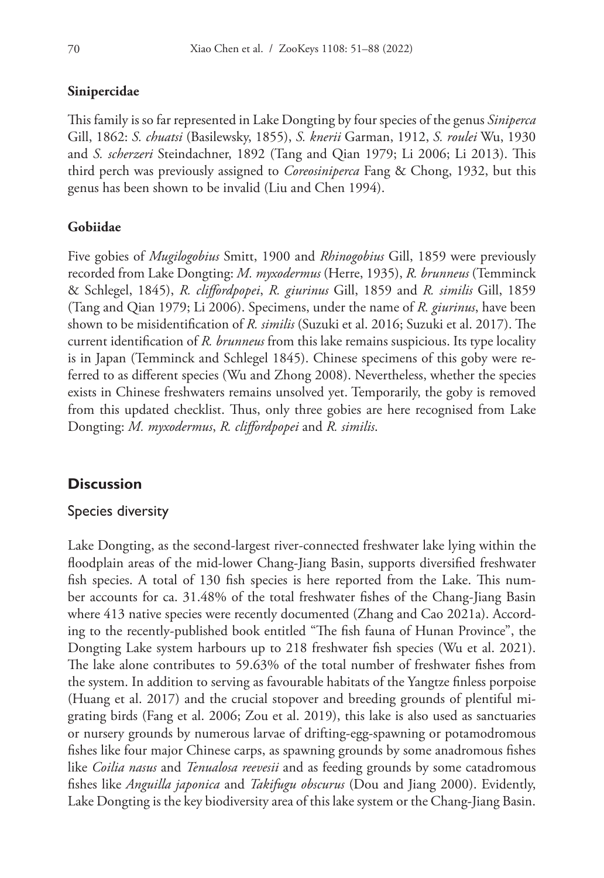#### Sinipercidae

This family is so far represented in Lake Dongting by four species of the genus *Siniperca* Gill, 1862: *S. chuatsi* (Basilewsky, 1855), *S. knerii* Garman, 1912, *S. roulei* Wu, 1930 and *S. scherzeri* Steindachner, 1892 (Tang and Qian 1979; Li 2006; Li 2013). This third perch was previously assigned to *Coreosiniperca* Fang & Chong, 1932, but this genus has been shown to be invalid (Liu and Chen 1994).

#### Gobiidae

Five gobies of *Mugilogobius* Smitt, 1900 and *Rhinogobius* Gill, 1859 were previously recorded from Lake Dongting: *M. myxodermus* (Herre, 1935), *R. brunneus* (Temminck & Schlegel, 1845), *R. cliffordpopei*, *R. giurinus* Gill, 1859 and *R. similis* Gill, 1859 (Tang and Qian 1979; Li 2006). Specimens, under the name of *R. giurinus*, have been shown to be misidentification of *R. similis* (Suzuki et al. 2016; Suzuki et al. 2017). The current identification of *R. brunneus* from this lake remains suspicious. Its type locality is in Japan (Temminck and Schlegel 1845). Chinese specimens of this goby were referred to as different species (Wu and Zhong 2008). Nevertheless, whether the species exists in Chinese freshwaters remains unsolved yet. Temporarily, the goby is removed from this updated checklist. Thus, only three gobies are here recognised from Lake Dongting: *M. myxodermus*, *R. cliffordpopei* and *R. similis*.

## Discussion

### Species diversity

Lake Dongting, as the second-largest river-connected freshwater lake lying within the floodplain areas of the mid-lower Chang-Jiang Basin, supports diversified freshwater fish species. A total of 130 fish species is here reported from the Lake. This number accounts for ca. 31.48% of the total freshwater fishes of the Chang-Jiang Basin where 413 native species were recently documented (Zhang and Cao 2021a). According to the recently-published book entitled "The fish fauna of Hunan Province", the Dongting Lake system harbours up to 218 freshwater fish species (Wu et al. 2021). The lake alone contributes to 59.63% of the total number of freshwater fishes from the system. In addition to serving as favourable habitats of the Yangtze finless porpoise (Huang et al. 2017) and the crucial stopover and breeding grounds of plentiful migrating birds (Fang et al. 2006; Zou et al. 2019), this lake is also used as sanctuaries or nursery grounds by numerous larvae of drifting-egg-spawning or potamodromous fishes like four major Chinese carps, as spawning grounds by some anadromous fishes like *Coilia nasus* and *Tenualosa reevesii* and as feeding grounds by some catadromous fishes like *Anguilla japonica* and *Takifugu obscurus* (Dou and Jiang 2000). Evidently, Lake Dongting is the key biodiversity area of this lake system or the Chang-Jiang Basin.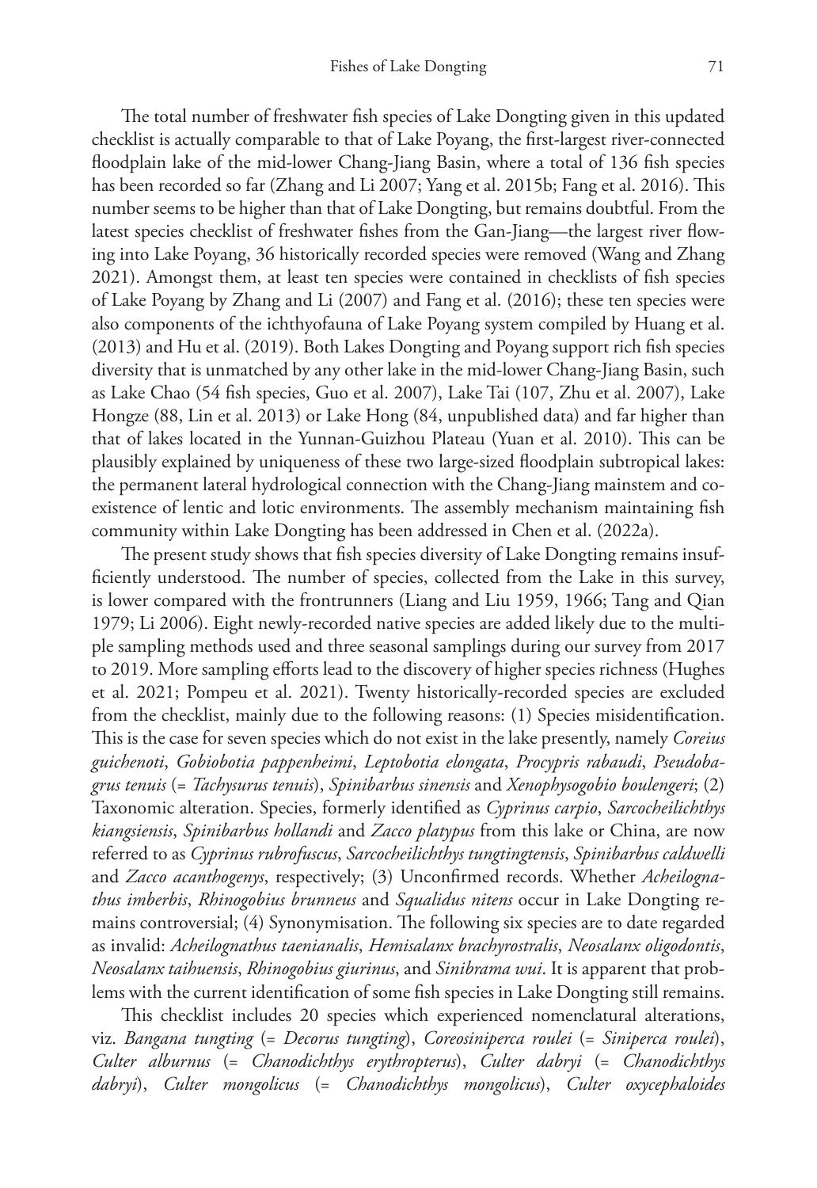The total number of freshwater fish species of Lake Dongting given in this updated checklist is actually comparable to that of Lake Poyang, the first-largest river-connected floodplain lake of the mid-lower Chang-Jiang Basin, where a total of 136 fish species has been recorded so far (Zhang and Li 2007; Yang et al. 2015b; Fang et al. 2016). This number seems to be higher than that of Lake Dongting, but remains doubtful. From the latest species checklist of freshwater fishes from the Gan-Jiang—the largest river flowing into Lake Poyang, 36 historically recorded species were removed (Wang and Zhang 2021). Amongst them, at least ten species were contained in checklists of fish species of Lake Poyang by Zhang and Li (2007) and Fang et al. (2016); these ten species were also components of the ichthyofauna of Lake Poyang system compiled by Huang et al. (2013) and Hu et al. (2019). Both Lakes Dongting and Poyang support rich fish species diversity that is unmatched by any other lake in the mid-lower Chang-Jiang Basin, such as Lake Chao (54 fish species, Guo et al. 2007), Lake Tai (107, Zhu et al. 2007), Lake Hongze (88, Lin et al. 2013) or Lake Hong (84, unpublished data) and far higher than that of lakes located in the Yunnan-Guizhou Plateau (Yuan et al. 2010). This can be plausibly explained by uniqueness of these two large-sized floodplain subtropical lakes: the permanent lateral hydrological connection with the Chang-Jiang mainstem and co-existence of lentic and lotic environments. The assembly mechanism maintaining fish community within Lake Dongting has been addressed in Chen et al. (2022a).

The present study shows that fish species diversity of Lake Dongting remains insufficiently understood. The number of species, collected from the Lake in this survey, is lower compared with the frontrunners (Liang and Liu 1959, 1966; Tang and Qian 1979; Li 2006). Eight newly-recorded native species are added likely due to the multiple sampling methods used and three seasonal samplings during our survey from 2017 to 2019. More sampling efforts lead to the discovery of higher species richness (Hughes et al. 2021; Pompeu et al. 2021). Twenty historically-recorded species are excluded from the checklist, mainly due to the following reasons: (1) Species misidentification. This is the case for seven species which do not exist in the lake presently, namely *Coreius guichenoti*, *Gobiobotia pappenheimi*, *Leptobotia elongata*, *Procypris rabaudi*, *Pseudobagrus tenuis* (= *Tachysurus tenuis*), *Spinibarbus sinensis* and *Xenophysogobio boulengeri*; (2) Taxonomic alteration. Species, formerly identified as *Cyprinus carpio*, *Sarcocheilichthys kiangsiensis*, *Spinibarbus hollandi* and *Zacco platypus* from this lake or China, are now referred to as *Cyprinus rubrofuscus*, *Sarcocheilichthys tungtingtensis*, *Spinibarbus caldwelli* and *Zacco acanthogenys*, respectively; (3) Unconfirmed records. Whether *Acheilognathus imberbis*, *Rhinogobius brunneus* and *Squalidus nitens* occur in Lake Dongting remains controversial; (4) Synonymisation. The following six species are to date regarded as invalid: *Acheilognathus taenianalis*, *Hemisalanx brachyrostralis*, *Neosalanx oligodontis*, *Neosalanx taihuensis*, *Rhinogobius giurinus*, and *Sinibrama wui*. It is apparent that problems with the current identification of some fish species in Lake Dongting still remains.

This checklist includes 20 species which experienced nomenclatural alterations, viz. *Bangana tungting* (= *Decorus tungting*), *Coreosiniperca roulei* (= *Siniperca roulei*), *Culter alburnus* (= *Chanodichthys erythropterus*), *Culter dabryi* (= *Chanodichthys dabryi*), *Culter mongolicus* (= *Chanodichthys mongolicus*), *Culter oxycephaloides*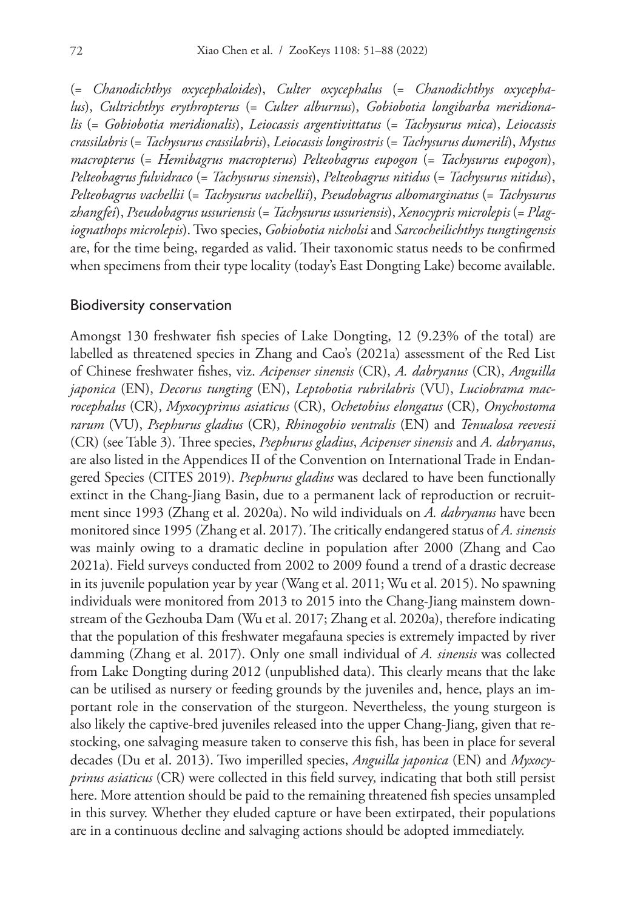(= *Chanodichthys oxycephaloides*), *Culter oxycephalus* (= *Chanodichthys oxycephalus*), *Cultrichthys erythropterus* (= *Culter alburnus*), *Gobiobotia longibarba meridionalis* (= *Gobiobotia meridionalis*), *Leiocassis argentivittatus* (= *Tachysurus mica*), *Leiocassis crassilabris* (= *Tachysurus crassilabris*), *Leiocassis longirostris* (= *Tachysurus dumerili*), *Mystus macropterus* (= *Hemibagrus macropterus*) *Pelteobagrus eupogon* (= *Tachysurus eupogon*), *Pelteobagrus fulvidraco* (= *Tachysurus sinensis*), *Pelteobagrus nitidus* (= *Tachysurus nitidus*), *Pelteobagrus vachellii* (= *Tachysurus vachellii*), *Pseudobagrus albomarginatus* (= *Tachysurus zhangfei*), *Pseudobagrus ussuriensis* (= *Tachysurus ussuriensis*), *Xenocypris microlepis* (= *Plagiognathops microlepis*). Two species, *Gobiobotia nicholsi* and *Sarcocheilichthys tungtingensis* are, for the time being, regarded as valid. Their taxonomic status needs to be confirmed when specimens from their type locality (today's East Dongting Lake) become available.

## Biodiversity conservation

Amongst 130 freshwater fish species of Lake Dongting, 12 (9.23% of the total) are labelled as threatened species in Zhang and Cao's (2021a) assessment of the Red List of Chinese freshwater fishes, viz. *Acipenser sinensis* (CR), *A. dabryanus* (CR), *Anguilla japonica* (EN), *Decorus tungting* (EN), *Leptobotia rubrilabris* (VU), *Luciobrama macrocephalus* (CR), *Myxocyprinus asiaticus* (CR), *Ochetobius elongatus* (CR), *Onychostoma rarum* (VU), *Psephurus gladius* (CR), *Rhinogobio ventralis* (EN) and *Tenualosa reevesii* (CR) (see Table 3). Three species, *Psephurus gladius*, *Acipenser sinensis* and *A. dabryanus*, are also listed in the Appendices II of the Convention on International Trade in Endangered Species (CITES 2019). *Psephurus gladius* was declared to have been functionally extinct in the Chang-Jiang Basin, due to a permanent lack of reproduction or recruitment since 1993 (Zhang et al. 2020a). No wild individuals on *A. dabryanus* have been monitored since 1995 (Zhang et al. 2017). The critically endangered status of *A. sinensis* was mainly owing to a dramatic decline in population after 2000 (Zhang and Cao 2021a). Field surveys conducted from 2002 to 2009 found a trend of a drastic decrease in its juvenile population year by year (Wang et al. 2011; Wu et al. 2015). No spawning individuals were monitored from 2013 to 2015 into the Chang-Jiang mainstem downstream of the Gezhouba Dam (Wu et al. 2017; Zhang et al. 2020a), therefore indicating that the population of this freshwater megafauna species is extremely impacted by river damming (Zhang et al. 2017). Only one small individual of *A. sinensis* was collected from Lake Dongting during 2012 (unpublished data). This clearly means that the lake can be utilised as nursery or feeding grounds by the juveniles and, hence, plays an important role in the conservation of the sturgeon. Nevertheless, the young sturgeon is also likely the captive-bred juveniles released into the upper Chang-Jiang, given that restocking, one salvaging measure taken to conserve this fish, has been in place for several decades (Du et al. 2013). Two imperilled species, *Anguilla japonica* (EN) and *Myxocyprinus asiaticus* (CR) were collected in this field survey, indicating that both still persist here. More attention should be paid to the remaining threatened fish species unsampled in this survey. Whether they eluded capture or have been extirpated, their populations are in a continuous decline and salvaging actions should be adopted immediately.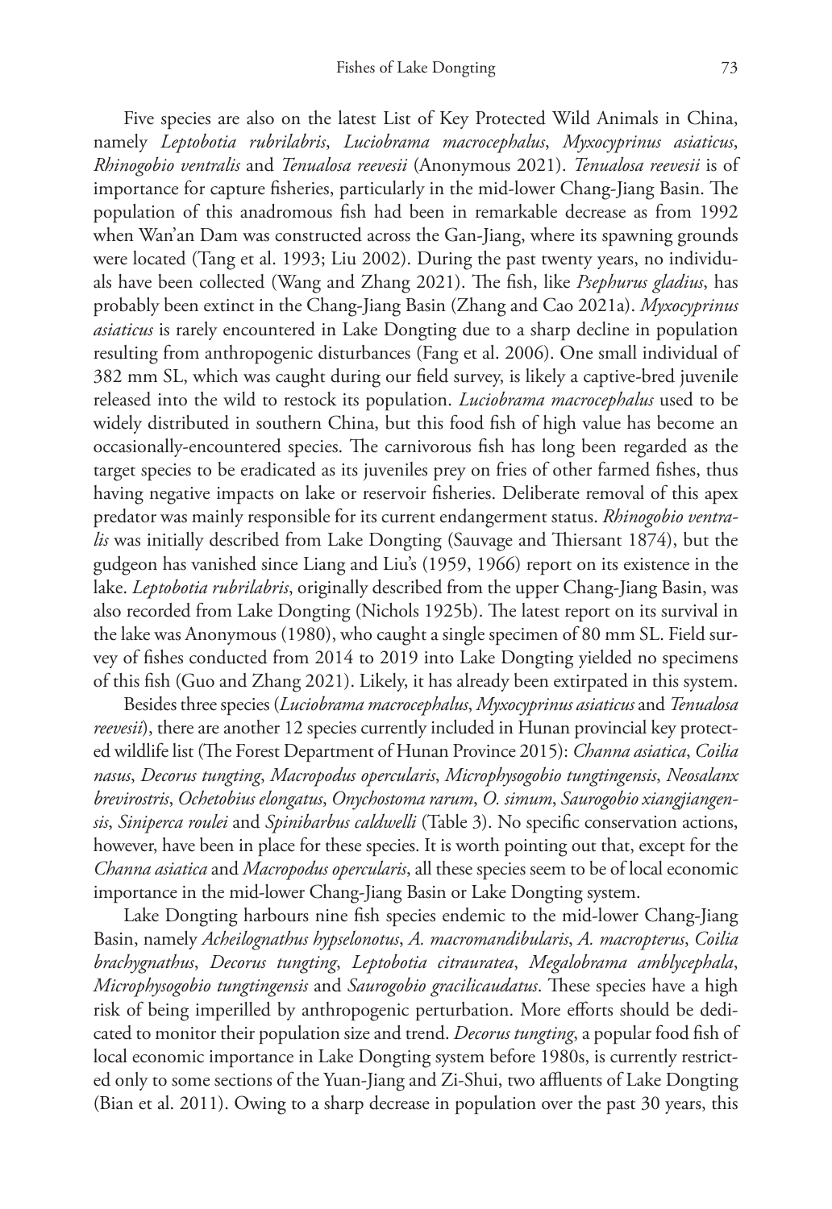Five species are also on the latest List of Key Protected Wild Animals in China, namely *Leptobotia rubrilabris*, *Luciobrama macrocephalus*, *Myxocyprinus asiaticus*, *Rhinogobio ventralis* and *Tenualosa reevesii* (Anonymous 2021). *Tenualosa reevesii* is of importance for capture fisheries, particularly in the mid-lower Chang-Jiang Basin. The population of this anadromous fish had been in remarkable decrease as from 1992 when Wan'an Dam was constructed across the Gan-Jiang, where its spawning grounds were located (Tang et al. 1993; Liu 2002). During the past twenty years, no individuals have been collected (Wang and Zhang 2021). The fish, like *Psephurus gladius*, has probably been extinct in the Chang-Jiang Basin (Zhang and Cao 2021a). *Myxocyprinus asiaticus* is rarely encountered in Lake Dongting due to a sharp decline in population resulting from anthropogenic disturbances (Fang et al. 2006). One small individual of 382 mm SL, which was caught during our field survey, is likely a captive-bred juvenile released into the wild to restock its population. *Luciobrama macrocephalus* used to be widely distributed in southern China, but this food fish of high value has become an occasionally-encountered species. The carnivorous fish has long been regarded as the target species to be eradicated as its juveniles prey on fries of other farmed fishes, thus having negative impacts on lake or reservoir fisheries. Deliberate removal of this apex predator was mainly responsible for its current endangerment status. *Rhinogobio ventralis* was initially described from Lake Dongting (Sauvage and Thiersant 1874), but the gudgeon has vanished since Liang and Liu's (1959, 1966) report on its existence in the lake. *Leptobotia rubrilabris*, originally described from the upper Chang-Jiang Basin, was also recorded from Lake Dongting (Nichols 1925b). The latest report on its survival in the lake was Anonymous (1980), who caught a single specimen of 80 mm SL. Field survey of fishes conducted from 2014 to 2019 into Lake Dongting yielded no specimens of this fish (Guo and Zhang 2021). Likely, it has already been extirpated in this system.

Besides three species (*Luciobrama macrocephalus*, *Myxocyprinus asiaticus* and *Tenualosa reevesii*), there are another 12 species currently included in Hunan provincial key protected wildlife list (The Forest Department of Hunan Province 2015): *Channa asiatica*, *Coilia nasus*, *Decorus tungting*, *Macropodus opercularis*, *Microphysogobio tungtingensis*, *Neosalanx brevirostris*, *Ochetobius elongatus*, *Onychostoma rarum*, *O. simum*, *Saurogobio xiangjiangensis*, *Siniperca roulei* and *Spinibarbus caldwelli* (Table 3). No specific conservation actions, however, have been in place for these species. It is worth pointing out that, except for the *Channa asiatica* and *Macropodus opercularis*, all these species seem to be of local economic importance in the mid-lower Chang-Jiang Basin or Lake Dongting system.

Lake Dongting harbours nine fish species endemic to the mid-lower Chang-Jiang Basin, namely *Acheilognathus hypselonotus*, *A. macromandibularis*, *A. macropterus*, *Coilia brachygnathus*, *Decorus tungting*, *Leptobotia citrauratea*, *Megalobrama amblycephala*, *Microphysogobio tungtingensis* and *Saurogobio gracilicaudatus*. These species have a high risk of being imperilled by anthropogenic perturbation. More efforts should be dedicated to monitor their population size and trend. *Decorus tungting*, a popular food fish of local economic importance in Lake Dongting system before 1980s, is currently restricted only to some sections of the Yuan-Jiang and Zi-Shui, two affluents of Lake Dongting (Bian et al. 2011). Owing to a sharp decrease in population over the past 30 years, this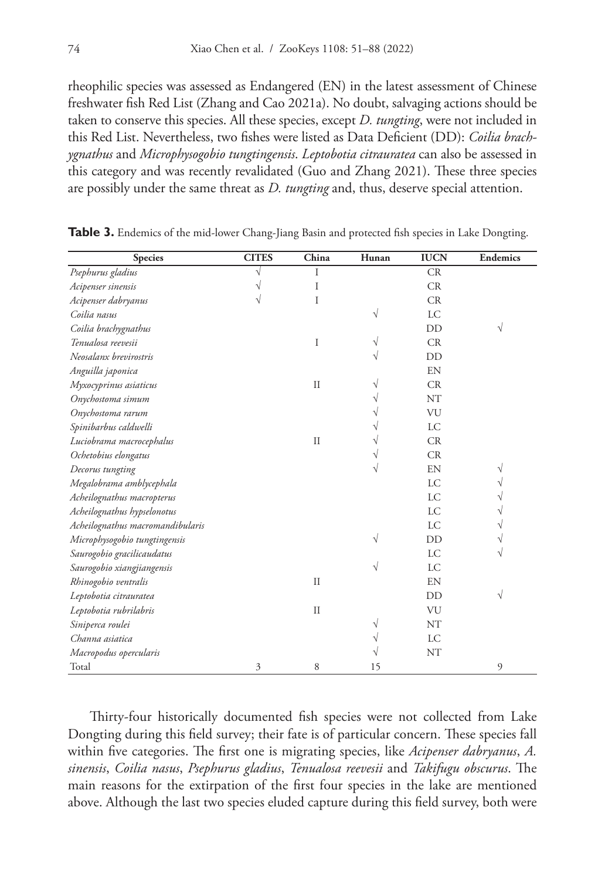rheophilic species was assessed as Endangered (EN) in the latest assessment of Chinese freshwater fish Red List (Zhang and Cao 2021a). No doubt, salvaging actions should be taken to conserve this species. All these species, except *D. tungting*, were not included in this Red List. Nevertheless, two fishes were listed as Data Deficient (DD): *Coilia brachygnathus* and *Microphysogobio tungtingensis*. *Leptobotia citrauratea* can also be assessed in this category and was recently revalidated (Guo and Zhang 2021). These three species are possibly under the same threat as *D. tungting* and, thus, deserve special attention.

**Table 3.** Endemics of the mid-lower Chang-Jiang Basin and protected fish species in Lake Dongting.

| Species | CITES | China | Hunan | IUCN | Endemics |
|---|---|---|---|---|---|
| *Psephurus gladius* | √ | I | | CR | |
| *Acipenser sinensis* | √ | I | | CR | |
| *Acipenser dabryanus* | √ | I | | CR | |
| *Coilia nasus* | | | √ | LC | |
| *Coilia brachygnathus* | | | | DD | √ |
| *Tenualosa reevesii* | | I | √ | CR | |
| *Neosalanx brevirostris* | | | √ | DD | |
| *Anguilla japonica* | | | | EN | |
| *Myxocyprinus asiaticus* | | II | √ | CR | |
| *Onychostoma simum* | | | √ | NT | |
| *Onychostoma rarum* | | | √ | VU | |
| *Spinibarbus caldwelli* | | | √ | LC | |
| *Luciobrama macrocephalus* | | II | √ | CR | |
| *Ochetobius elongatus* | | | √ | CR | |
| *Decorus tungting* | | | √ | EN | √ |
| *Megalobrama amblycephala* | | | | LC | √ |
| *Acheilognathus macropterus* | | | | LC | √ |
| *Acheilognathus hypselonotus* | | | | LC | √ |
| *Acheilognathus macromandibularis* | | | | LC | √ |
| *Microphysogobio tungtingensis* | | | √ | DD | √ |
| *Saurogobio gracilicaudatus* | | | | LC | √ |
| *Saurogobio xiangjiangensis* | | | √ | LC | |
| *Rhinogobio ventralis* | | II | | EN | |
| *Leptobotia citrauratea* | | | | DD | √ |
| *Leptobotia rubrilabris* | | II | | VU | |
| *Siniperca roulei* | | | √ | NT | |
| *Channa asiatica* | | | √ | LC | |
| *Macropodus opercularis* | | | √ | NT | |
| Total | 3 | 8 | 15 | | 9 |

Thirty-four historically documented fish species were not collected from Lake Dongting during this field survey; their fate is of particular concern. These species fall within five categories. The first one is migrating species, like *Acipenser dabryanus*, *A. sinensis*, *Coilia nasus*, *Psephurus gladius*, *Tenualosa reevesii* and *Takifugu obscurus*. The main reasons for the extirpation of the first four species in the lake are mentioned above. Although the last two species eluded capture during this field survey, both were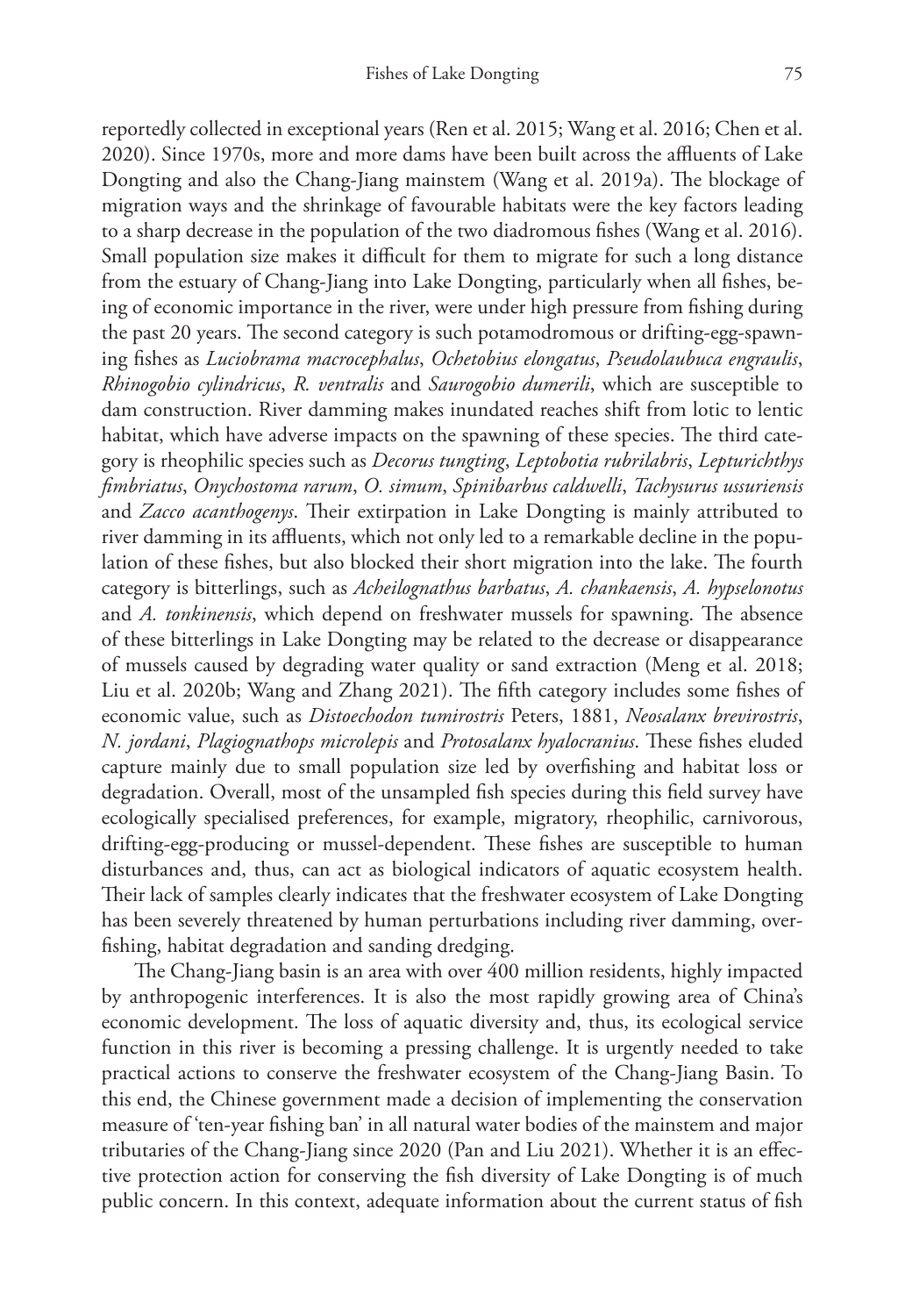reportedly collected in exceptional years (Ren et al. 2015; Wang et al. 2016; Chen et al. 2020). Since 1970s, more and more dams have been built across the affluents of Lake Dongting and also the Chang-Jiang mainstem (Wang et al. 2019a). The blockage of migration ways and the shrinkage of favourable habitats were the key factors leading to a sharp decrease in the population of the two diadromous fishes (Wang et al. 2016). Small population size makes it difficult for them to migrate for such a long distance from the estuary of Chang-Jiang into Lake Dongting, particularly when all fishes, being of economic importance in the river, were under high pressure from fishing during the past 20 years. The second category is such potamodromous or drifting-egg-spawning fishes as *Luciobrama macrocephalus*, *Ochetobius elongatus*, *Pseudolaubuca engraulis*, *Rhinogobio cylindricus*, *R. ventralis* and *Saurogobio dumerili*, which are susceptible to dam construction. River damming makes inundated reaches shift from lotic to lentic habitat, which have adverse impacts on the spawning of these species. The third category is rheophilic species such as *Decorus tungting*, *Leptobotia rubrilabris*, *Lepturichthys fimbriatus*, *Onychostoma rarum*, *O. simum*, *Spinibarbus caldwelli*, *Tachysurus ussuriensis* and *Zacco acanthogenys*. Their extirpation in Lake Dongting is mainly attributed to river damming in its affluents, which not only led to a remarkable decline in the population of these fishes, but also blocked their short migration into the lake. The fourth category is bitterlings, such as *Acheilognathus barbatus*, *A. chankaensis*, *A. hypselonotus* and *A. tonkinensis*, which depend on freshwater mussels for spawning. The absence of these bitterlings in Lake Dongting may be related to the decrease or disappearance of mussels caused by degrading water quality or sand extraction (Meng et al. 2018; Liu et al. 2020b; Wang and Zhang 2021). The fifth category includes some fishes of economic value, such as *Distoechodon tumirostris* Peters, 1881, *Neosalanx brevirostris*, *N. jordani*, *Plagiognathops microlepis* and *Protosalanx hyalocranius*. These fishes eluded capture mainly due to small population size led by overfishing and habitat loss or degradation. Overall, most of the unsampled fish species during this field survey have ecologically specialised preferences, for example, migratory, rheophilic, carnivorous, drifting-egg-producing or mussel-dependent. These fishes are susceptible to human disturbances and, thus, can act as biological indicators of aquatic ecosystem health. Their lack of samples clearly indicates that the freshwater ecosystem of Lake Dongting has been severely threatened by human perturbations including river damming, overfishing, habitat degradation and sanding dredging.

The Chang-Jiang basin is an area with over 400 million residents, highly impacted by anthropogenic interferences. It is also the most rapidly growing area of China's economic development. The loss of aquatic diversity and, thus, its ecological service function in this river is becoming a pressing challenge. It is urgently needed to take practical actions to conserve the freshwater ecosystem of the Chang-Jiang Basin. To this end, the Chinese government made a decision of implementing the conservation measure of 'ten-year fishing ban' in all natural water bodies of the mainstem and major tributaries of the Chang-Jiang since 2020 (Pan and Liu 2021). Whether it is an effective protection action for conserving the fish diversity of Lake Dongting is of much public concern. In this context, adequate information about the current status of fish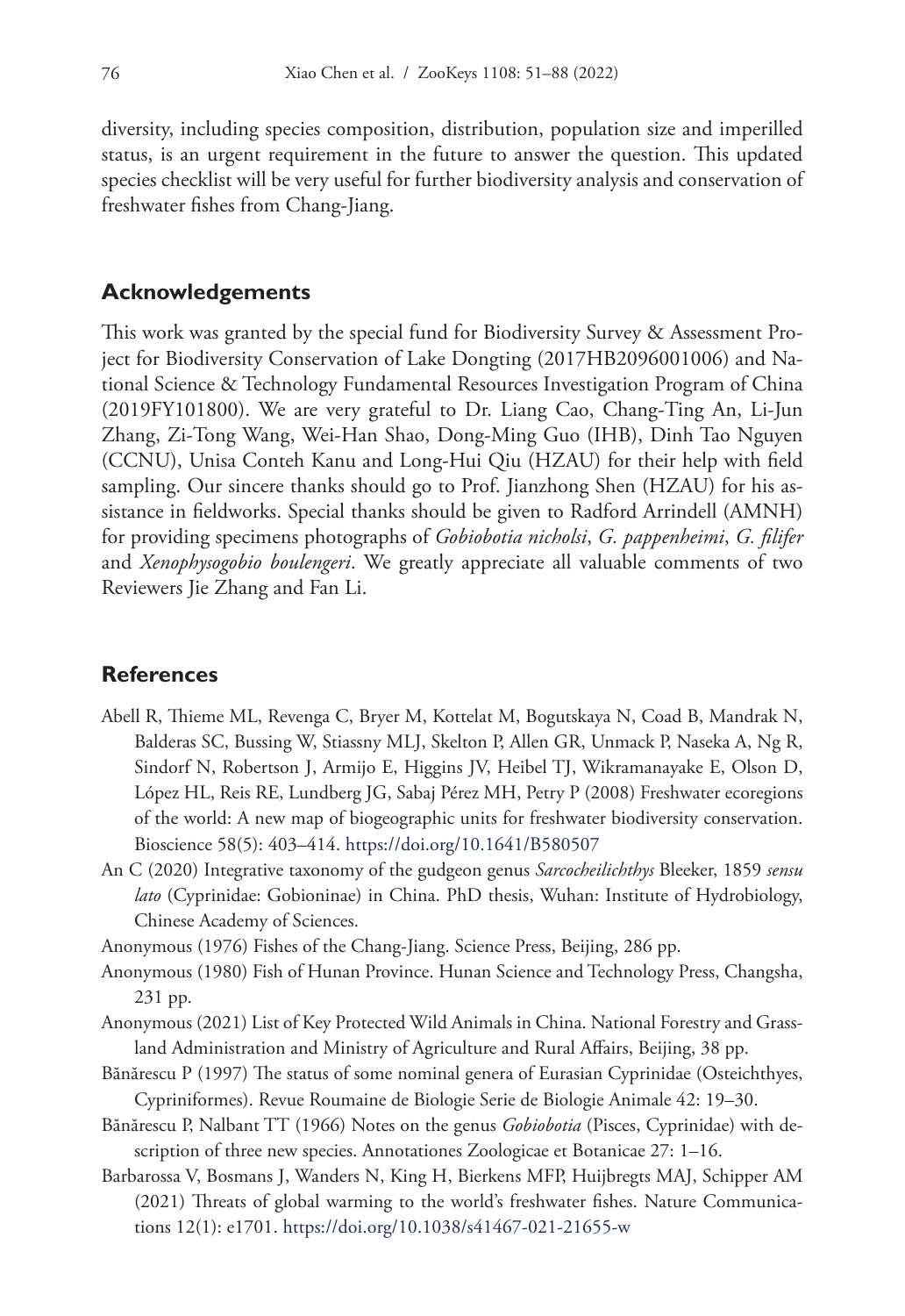diversity, including species composition, distribution, population size and imperilled status, is an urgent requirement in the future to answer the question. This updated species checklist will be very useful for further biodiversity analysis and conservation of freshwater fishes from Chang-Jiang.

## Acknowledgements

This work was granted by the special fund for Biodiversity Survey & Assessment Project for Biodiversity Conservation of Lake Dongting (2017HB2096001006) and National Science & Technology Fundamental Resources Investigation Program of China (2019FY101800). We are very grateful to Dr. Liang Cao, Chang-Ting An, Li-Jun Zhang, Zi-Tong Wang, Wei-Han Shao, Dong-Ming Guo (IHB), Dinh Tao Nguyen (CCNU), Unisa Conteh Kanu and Long-Hui Qiu (HZAU) for their help with field sampling. Our sincere thanks should go to Prof. Jianzhong Shen (HZAU) for his assistance in fieldworks. Special thanks should be given to Radford Arrindell (AMNH) for providing specimens photographs of *Gobiobotia nicholsi*, *G. pappenheimi*, *G. filifer* and *Xenophysogobio boulengeri*. We greatly appreciate all valuable comments of two Reviewers Jie Zhang and Fan Li.

## References

Abell R, Thieme ML, Revenga C, Bryer M, Kottelat M, Bogutskaya N, Coad B, Mandrak N, Balderas SC, Bussing W, Stiassny MLJ, Skelton P, Allen GR, Unmack P, Naseka A, Ng R, Sindorf N, Robertson J, Armijo E, Higgins JV, Heibel TJ, Wikramanayake E, Olson D, López HL, Reis RE, Lundberg JG, Sabaj Pérez MH, Petry P (2008) Freshwater ecoregions of the world: A new map of biogeographic units for freshwater biodiversity conservation. Bioscience 58(5): 403–414. https://doi.org/10.1641/B580507

An C (2020) Integrative taxonomy of the gudgeon genus *Sarcocheilichthys* Bleeker, 1859 *sensu lato* (Cyprinidae: Gobioninae) in China. PhD thesis, Wuhan: Institute of Hydrobiology, Chinese Academy of Sciences.

Anonymous (1976) Fishes of the Chang-Jiang. Science Press, Beijing, 286 pp.

Anonymous (1980) Fish of Hunan Province. Hunan Science and Technology Press, Changsha, 231 pp.

Anonymous (2021) List of Key Protected Wild Animals in China. National Forestry and Grassland Administration and Ministry of Agriculture and Rural Affairs, Beijing, 38 pp.

Bănărescu P (1997) The status of some nominal genera of Eurasian Cyprinidae (Osteichthyes, Cypriniformes). Revue Roumaine de Biologie Serie de Biologie Animale 42: 19–30.

Bănărescu P, Nalbant TT (1966) Notes on the genus *Gobiobotia* (Pisces, Cyprinidae) with description of three new species. Annotationes Zoologicae et Botanicae 27: 1–16.

Barbarossa V, Bosmans J, Wanders N, King H, Bierkens MFP, Huijbregts MAJ, Schipper AM (2021) Threats of global warming to the world's freshwater fishes. Nature Communications 12(1): e1701. https://doi.org/10.1038/s41467-021-21655-w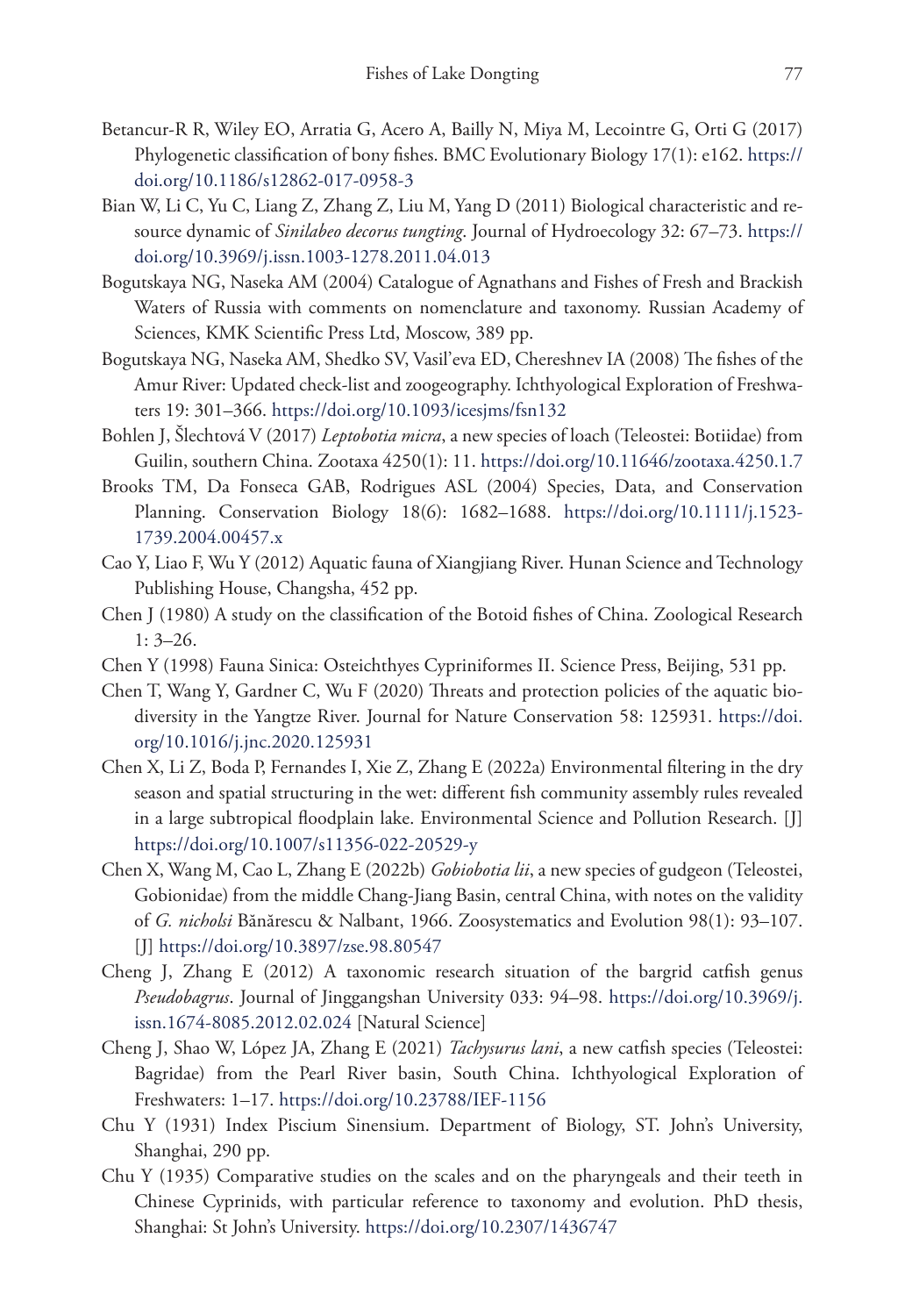Betancur-R R, Wiley EO, Arratia G, Acero A, Bailly N, Miya M, Lecointre G, Orti G (2017) Phylogenetic classification of bony fishes. BMC Evolutionary Biology 17(1): e162. https://doi.org/10.1186/s12862-017-0958-3

Bian W, Li C, Yu C, Liang Z, Zhang Z, Liu M, Yang D (2011) Biological characteristic and resource dynamic of *Sinilabeo decorus tungting*. Journal of Hydroecology 32: 67–73. https://doi.org/10.3969/j.issn.1003-1278.2011.04.013

Bogutskaya NG, Naseka AM (2004) Catalogue of Agnathans and Fishes of Fresh and Brackish Waters of Russia with comments on nomenclature and taxonomy. Russian Academy of Sciences, KMK Scientific Press Ltd, Moscow, 389 pp.

Bogutskaya NG, Naseka AM, Shedko SV, Vasil'eva ED, Chereshnev IA (2008) The fishes of the Amur River: Updated check-list and zoogeography. Ichthyological Exploration of Freshwaters 19: 301–366. https://doi.org/10.1093/icesjms/fsn132

Bohlen J, Šlechtová V (2017) *Leptobotia micra*, a new species of loach (Teleostei: Botiidae) from Guilin, southern China. Zootaxa 4250(1): 11. https://doi.org/10.11646/zootaxa.4250.1.7

Brooks TM, Da Fonseca GAB, Rodrigues ASL (2004) Species, Data, and Conservation Planning. Conservation Biology 18(6): 1682–1688. https://doi.org/10.1111/j.1523-1739.2004.00457.x

Cao Y, Liao F, Wu Y (2012) Aquatic fauna of Xiangjiang River. Hunan Science and Technology Publishing House, Changsha, 452 pp.

Chen J (1980) A study on the classification of the Botoid fishes of China. Zoological Research 1: 3–26.

Chen Y (1998) Fauna Sinica: Osteichthyes Cypriniformes II. Science Press, Beijing, 531 pp.

Chen T, Wang Y, Gardner C, Wu F (2020) Threats and protection policies of the aquatic biodiversity in the Yangtze River. Journal for Nature Conservation 58: 125931. https://doi.org/10.1016/j.jnc.2020.125931

Chen X, Li Z, Boda P, Fernandes I, Xie Z, Zhang E (2022a) Environmental filtering in the dry season and spatial structuring in the wet: different fish community assembly rules revealed in a large subtropical floodplain lake. Environmental Science and Pollution Research. [J] https://doi.org/10.1007/s11356-022-20529-y

Chen X, Wang M, Cao L, Zhang E (2022b) *Gobiobotia lii*, a new species of gudgeon (Teleostei, Gobionidae) from the middle Chang-Jiang Basin, central China, with notes on the validity of *G. nicholsi* Bănărescu & Nalbant, 1966. Zoosystematics and Evolution 98(1): 93–107. [J] https://doi.org/10.3897/zse.98.80547

Cheng J, Zhang E (2012) A taxonomic research situation of the bargrid catfish genus *Pseudobagrus*. Journal of Jinggangshan University 033: 94–98. https://doi.org/10.3969/j.issn.1674-8085.2012.02.024 [Natural Science]

Cheng J, Shao W, López JA, Zhang E (2021) *Tachysurus lani*, a new catfish species (Teleostei: Bagridae) from the Pearl River basin, South China. Ichthyological Exploration of Freshwaters: 1–17. https://doi.org/10.23788/IEF-1156

Chu Y (1931) Index Piscium Sinensium. Department of Biology, ST. John's University, Shanghai, 290 pp.

Chu Y (1935) Comparative studies on the scales and on the pharyngeals and their teeth in Chinese Cyprinids, with particular reference to taxonomy and evolution. PhD thesis, Shanghai: St John's University. https://doi.org/10.2307/1436747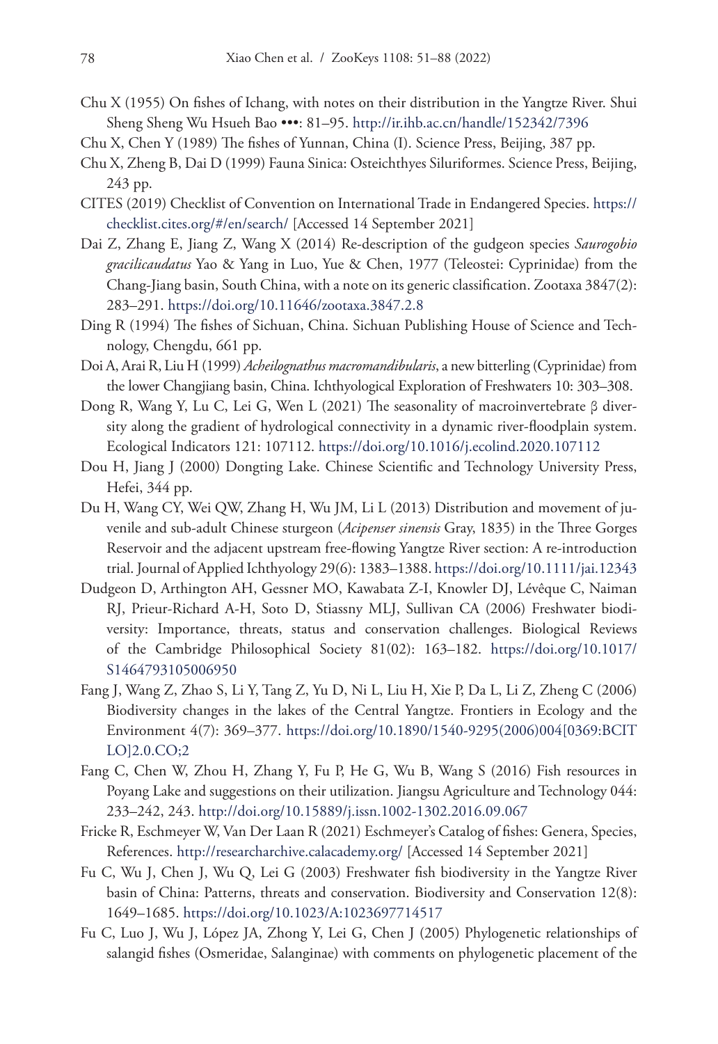Chu X (1955) On fishes of Ichang, with notes on their distribution in the Yangtze River. Shui Sheng Sheng Wu Hsueh Bao •••: 81–95. http://ir.ihb.ac.cn/handle/152342/7396

Chu X, Chen Y (1989) The fishes of Yunnan, China (I). Science Press, Beijing, 387 pp.

Chu X, Zheng B, Dai D (1999) Fauna Sinica: Osteichthyes Siluriformes. Science Press, Beijing, 243 pp.

CITES (2019) Checklist of Convention on International Trade in Endangered Species. https://checklist.cites.org/#/en/search/ [Accessed 14 September 2021]

Dai Z, Zhang E, Jiang Z, Wang X (2014) Re-description of the gudgeon species *Saurogobio gracilicaudatus* Yao & Yang in Luo, Yue & Chen, 1977 (Teleostei: Cyprinidae) from the Chang-Jiang basin, South China, with a note on its generic classification. Zootaxa 3847(2): 283–291. https://doi.org/10.11646/zootaxa.3847.2.8

Ding R (1994) The fishes of Sichuan, China. Sichuan Publishing House of Science and Technology, Chengdu, 661 pp.

Doi A, Arai R, Liu H (1999) *Acheilognathus macromandibularis*, a new bitterling (Cyprinidae) from the lower Changjiang basin, China. Ichthyological Exploration of Freshwaters 10: 303–308.

Dong R, Wang Y, Lu C, Lei G, Wen L (2021) The seasonality of macroinvertebrate β diversity along the gradient of hydrological connectivity in a dynamic river-floodplain system. Ecological Indicators 121: 107112. https://doi.org/10.1016/j.ecolind.2020.107112

Dou H, Jiang J (2000) Dongting Lake. Chinese Scientific and Technology University Press, Hefei, 344 pp.

Du H, Wang CY, Wei QW, Zhang H, Wu JM, Li L (2013) Distribution and movement of juvenile and sub-adult Chinese sturgeon (*Acipenser sinensis* Gray, 1835) in the Three Gorges Reservoir and the adjacent upstream free-flowing Yangtze River section: A re-introduction trial. Journal of Applied Ichthyology 29(6): 1383–1388. https://doi.org/10.1111/jai.12343

Dudgeon D, Arthington AH, Gessner MO, Kawabata Z-I, Knowler DJ, Lévêque C, Naiman RJ, Prieur-Richard A-H, Soto D, Stiassny MLJ, Sullivan CA (2006) Freshwater biodiversity: Importance, threats, status and conservation challenges. Biological Reviews of the Cambridge Philosophical Society 81(02): 163–182. https://doi.org/10.1017/S1464793105006950

Fang J, Wang Z, Zhao S, Li Y, Tang Z, Yu D, Ni L, Liu H, Xie P, Da L, Li Z, Zheng C (2006) Biodiversity changes in the lakes of the Central Yangtze. Frontiers in Ecology and the Environment 4(7): 369–377. https://doi.org/10.1890/1540-9295(2006)004[0369:BCITLO]2.0.CO;2

Fang C, Chen W, Zhou H, Zhang Y, Fu P, He G, Wu B, Wang S (2016) Fish resources in Poyang Lake and suggestions on their utilization. Jiangsu Agriculture and Technology 044: 233–242, 243. http://doi.org/10.15889/j.issn.1002-1302.2016.09.067

Fricke R, Eschmeyer W, Van Der Laan R (2021) Eschmeyer's Catalog of fishes: Genera, Species, References. http://researcharchive.calacademy.org/ [Accessed 14 September 2021]

Fu C, Wu J, Chen J, Wu Q, Lei G (2003) Freshwater fish biodiversity in the Yangtze River basin of China: Patterns, threats and conservation. Biodiversity and Conservation 12(8): 1649–1685. https://doi.org/10.1023/A:1023697714517

Fu C, Luo J, Wu J, López JA, Zhong Y, Lei G, Chen J (2005) Phylogenetic relationships of salangid fishes (Osmeridae, Salanginae) with comments on phylogenetic placement of the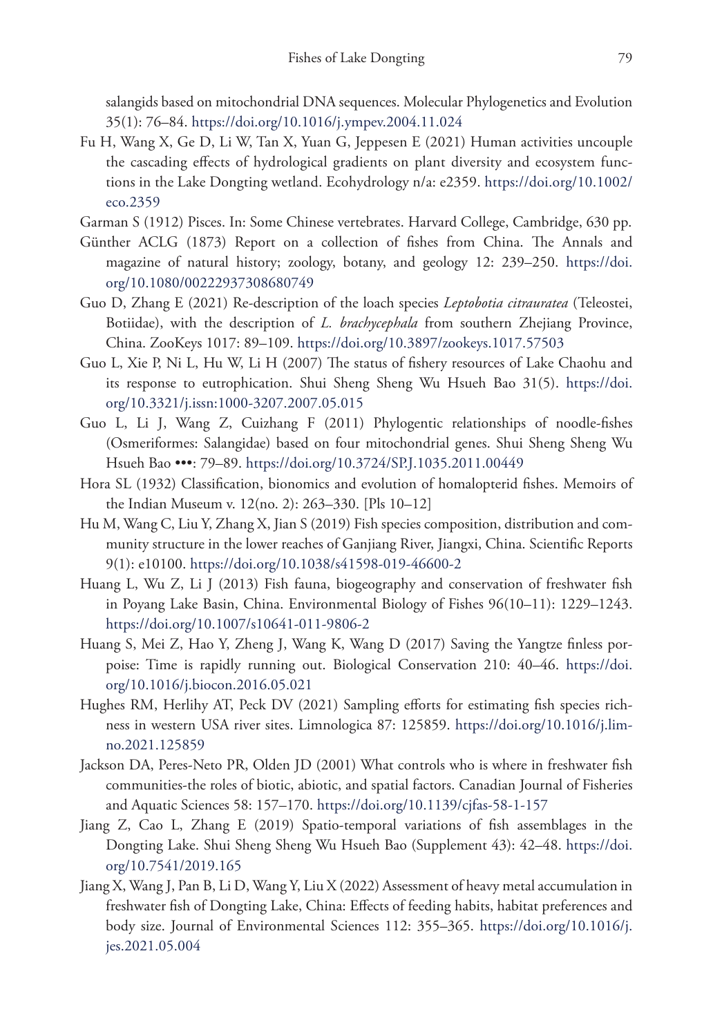salangids based on mitochondrial DNA sequences. Molecular Phylogenetics and Evolution 35(1): 76–84. https://doi.org/10.1016/j.ympev.2004.11.024

Fu H, Wang X, Ge D, Li W, Tan X, Yuan G, Jeppesen E (2021) Human activities uncouple the cascading effects of hydrological gradients on plant diversity and ecosystem functions in the Lake Dongting wetland. Ecohydrology n/a: e2359. https://doi.org/10.1002/eco.2359

Garman S (1912) Pisces. In: Some Chinese vertebrates. Harvard College, Cambridge, 630 pp.

Günther ACLG (1873) Report on a collection of fishes from China. The Annals and magazine of natural history; zoology, botany, and geology 12: 239–250. https://doi.org/10.1080/00222937308680749

Guo D, Zhang E (2021) Re-description of the loach species *Leptobotia citrauratea* (Teleostei, Botiidae), with the description of *L. brachycephala* from southern Zhejiang Province, China. ZooKeys 1017: 89–109. https://doi.org/10.3897/zookeys.1017.57503

Guo L, Xie P, Ni L, Hu W, Li H (2007) The status of fishery resources of Lake Chaohu and its response to eutrophication. Shui Sheng Sheng Wu Hsueh Bao 31(5). https://doi.org/10.3321/j.issn:1000-3207.2007.05.015

Guo L, Li J, Wang Z, Cuizhang F (2011) Phylogentic relationships of noodle-fishes (Osmeriformes: Salangidae) based on four mitochondrial genes. Shui Sheng Sheng Wu Hsueh Bao •••: 79–89. https://doi.org/10.3724/SP.J.1035.2011.00449

Hora SL (1932) Classification, bionomics and evolution of homalopterid fishes. Memoirs of the Indian Museum v. 12(no. 2): 263–330. [Pls 10–12]

Hu M, Wang C, Liu Y, Zhang X, Jian S (2019) Fish species composition, distribution and community structure in the lower reaches of Ganjiang River, Jiangxi, China. Scientific Reports 9(1): e10100. https://doi.org/10.1038/s41598-019-46600-2

Huang L, Wu Z, Li J (2013) Fish fauna, biogeography and conservation of freshwater fish in Poyang Lake Basin, China. Environmental Biology of Fishes 96(10–11): 1229–1243. https://doi.org/10.1007/s10641-011-9806-2

Huang S, Mei Z, Hao Y, Zheng J, Wang K, Wang D (2017) Saving the Yangtze finless porpoise: Time is rapidly running out. Biological Conservation 210: 40–46. https://doi.org/10.1016/j.biocon.2016.05.021

Hughes RM, Herlihy AT, Peck DV (2021) Sampling efforts for estimating fish species richness in western USA river sites. Limnologica 87: 125859. https://doi.org/10.1016/j.limno.2021.125859

Jackson DA, Peres-Neto PR, Olden JD (2001) What controls who is where in freshwater fish communities-the roles of biotic, abiotic, and spatial factors. Canadian Journal of Fisheries and Aquatic Sciences 58: 157–170. https://doi.org/10.1139/cjfas-58-1-157

Jiang Z, Cao L, Zhang E (2019) Spatio-temporal variations of fish assemblages in the Dongting Lake. Shui Sheng Sheng Wu Hsueh Bao (Supplement 43): 42–48. https://doi.org/10.7541/2019.165

Jiang X, Wang J, Pan B, Li D, Wang Y, Liu X (2022) Assessment of heavy metal accumulation in freshwater fish of Dongting Lake, China: Effects of feeding habits, habitat preferences and body size. Journal of Environmental Sciences 112: 355–365. https://doi.org/10.1016/j.jes.2021.05.004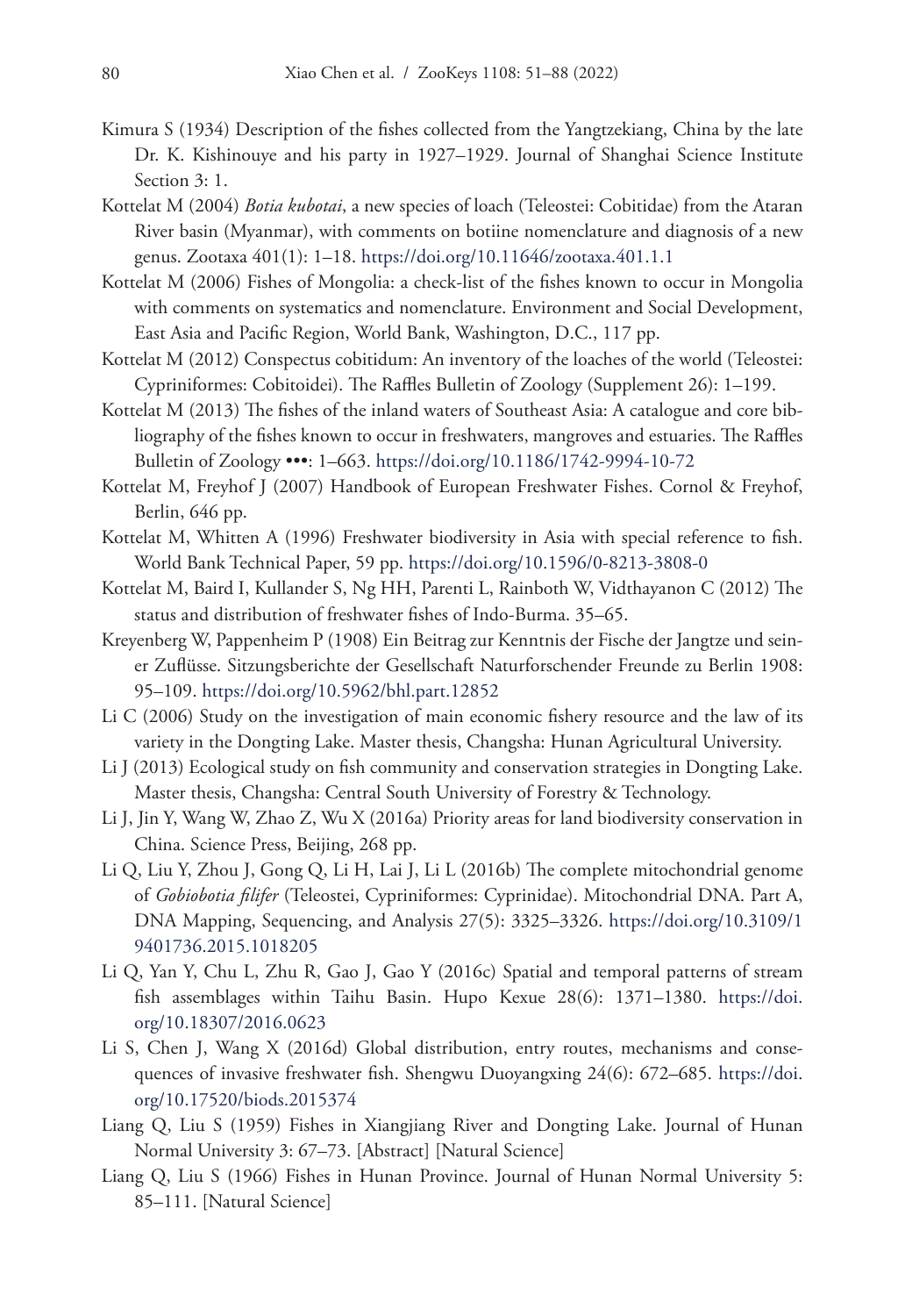Kimura S (1934) Description of the fishes collected from the Yangtzekiang, China by the late Dr. K. Kishinouye and his party in 1927–1929. Journal of Shanghai Science Institute Section 3: 1.

Kottelat M (2004) *Botia kubotai*, a new species of loach (Teleostei: Cobitidae) from the Ataran River basin (Myanmar), with comments on botiine nomenclature and diagnosis of a new genus. Zootaxa 401(1): 1–18. https://doi.org/10.11646/zootaxa.401.1.1

Kottelat M (2006) Fishes of Mongolia: a check-list of the fishes known to occur in Mongolia with comments on systematics and nomenclature. Environment and Social Development, East Asia and Pacific Region, World Bank, Washington, D.C., 117 pp.

Kottelat M (2012) Conspectus cobitidum: An inventory of the loaches of the world (Teleostei: Cypriniformes: Cobitoidei). The Raffles Bulletin of Zoology (Supplement 26): 1–199.

Kottelat M (2013) The fishes of the inland waters of Southeast Asia: A catalogue and core bibliography of the fishes known to occur in freshwaters, mangroves and estuaries. The Raffles Bulletin of Zoology •••: 1–663. https://doi.org/10.1186/1742-9994-10-72

Kottelat M, Freyhof J (2007) Handbook of European Freshwater Fishes. Cornol & Freyhof, Berlin, 646 pp.

Kottelat M, Whitten A (1996) Freshwater biodiversity in Asia with special reference to fish. World Bank Technical Paper, 59 pp. https://doi.org/10.1596/0-8213-3808-0

Kottelat M, Baird I, Kullander S, Ng HH, Parenti L, Rainboth W, Vidthayanon C (2012) The status and distribution of freshwater fishes of Indo-Burma. 35–65.

Kreyenberg W, Pappenheim P (1908) Ein Beitrag zur Kenntnis der Fische der Jangtze und seiner Zuflüsse. Sitzungsberichte der Gesellschaft Naturforschender Freunde zu Berlin 1908: 95–109. https://doi.org/10.5962/bhl.part.12852

Li C (2006) Study on the investigation of main economic fishery resource and the law of its variety in the Dongting Lake. Master thesis, Changsha: Hunan Agricultural University.

Li J (2013) Ecological study on fish community and conservation strategies in Dongting Lake. Master thesis, Changsha: Central South University of Forestry & Technology.

Li J, Jin Y, Wang W, Zhao Z, Wu X (2016a) Priority areas for land biodiversity conservation in China. Science Press, Beijing, 268 pp.

Li Q, Liu Y, Zhou J, Gong Q, Li H, Lai J, Li L (2016b) The complete mitochondrial genome of *Gobiobotia filifer* (Teleostei, Cypriniformes: Cyprinidae). Mitochondrial DNA. Part A, DNA Mapping, Sequencing, and Analysis 27(5): 3325–3326. https://doi.org/10.3109/19401736.2015.1018205

Li Q, Yan Y, Chu L, Zhu R, Gao J, Gao Y (2016c) Spatial and temporal patterns of stream fish assemblages within Taihu Basin. Hupo Kexue 28(6): 1371–1380. https://doi.org/10.18307/2016.0623

Li S, Chen J, Wang X (2016d) Global distribution, entry routes, mechanisms and consequences of invasive freshwater fish. Shengwu Duoyangxing 24(6): 672–685. https://doi.org/10.17520/biods.2015374

Liang Q, Liu S (1959) Fishes in Xiangjiang River and Dongting Lake. Journal of Hunan Normal University 3: 67–73. [Abstract] [Natural Science]

Liang Q, Liu S (1966) Fishes in Hunan Province. Journal of Hunan Normal University 5: 85–111. [Natural Science]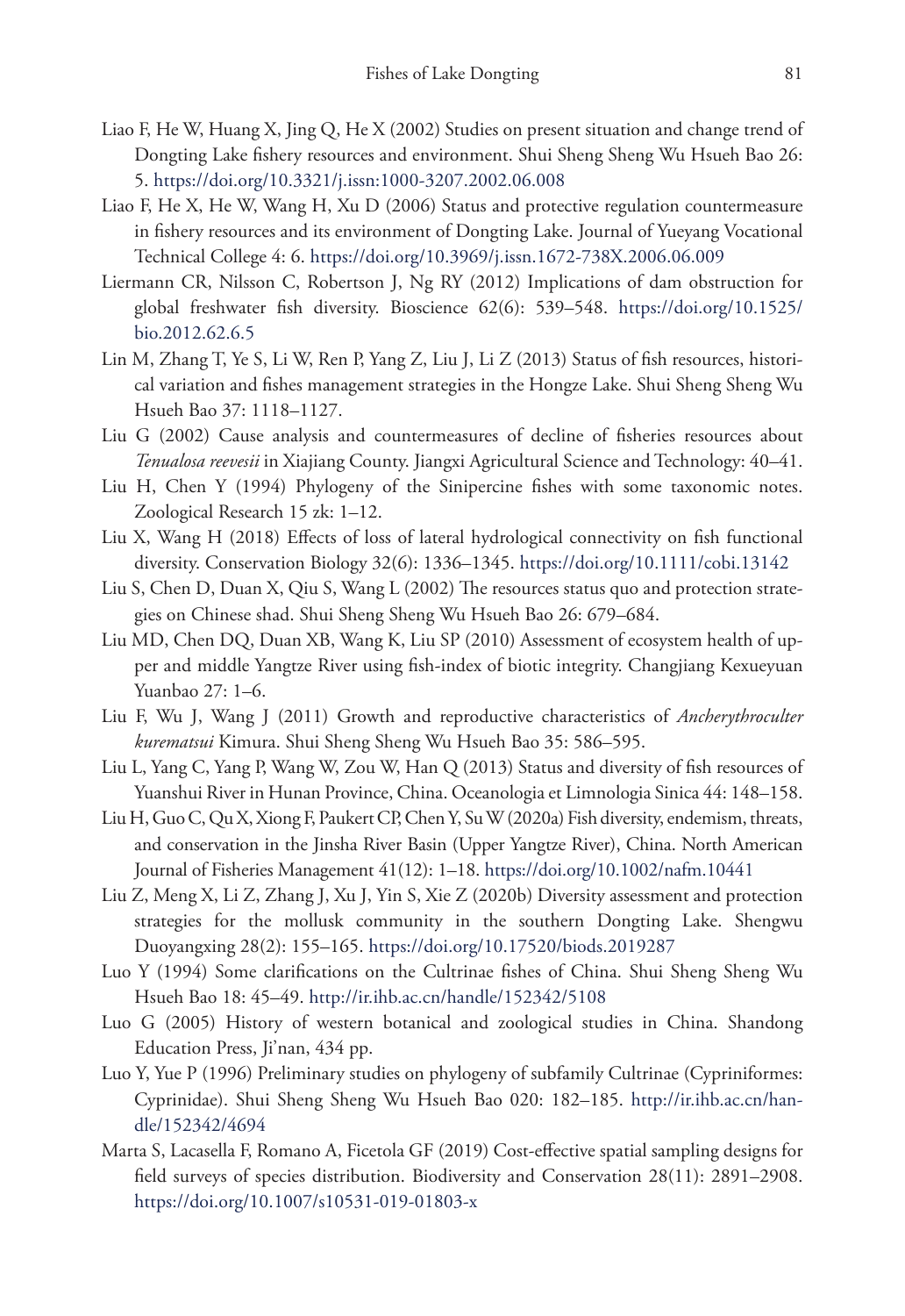Liao F, He W, Huang X, Jing Q, He X (2002) Studies on present situation and change trend of Dongting Lake fishery resources and environment. Shui Sheng Sheng Wu Hsueh Bao 26: 5. https://doi.org/10.3321/j.issn:1000-3207.2002.06.008

Liao F, He X, He W, Wang H, Xu D (2006) Status and protective regulation countermeasure in fishery resources and its environment of Dongting Lake. Journal of Yueyang Vocational Technical College 4: 6. https://doi.org/10.3969/j.issn.1672-738X.2006.06.009

Liermann CR, Nilsson C, Robertson J, Ng RY (2012) Implications of dam obstruction for global freshwater fish diversity. Bioscience 62(6): 539–548. https://doi.org/10.1525/bio.2012.62.6.5

Lin M, Zhang T, Ye S, Li W, Ren P, Yang Z, Liu J, Li Z (2013) Status of fish resources, historical variation and fishes management strategies in the Hongze Lake. Shui Sheng Sheng Wu Hsueh Bao 37: 1118–1127.

Liu G (2002) Cause analysis and countermeasures of decline of fisheries resources about *Tenualosa reevesii* in Xiajiang County. Jiangxi Agricultural Science and Technology: 40–41.

Liu H, Chen Y (1994) Phylogeny of the Sinipercine fishes with some taxonomic notes. Zoological Research 15 zk: 1–12.

Liu X, Wang H (2018) Effects of loss of lateral hydrological connectivity on fish functional diversity. Conservation Biology 32(6): 1336–1345. https://doi.org/10.1111/cobi.13142

Liu S, Chen D, Duan X, Qiu S, Wang L (2002) The resources status quo and protection strategies on Chinese shad. Shui Sheng Sheng Wu Hsueh Bao 26: 679–684.

Liu MD, Chen DQ, Duan XB, Wang K, Liu SP (2010) Assessment of ecosystem health of upper and middle Yangtze River using fish-index of biotic integrity. Changjiang Kexueyuan Yuanbao 27: 1–6.

Liu F, Wu J, Wang J (2011) Growth and reproductive characteristics of *Ancherythroculter kurematsui* Kimura. Shui Sheng Sheng Wu Hsueh Bao 35: 586–595.

Liu L, Yang C, Yang P, Wang W, Zou W, Han Q (2013) Status and diversity of fish resources of Yuanshui River in Hunan Province, China. Oceanologia et Limnologia Sinica 44: 148–158.

Liu H, Guo C, Qu X, Xiong F, Paukert CP, Chen Y, Su W (2020a) Fish diversity, endemism, threats, and conservation in the Jinsha River Basin (Upper Yangtze River), China. North American Journal of Fisheries Management 41(12): 1–18. https://doi.org/10.1002/nafm.10441

Liu Z, Meng X, Li Z, Zhang J, Xu J, Yin S, Xie Z (2020b) Diversity assessment and protection strategies for the mollusk community in the southern Dongting Lake. Shengwu Duoyangxing 28(2): 155–165. https://doi.org/10.17520/biods.2019287

Luo Y (1994) Some clarifications on the Cultrinae fishes of China. Shui Sheng Sheng Wu Hsueh Bao 18: 45–49. http://ir.ihb.ac.cn/handle/152342/5108

Luo G (2005) History of western botanical and zoological studies in China. Shandong Education Press, Ji'nan, 434 pp.

Luo Y, Yue P (1996) Preliminary studies on phylogeny of subfamily Cultrinae (Cypriniformes: Cyprinidae). Shui Sheng Sheng Wu Hsueh Bao 020: 182–185. http://ir.ihb.ac.cn/handle/152342/4694

Marta S, Lacasella F, Romano A, Ficetola GF (2019) Cost-effective spatial sampling designs for field surveys of species distribution. Biodiversity and Conservation 28(11): 2891–2908. https://doi.org/10.1007/s10531-019-01803-x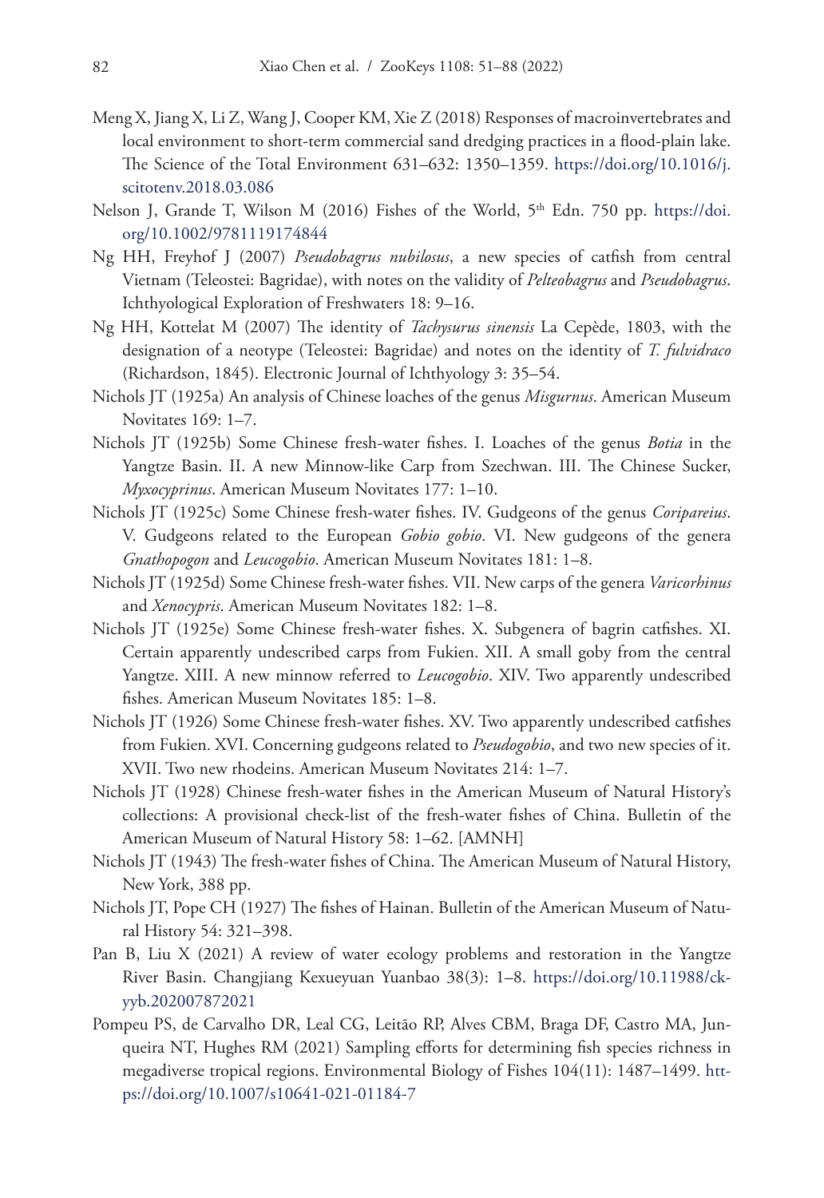Meng X, Jiang X, Li Z, Wang J, Cooper KM, Xie Z (2018) Responses of macroinvertebrates and local environment to short-term commercial sand dredging practices in a flood-plain lake. The Science of the Total Environment 631–632: 1350–1359. https://doi.org/10.1016/j.scitotenv.2018.03.086

Nelson J, Grande T, Wilson M (2016) Fishes of the World, 5th Edn. 750 pp. https://doi.org/10.1002/9781119174844

Ng HH, Freyhof J (2007) *Pseudobagrus nubilosus*, a new species of catfish from central Vietnam (Teleostei: Bagridae), with notes on the validity of *Pelteobagrus* and *Pseudobagrus*. Ichthyological Exploration of Freshwaters 18: 9–16.

Ng HH, Kottelat M (2007) The identity of *Tachysurus sinensis* La Cepède, 1803, with the designation of a neotype (Teleostei: Bagridae) and notes on the identity of *T. fulvidraco* (Richardson, 1845). Electronic Journal of Ichthyology 3: 35–54.

Nichols JT (1925a) An analysis of Chinese loaches of the genus *Misgurnus*. American Museum Novitates 169: 1–7.

Nichols JT (1925b) Some Chinese fresh-water fishes. I. Loaches of the genus *Botia* in the Yangtze Basin. II. A new Minnow-like Carp from Szechwan. III. The Chinese Sucker, *Myxocyprinus*. American Museum Novitates 177: 1–10.

Nichols JT (1925c) Some Chinese fresh-water fishes. IV. Gudgeons of the genus *Coripareius*. V. Gudgeons related to the European *Gobio gobio*. VI. New gudgeons of the genera *Gnathopogon* and *Leucogobio*. American Museum Novitates 181: 1–8.

Nichols JT (1925d) Some Chinese fresh-water fishes. VII. New carps of the genera *Varicorhinus* and *Xenocypris*. American Museum Novitates 182: 1–8.

Nichols JT (1925e) Some Chinese fresh-water fishes. X. Subgenera of bagrin catfishes. XI. Certain apparently undescribed carps from Fukien. XII. A small goby from the central Yangtze. XIII. A new minnow referred to *Leucogobio*. XIV. Two apparently undescribed fishes. American Museum Novitates 185: 1–8.

Nichols JT (1926) Some Chinese fresh-water fishes. XV. Two apparently undescribed catfishes from Fukien. XVI. Concerning gudgeons related to *Pseudogobio*, and two new species of it. XVII. Two new rhodeins. American Museum Novitates 214: 1–7.

Nichols JT (1928) Chinese fresh-water fishes in the American Museum of Natural History's collections: A provisional check-list of the fresh-water fishes of China. Bulletin of the American Museum of Natural History 58: 1–62. [AMNH]

Nichols JT (1943) The fresh-water fishes of China. The American Museum of Natural History, New York, 388 pp.

Nichols JT, Pope CH (1927) The fishes of Hainan. Bulletin of the American Museum of Natural History 54: 321–398.

Pan B, Liu X (2021) A review of water ecology problems and restoration in the Yangtze River Basin. Changjiang Kexueyuan Yuanbao 38(3): 1–8. https://doi.org/10.11988/ckyyb.202007872021

Pompeu PS, de Carvalho DR, Leal CG, Leitão RP, Alves CBM, Braga DF, Castro MA, Junqueira NT, Hughes RM (2021) Sampling efforts for determining fish species richness in megadiverse tropical regions. Environmental Biology of Fishes 104(11): 1487–1499. https://doi.org/10.1007/s10641-021-01184-7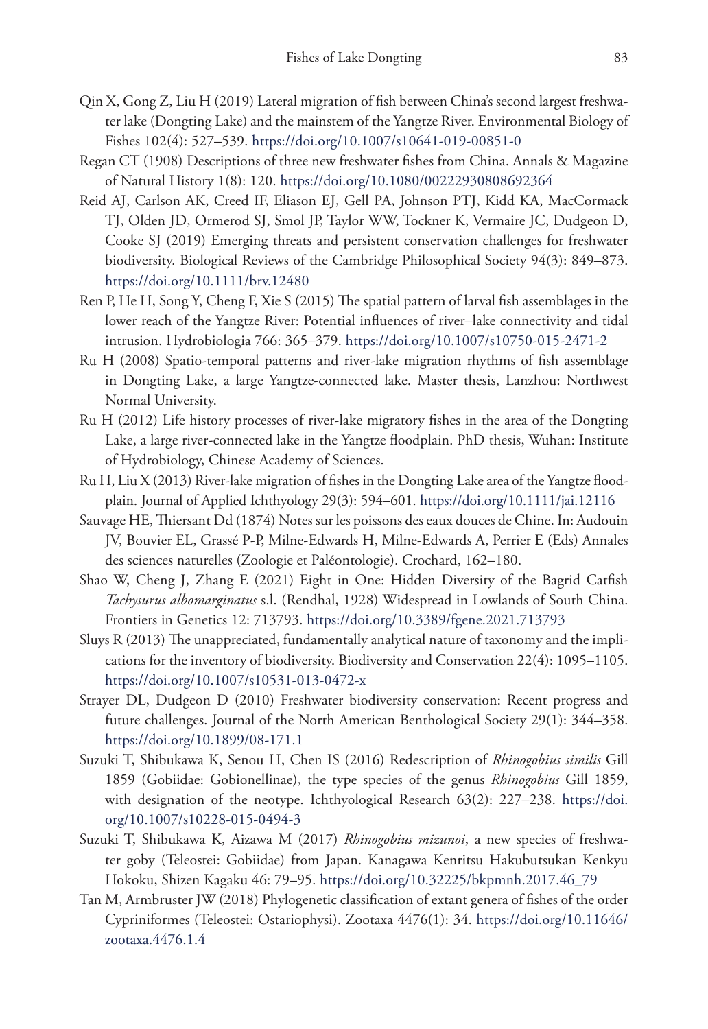Qin X, Gong Z, Liu H (2019) Lateral migration of fish between China's second largest freshwater lake (Dongting Lake) and the mainstem of the Yangtze River. Environmental Biology of Fishes 102(4): 527–539. https://doi.org/10.1007/s10641-019-00851-0

Regan CT (1908) Descriptions of three new freshwater fishes from China. Annals & Magazine of Natural History 1(8): 120. https://doi.org/10.1080/00222930808692364

Reid AJ, Carlson AK, Creed IF, Eliason EJ, Gell PA, Johnson PTJ, Kidd KA, MacCormack TJ, Olden JD, Ormerod SJ, Smol JP, Taylor WW, Tockner K, Vermaire JC, Dudgeon D, Cooke SJ (2019) Emerging threats and persistent conservation challenges for freshwater biodiversity. Biological Reviews of the Cambridge Philosophical Society 94(3): 849–873. https://doi.org/10.1111/brv.12480

Ren P, He H, Song Y, Cheng F, Xie S (2015) The spatial pattern of larval fish assemblages in the lower reach of the Yangtze River: Potential influences of river–lake connectivity and tidal intrusion. Hydrobiologia 766: 365–379. https://doi.org/10.1007/s10750-015-2471-2

Ru H (2008) Spatio-temporal patterns and river-lake migration rhythms of fish assemblage in Dongting Lake, a large Yangtze-connected lake. Master thesis, Lanzhou: Northwest Normal University.

Ru H (2012) Life history processes of river-lake migratory fishes in the area of the Dongting Lake, a large river-connected lake in the Yangtze floodplain. PhD thesis, Wuhan: Institute of Hydrobiology, Chinese Academy of Sciences.

Ru H, Liu X (2013) River-lake migration of fishes in the Dongting Lake area of the Yangtze floodplain. Journal of Applied Ichthyology 29(3): 594–601. https://doi.org/10.1111/jai.12116

Sauvage HE, Thiersant Dd (1874) Notes sur les poissons des eaux douces de Chine. In: Audouin JV, Bouvier EL, Grassé P-P, Milne-Edwards H, Milne-Edwards A, Perrier E (Eds) Annales des sciences naturelles (Zoologie et Paléontologie). Crochard, 162–180.

Shao W, Cheng J, Zhang E (2021) Eight in One: Hidden Diversity of the Bagrid Catfish *Tachysurus albomarginatus* s.l. (Rendhal, 1928) Widespread in Lowlands of South China. Frontiers in Genetics 12: 713793. https://doi.org/10.3389/fgene.2021.713793

Sluys R (2013) The unappreciated, fundamentally analytical nature of taxonomy and the implications for the inventory of biodiversity. Biodiversity and Conservation 22(4): 1095–1105. https://doi.org/10.1007/s10531-013-0472-x

Strayer DL, Dudgeon D (2010) Freshwater biodiversity conservation: Recent progress and future challenges. Journal of the North American Benthological Society 29(1): 344–358. https://doi.org/10.1899/08-171.1

Suzuki T, Shibukawa K, Senou H, Chen IS (2016) Redescription of *Rhinogobius similis* Gill 1859 (Gobiidae: Gobionellinae), the type species of the genus *Rhinogobius* Gill 1859, with designation of the neotype. Ichthyological Research 63(2): 227–238. https://doi.org/10.1007/s10228-015-0494-3

Suzuki T, Shibukawa K, Aizawa M (2017) *Rhinogobius mizunoi*, a new species of freshwater goby (Teleostei: Gobiidae) from Japan. Kanagawa Kenritsu Hakubutsukan Kenkyu Hokoku, Shizen Kagaku 46: 79–95. https://doi.org/10.32225/bkpmnh.2017.46_79

Tan M, Armbruster JW (2018) Phylogenetic classification of extant genera of fishes of the order Cypriniformes (Teleostei: Ostariophysi). Zootaxa 4476(1): 34. https://doi.org/10.11646/zootaxa.4476.1.4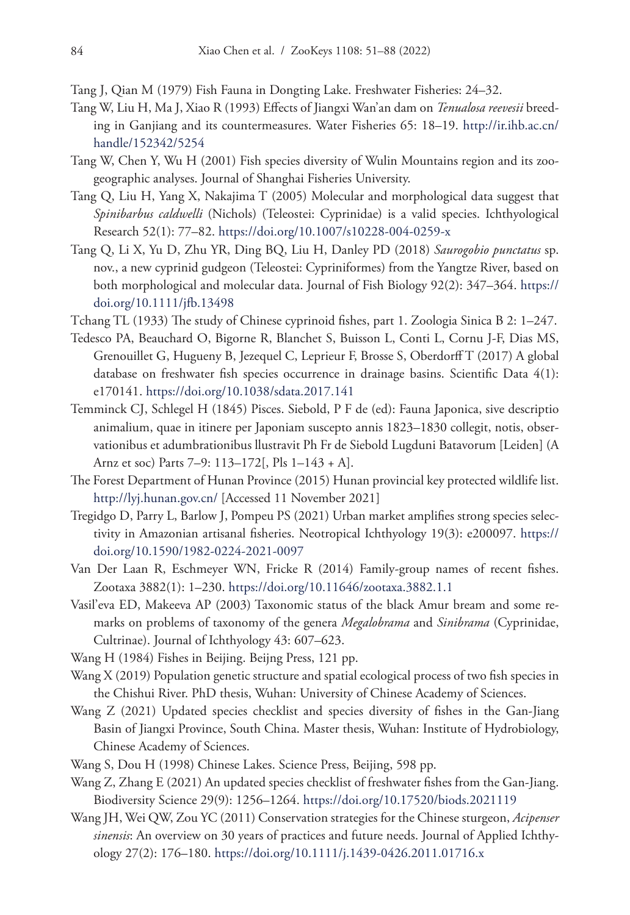Tang J, Qian M (1979) Fish Fauna in Dongting Lake. Freshwater Fisheries: 24–32.

Tang W, Liu H, Ma J, Xiao R (1993) Effects of Jiangxi Wan'an dam on *Tenualosa reevesii* breeding in Ganjiang and its countermeasures. Water Fisheries 65: 18–19. http://ir.ihb.ac.cn/handle/152342/5254

Tang W, Chen Y, Wu H (2001) Fish species diversity of Wulin Mountains region and its zoogeographic analyses. Journal of Shanghai Fisheries University.

Tang Q, Liu H, Yang X, Nakajima T (2005) Molecular and morphological data suggest that *Spinibarbus caldwelli* (Nichols) (Teleostei: Cyprinidae) is a valid species. Ichthyological Research 52(1): 77–82. https://doi.org/10.1007/s10228-004-0259-x

Tang Q, Li X, Yu D, Zhu YR, Ding BQ, Liu H, Danley PD (2018) *Saurogobio punctatus* sp. nov., a new cyprinid gudgeon (Teleostei: Cypriniformes) from the Yangtze River, based on both morphological and molecular data. Journal of Fish Biology 92(2): 347–364. https://doi.org/10.1111/jfb.13498

Tchang TL (1933) The study of Chinese cyprinoid fishes, part 1. Zoologia Sinica B 2: 1–247.

Tedesco PA, Beauchard O, Bigorne R, Blanchet S, Buisson L, Conti L, Cornu J-F, Dias MS, Grenouillet G, Hugueny B, Jezequel C, Leprieur F, Brosse S, Oberdorff T (2017) A global database on freshwater fish species occurrence in drainage basins. Scientific Data 4(1): e170141. https://doi.org/10.1038/sdata.2017.141

Temminck CJ, Schlegel H (1845) Pisces. Siebold, P F de (ed): Fauna Japonica, sive descriptio animalium, quae in itinere per Japoniam suscepto annis 1823–1830 collegit, notis, observationibus et adumbrationibus llustravit Ph Fr de Siebold Lugduni Batavorum [Leiden] (A Arnz et soc) Parts 7–9: 113–172[, Pls 1–143 + A].

The Forest Department of Hunan Province (2015) Hunan provincial key protected wildlife list. http://lyj.hunan.gov.cn/ [Accessed 11 November 2021]

Tregidgo D, Parry L, Barlow J, Pompeu PS (2021) Urban market amplifies strong species selectivity in Amazonian artisanal fisheries. Neotropical Ichthyology 19(3): e200097. https://doi.org/10.1590/1982-0224-2021-0097

Van Der Laan R, Eschmeyer WN, Fricke R (2014) Family-group names of recent fishes. Zootaxa 3882(1): 1–230. https://doi.org/10.11646/zootaxa.3882.1.1

Vasil'eva ED, Makeeva AP (2003) Taxonomic status of the black Amur bream and some remarks on problems of taxonomy of the genera *Megalobrama* and *Sinibrama* (Cyprinidae, Cultrinae). Journal of Ichthyology 43: 607–623.

Wang H (1984) Fishes in Beijing. Beijng Press, 121 pp.

Wang X (2019) Population genetic structure and spatial ecological process of two fish species in the Chishui River. PhD thesis, Wuhan: University of Chinese Academy of Sciences.

Wang Z (2021) Updated species checklist and species diversity of fishes in the Gan-Jiang Basin of Jiangxi Province, South China. Master thesis, Wuhan: Institute of Hydrobiology, Chinese Academy of Sciences.

Wang S, Dou H (1998) Chinese Lakes. Science Press, Beijing, 598 pp.

Wang Z, Zhang E (2021) An updated species checklist of freshwater fishes from the Gan-Jiang. Biodiversity Science 29(9): 1256–1264. https://doi.org/10.17520/biods.2021119

Wang JH, Wei QW, Zou YC (2011) Conservation strategies for the Chinese sturgeon, *Acipenser sinensis*: An overview on 30 years of practices and future needs. Journal of Applied Ichthyology 27(2): 176–180. https://doi.org/10.1111/j.1439-0426.2011.01716.x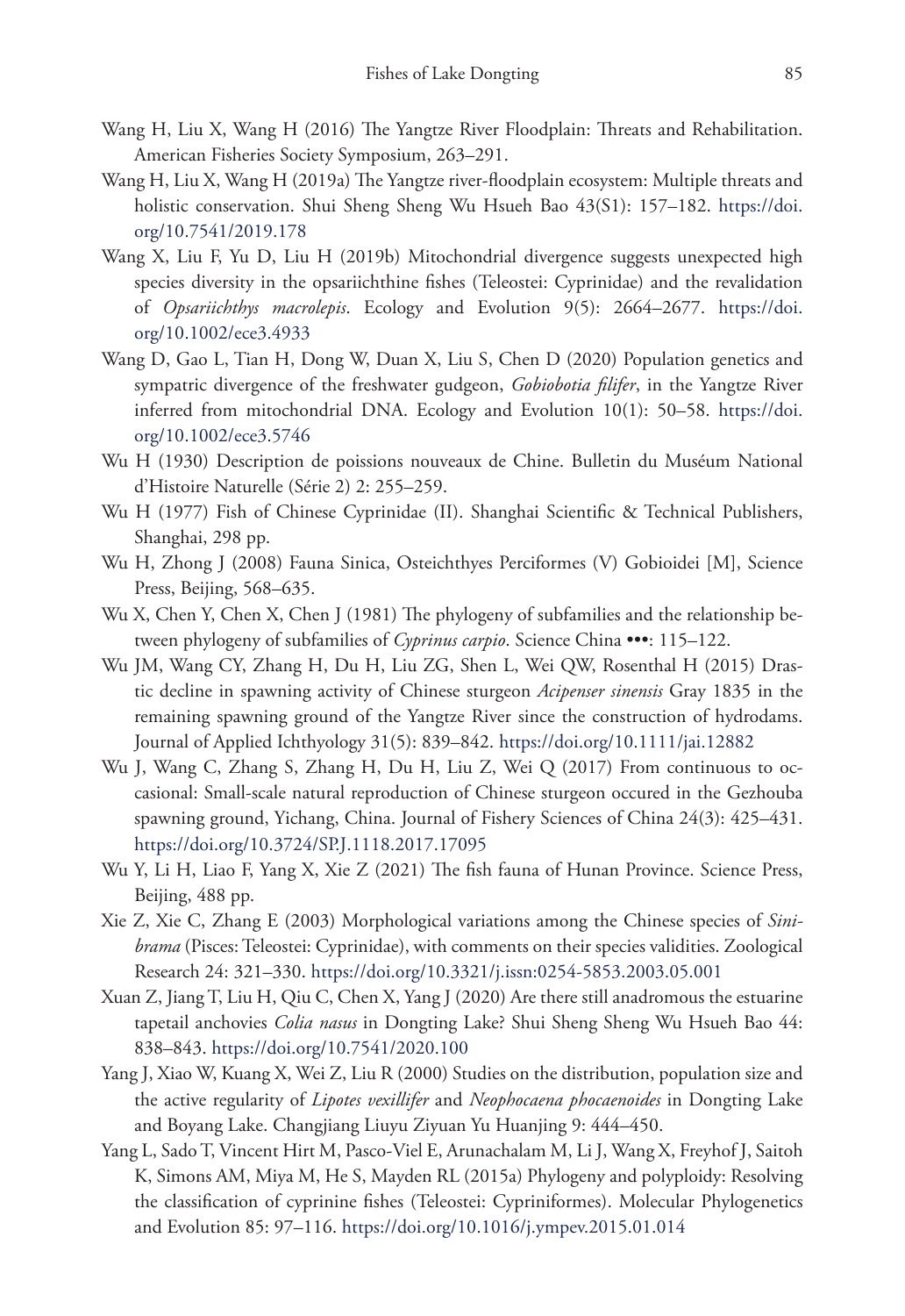Wang H, Liu X, Wang H (2016) The Yangtze River Floodplain: Threats and Rehabilitation. American Fisheries Society Symposium, 263–291.

Wang H, Liu X, Wang H (2019a) The Yangtze river-floodplain ecosystem: Multiple threats and holistic conservation. Shui Sheng Sheng Wu Hsueh Bao 43(S1): 157–182. https://doi.org/10.7541/2019.178

Wang X, Liu F, Yu D, Liu H (2019b) Mitochondrial divergence suggests unexpected high species diversity in the opsariichthine fishes (Teleostei: Cyprinidae) and the revalidation of *Opsariichthys macrolepis*. Ecology and Evolution 9(5): 2664–2677. https://doi.org/10.1002/ece3.4933

Wang D, Gao L, Tian H, Dong W, Duan X, Liu S, Chen D (2020) Population genetics and sympatric divergence of the freshwater gudgeon, *Gobiobotia filifer*, in the Yangtze River inferred from mitochondrial DNA. Ecology and Evolution 10(1): 50–58. https://doi.org/10.1002/ece3.5746

Wu H (1930) Description de poissions nouveaux de Chine. Bulletin du Muséum National d'Histoire Naturelle (Série 2) 2: 255–259.

Wu H (1977) Fish of Chinese Cyprinidae (II). Shanghai Scientific & Technical Publishers, Shanghai, 298 pp.

Wu H, Zhong J (2008) Fauna Sinica, Osteichthyes Perciformes (V) Gobioidei [M], Science Press, Beijing, 568–635.

Wu X, Chen Y, Chen X, Chen J (1981) The phylogeny of subfamilies and the relationship between phylogeny of subfamilies of *Cyprinus carpio*. Science China •••: 115–122.

Wu JM, Wang CY, Zhang H, Du H, Liu ZG, Shen L, Wei QW, Rosenthal H (2015) Drastic decline in spawning activity of Chinese sturgeon *Acipenser sinensis* Gray 1835 in the remaining spawning ground of the Yangtze River since the construction of hydrodams. Journal of Applied Ichthyology 31(5): 839–842. https://doi.org/10.1111/jai.12882

Wu J, Wang C, Zhang S, Zhang H, Du H, Liu Z, Wei Q (2017) From continuous to occasional: Small-scale natural reproduction of Chinese sturgeon occured in the Gezhouba spawning ground, Yichang, China. Journal of Fishery Sciences of China 24(3): 425–431. https://doi.org/10.3724/SP.J.1118.2017.17095

Wu Y, Li H, Liao F, Yang X, Xie Z (2021) The fish fauna of Hunan Province. Science Press, Beijing, 488 pp.

Xie Z, Xie C, Zhang E (2003) Morphological variations among the Chinese species of *Sinibrama* (Pisces: Teleostei: Cyprinidae), with comments on their species validities. Zoological Research 24: 321–330. https://doi.org/10.3321/j.issn:0254-5853.2003.05.001

Xuan Z, Jiang T, Liu H, Qiu C, Chen X, Yang J (2020) Are there still anadromous the estuarine tapetail anchovies *Colia nasus* in Dongting Lake? Shui Sheng Sheng Wu Hsueh Bao 44: 838–843. https://doi.org/10.7541/2020.100

Yang J, Xiao W, Kuang X, Wei Z, Liu R (2000) Studies on the distribution, population size and the active regularity of *Lipotes vexillifer* and *Neophocaena phocaenoides* in Dongting Lake and Boyang Lake. Changjiang Liuyu Ziyuan Yu Huanjing 9: 444–450.

Yang L, Sado T, Vincent Hirt M, Pasco-Viel E, Arunachalam M, Li J, Wang X, Freyhof J, Saitoh K, Simons AM, Miya M, He S, Mayden RL (2015a) Phylogeny and polyploidy: Resolving the classification of cyprinine fishes (Teleostei: Cypriniformes). Molecular Phylogenetics and Evolution 85: 97–116. https://doi.org/10.1016/j.ympev.2015.01.014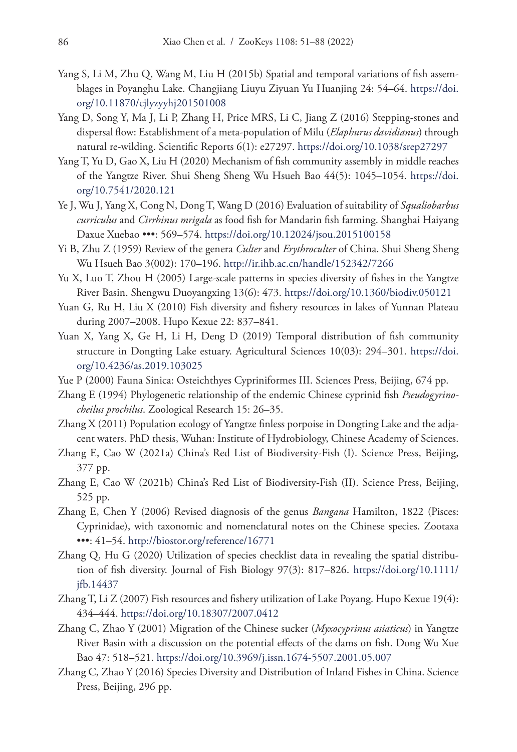Yang S, Li M, Zhu Q, Wang M, Liu H (2015b) Spatial and temporal variations of fish assemblages in Poyanghu Lake. Changjiang Liuyu Ziyuan Yu Huanjing 24: 54–64. https://doi.org/10.11870/cjlyzyyhj201501008

Yang D, Song Y, Ma J, Li P, Zhang H, Price MRS, Li C, Jiang Z (2016) Stepping-stones and dispersal flow: Establishment of a meta-population of Milu (*Elaphurus davidianus*) through natural re-wilding. Scientific Reports 6(1): e27297. https://doi.org/10.1038/srep27297

Yang T, Yu D, Gao X, Liu H (2020) Mechanism of fish community assembly in middle reaches of the Yangtze River. Shui Sheng Sheng Wu Hsueh Bao 44(5): 1045–1054. https://doi.org/10.7541/2020.121

Ye J, Wu J, Yang X, Cong N, Dong T, Wang D (2016) Evaluation of suitability of *Squaliobarbus curriculus* and *Cirrhinus mrigala* as food fish for Mandarin fish farming. Shanghai Haiyang Daxue Xuebao •••: 569–574. https://doi.org/10.12024/jsou.2015100158

Yi B, Zhu Z (1959) Review of the genera *Culter* and *Erythroculter* of China. Shui Sheng Sheng Wu Hsueh Bao 3(002): 170–196. http://ir.ihb.ac.cn/handle/152342/7266

Yu X, Luo T, Zhou H (2005) Large-scale patterns in species diversity of fishes in the Yangtze River Basin. Shengwu Duoyangxing 13(6): 473. https://doi.org/10.1360/biodiv.050121

Yuan G, Ru H, Liu X (2010) Fish diversity and fishery resources in lakes of Yunnan Plateau during 2007–2008. Hupo Kexue 22: 837–841.

Yuan X, Yang X, Ge H, Li H, Deng D (2019) Temporal distribution of fish community structure in Dongting Lake estuary. Agricultural Sciences 10(03): 294–301. https://doi.org/10.4236/as.2019.103025

Yue P (2000) Fauna Sinica: Osteichthyes Cypriniformes III. Sciences Press, Beijing, 674 pp.

Zhang E (1994) Phylogenetic relationship of the endemic Chinese cyprinid fish *Pseudogyrinocheilus prochilus*. Zoological Research 15: 26–35.

Zhang X (2011) Population ecology of Yangtze finless porpoise in Dongting Lake and the adjacent waters. PhD thesis, Wuhan: Institute of Hydrobiology, Chinese Academy of Sciences.

Zhang E, Cao W (2021a) China's Red List of Biodiversity-Fish (I). Science Press, Beijing, 377 pp.

Zhang E, Cao W (2021b) China's Red List of Biodiversity-Fish (II). Science Press, Beijing, 525 pp.

Zhang E, Chen Y (2006) Revised diagnosis of the genus *Bangana* Hamilton, 1822 (Pisces: Cyprinidae), with taxonomic and nomenclatural notes on the Chinese species. Zootaxa •••: 41–54. http://biostor.org/reference/16771

Zhang Q, Hu G (2020) Utilization of species checklist data in revealing the spatial distribution of fish diversity. Journal of Fish Biology 97(3): 817–826. https://doi.org/10.1111/jfb.14437

Zhang T, Li Z (2007) Fish resources and fishery utilization of Lake Poyang. Hupo Kexue 19(4): 434–444. https://doi.org/10.18307/2007.0412

Zhang C, Zhao Y (2001) Migration of the Chinese sucker (*Myxocyprinus asiaticus*) in Yangtze River Basin with a discussion on the potential effects of the dams on fish. Dong Wu Xue Bao 47: 518–521. https://doi.org/10.3969/j.issn.1674-5507.2001.05.007

Zhang C, Zhao Y (2016) Species Diversity and Distribution of Inland Fishes in China. Science Press, Beijing, 296 pp.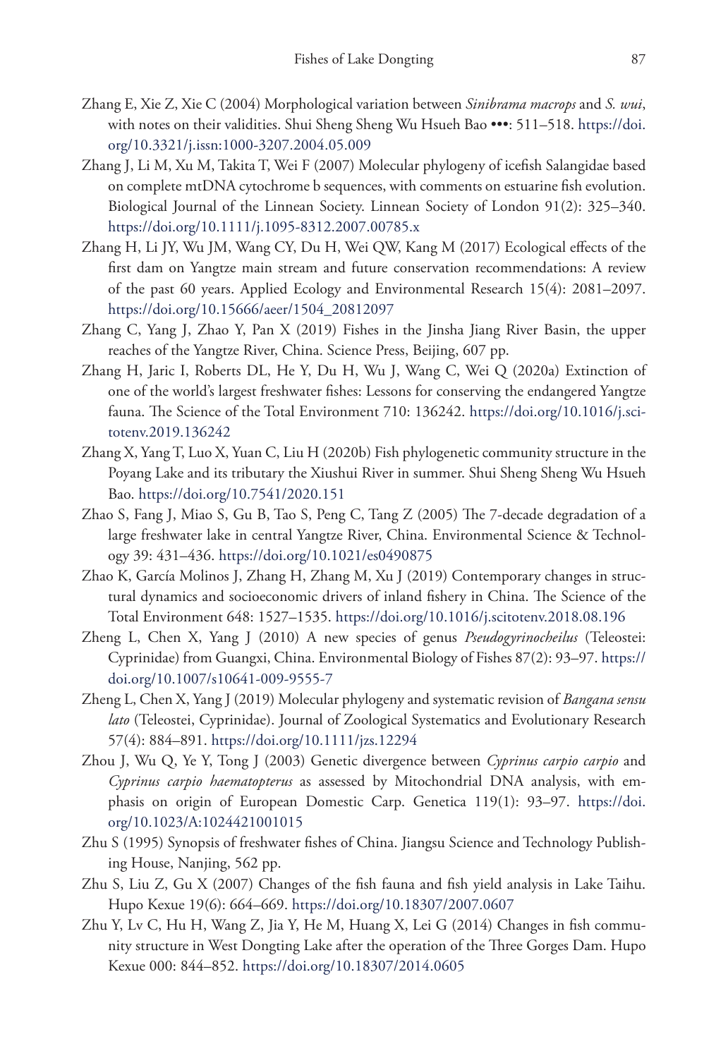Zhang E, Xie Z, Xie C (2004) Morphological variation between *Sinibrama macrops* and *S. wui*, with notes on their validities. Shui Sheng Sheng Wu Hsueh Bao •••: 511–518. https://doi.org/10.3321/j.issn:1000-3207.2004.05.009

Zhang J, Li M, Xu M, Takita T, Wei F (2007) Molecular phylogeny of icefish Salangidae based on complete mtDNA cytochrome b sequences, with comments on estuarine fish evolution. Biological Journal of the Linnean Society. Linnean Society of London 91(2): 325–340. https://doi.org/10.1111/j.1095-8312.2007.00785.x

Zhang H, Li JY, Wu JM, Wang CY, Du H, Wei QW, Kang M (2017) Ecological effects of the first dam on Yangtze main stream and future conservation recommendations: A review of the past 60 years. Applied Ecology and Environmental Research 15(4): 2081–2097. https://doi.org/10.15666/aeer/1504_20812097

Zhang C, Yang J, Zhao Y, Pan X (2019) Fishes in the Jinsha Jiang River Basin, the upper reaches of the Yangtze River, China. Science Press, Beijing, 607 pp.

Zhang H, Jaric I, Roberts DL, He Y, Du H, Wu J, Wang C, Wei Q (2020a) Extinction of one of the world's largest freshwater fishes: Lessons for conserving the endangered Yangtze fauna. The Science of the Total Environment 710: 136242. https://doi.org/10.1016/j.scitotenv.2019.136242

Zhang X, Yang T, Luo X, Yuan C, Liu H (2020b) Fish phylogenetic community structure in the Poyang Lake and its tributary the Xiushui River in summer. Shui Sheng Sheng Wu Hsueh Bao. https://doi.org/10.7541/2020.151

Zhao S, Fang J, Miao S, Gu B, Tao S, Peng C, Tang Z (2005) The 7-decade degradation of a large freshwater lake in central Yangtze River, China. Environmental Science & Technology 39: 431–436. https://doi.org/10.1021/es0490875

Zhao K, García Molinos J, Zhang H, Zhang M, Xu J (2019) Contemporary changes in structural dynamics and socioeconomic drivers of inland fishery in China. The Science of the Total Environment 648: 1527–1535. https://doi.org/10.1016/j.scitotenv.2018.08.196

Zheng L, Chen X, Yang J (2010) A new species of genus *Pseudogyrinocheilus* (Teleostei: Cyprinidae) from Guangxi, China. Environmental Biology of Fishes 87(2): 93–97. https://doi.org/10.1007/s10641-009-9555-7

Zheng L, Chen X, Yang J (2019) Molecular phylogeny and systematic revision of *Bangana sensu lato* (Teleostei, Cyprinidae). Journal of Zoological Systematics and Evolutionary Research 57(4): 884–891. https://doi.org/10.1111/jzs.12294

Zhou J, Wu Q, Ye Y, Tong J (2003) Genetic divergence between *Cyprinus carpio carpio* and *Cyprinus carpio haematopterus* as assessed by Mitochondrial DNA analysis, with emphasis on origin of European Domestic Carp. Genetica 119(1): 93–97. https://doi.org/10.1023/A:1024421001015

Zhu S (1995) Synopsis of freshwater fishes of China. Jiangsu Science and Technology Publishing House, Nanjing, 562 pp.

Zhu S, Liu Z, Gu X (2007) Changes of the fish fauna and fish yield analysis in Lake Taihu. Hupo Kexue 19(6): 664–669. https://doi.org/10.18307/2007.0607

Zhu Y, Lv C, Hu H, Wang Z, Jia Y, He M, Huang X, Lei G (2014) Changes in fish community structure in West Dongting Lake after the operation of the Three Gorges Dam. Hupo Kexue 000: 844–852. https://doi.org/10.18307/2014.0605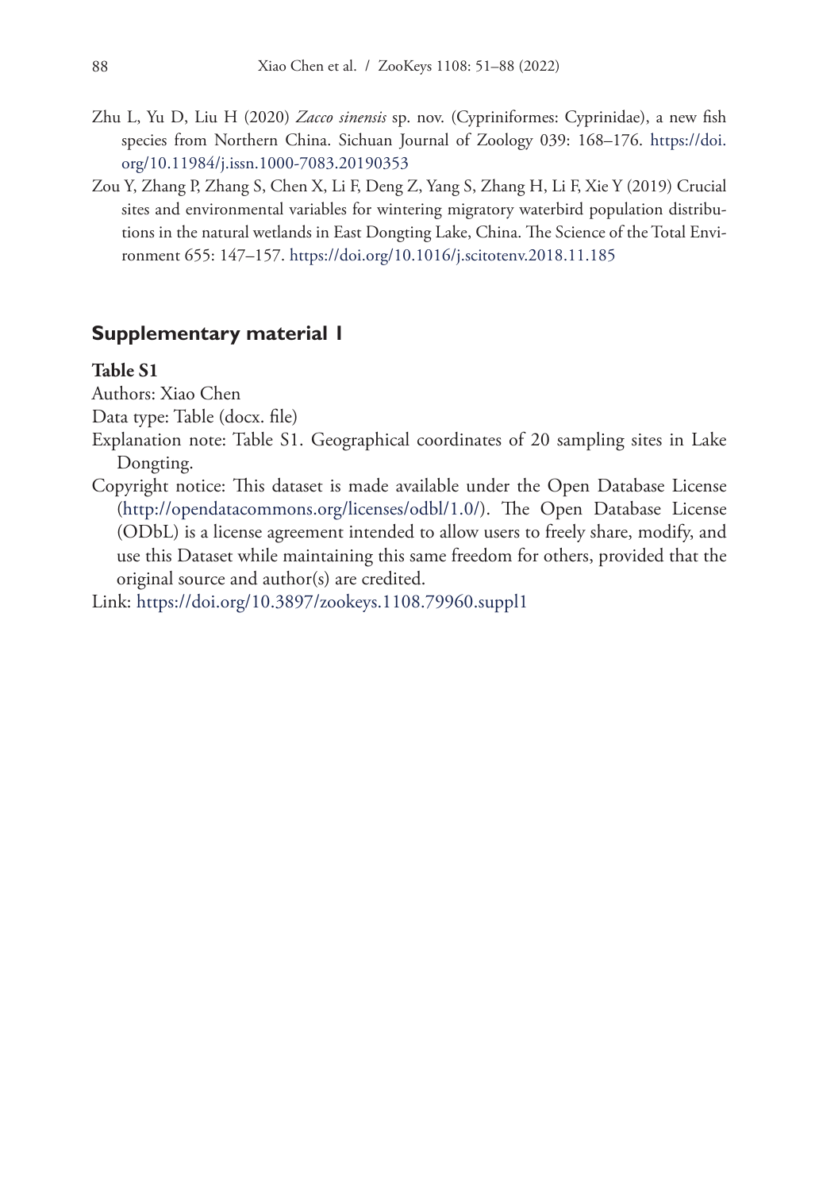Zhu L, Yu D, Liu H (2020) *Zacco sinensis* sp. nov. (Cypriniformes: Cyprinidae), a new fish species from Northern China. Sichuan Journal of Zoology 039: 168–176. https://doi.org/10.11984/j.issn.1000-7083.20190353

Zou Y, Zhang P, Zhang S, Chen X, Li F, Deng Z, Yang S, Zhang H, Li F, Xie Y (2019) Crucial sites and environmental variables for wintering migratory waterbird population distributions in the natural wetlands in East Dongting Lake, China. The Science of the Total Environment 655: 147–157. https://doi.org/10.1016/j.scitotenv.2018.11.185

## Supplementary material 1

**Table S1**

Authors: Xiao Chen

Data type: Table (docx. file)

Explanation note: Table S1. Geographical coordinates of 20 sampling sites in Lake Dongting.

Copyright notice: This dataset is made available under the Open Database License (http://opendatacommons.org/licenses/odbl/1.0/). The Open Database License (ODbL) is a license agreement intended to allow users to freely share, modify, and use this Dataset while maintaining this same freedom for others, provided that the original source and author(s) are credited.

Link: https://doi.org/10.3897/zookeys.1108.79960.suppl1